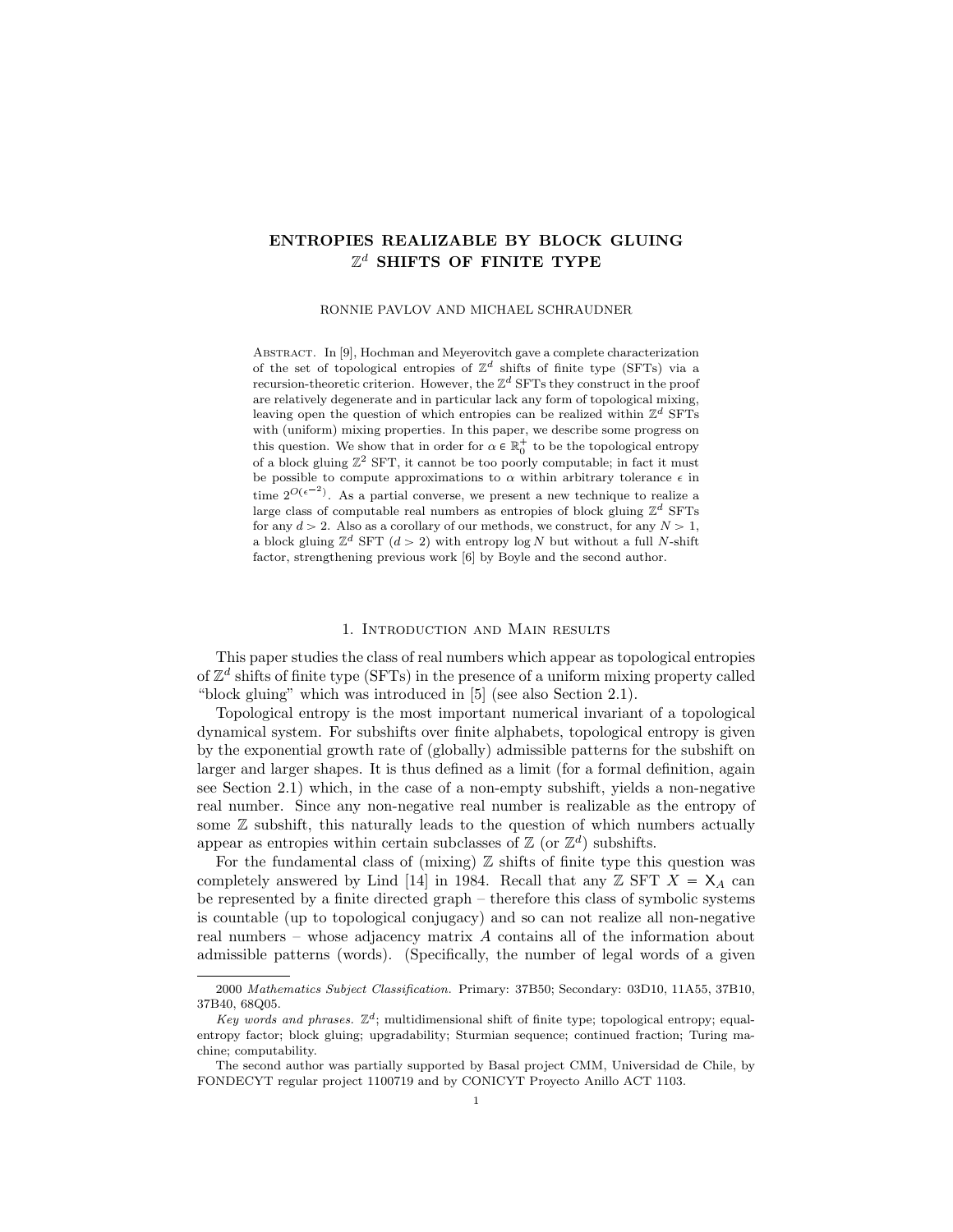# ENTROPIES REALIZABLE BY BLOCK GLUING $\mathbb{Z}^d$ SHIFTS OF FINITE TYPE

RONNIE PAVLOV AND MICHAEL SCHRAUDNER

Abstract. In [9], Hochman and Meyerovitch gave a complete characterization of the set of topological entropies of $\mathbb{Z}^d$ shifts of finite type (SFTs) via a recursion-theoretic criterion. However, the $\mathbb{Z}^d$ SFTs they construct in the proof are relatively degenerate and in particular lack any form of topological mixing, leaving open the question of which entropies can be realized within $\mathbb{Z}^d$ SFTs with (uniform) mixing properties. In this paper, we describe some progress on this question. We show that in order for $\alpha \in \mathbb{R}_0^+$ to be the topological entropy of a block gluing $\mathbb{Z}^2$ SFT, it cannot be too poorly computable; in fact it must be possible to compute approximations to $\alpha$ within arbitrary tolerance $\epsilon$ in time $2^{O(\epsilon^{-2})}$. As a partial converse, we present a new technique to realize a large class of computable real numbers as entropies of block gluing $\mathbb{Z}^d$ SFTs for any $d > 2$. Also as a corollary of our methods, we construct, for any $N > 1$, a block gluing $\mathbb{Z}^d$ SFT ($d > 2$) with entropy $\log N$ but without a full $N$-shift factor, strengthening previous work [6] by Boyle and the second author.

## 1. Introduction and Main results

This paper studies the class of real numbers which appear as topological entropies of $\mathbb{Z}^d$ shifts of finite type (SFTs) in the presence of a uniform mixing property called "block gluing" which was introduced in [5] (see also Section 2.1).

Topological entropy is the most important numerical invariant of a topological dynamical system. For subshifts over finite alphabets, topological entropy is given by the exponential growth rate of (globally) admissible patterns for the subshift on larger and larger shapes. It is thus defined as a limit (for a formal definition, again see Section 2.1) which, in the case of a non-empty subshift, yields a non-negative real number. Since any non-negative real number is realizable as the entropy of some $\mathbb{Z}$ subshift, this naturally leads to the question of which numbers actually appear as entropies within certain subclasses of $\mathbb{Z}$ (or $\mathbb{Z}^d$) subshifts.

For the fundamental class of (mixing) $\mathbb{Z}$ shifts of finite type this question was completely answered by Lind [14] in 1984. Recall that any $\mathbb{Z}$ SFT $X = \mathsf{X}_A$ can be represented by a finite directed graph – therefore this class of symbolic systems is countable (up to topological conjugacy) and so can not realize all non-negative real numbers – whose adjacency matrix $A$ contains all of the information about admissible patterns (words). (Specifically, the number of legal words of a given

---

2000 *Mathematics Subject Classification.* Primary: 37B50; Secondary: 03D10, 11A55, 37B10, 37B40, 68Q05.

*Key words and phrases.* $\mathbb{Z}^d$; multidimensional shift of finite type; topological entropy; equal-entropy factor; block gluing; upgradability; Sturmian sequence; continued fraction; Turing machine; computability.

The second author was partially supported by Basal project CMM, Universidad de Chile, by FONDECYT regular project 1100719 and by CONICYT Proyecto Anillo ACT 1103.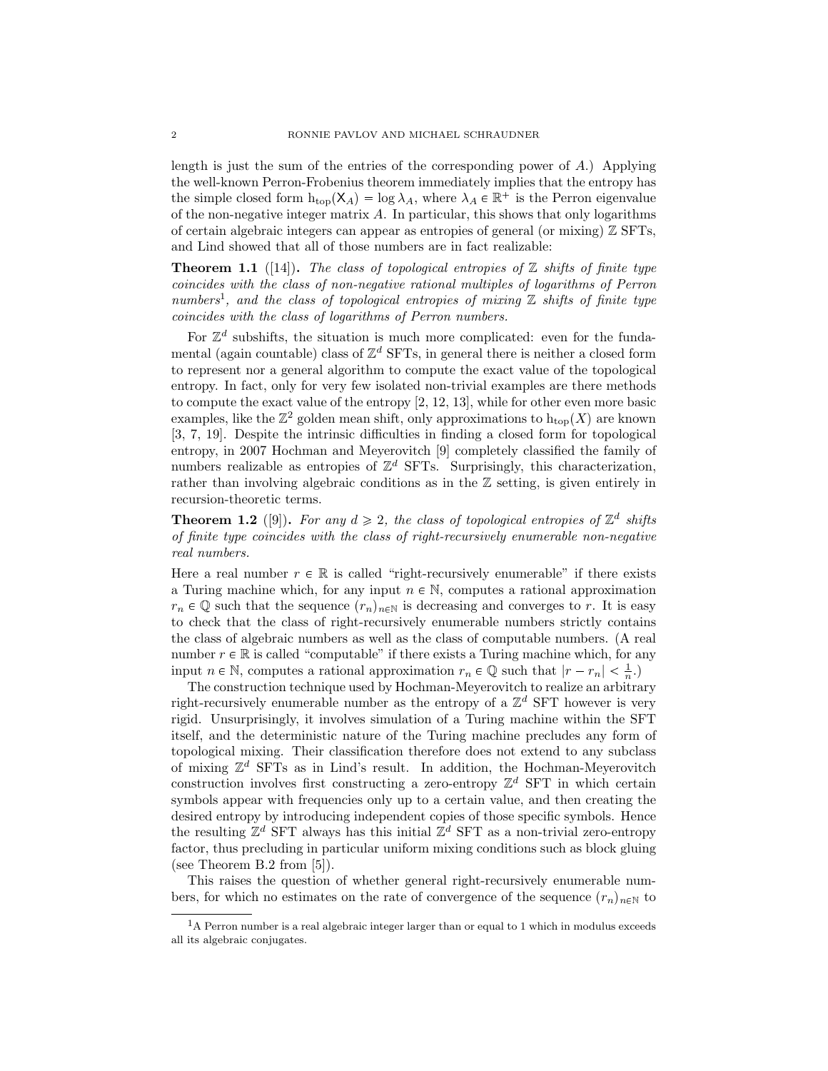length is just the sum of the entries of the corresponding power of $A$.) Applying the well-known Perron-Frobenius theorem immediately implies that the entropy has the simple closed form $\mathrm{h}_{\mathrm{top}}(\mathsf{X}_A) = \log \lambda_A$, where $\lambda_A \in \mathbb{R}^+$ is the Perron eigenvalue of the non-negative integer matrix $A$. In particular, this shows that only logarithms of certain algebraic integers can appear as entropies of general (or mixing) $\mathbb{Z}$ SFTs, and Lind showed that all of those numbers are in fact realizable:

**Theorem 1.1** ([14]). *The class of topological entropies of $\mathbb{Z}$ shifts of finite type coincides with the class of non-negative rational multiples of logarithms of Perron numbers*[1]*, and the class of topological entropies of mixing $\mathbb{Z}$ shifts of finite type coincides with the class of logarithms of Perron numbers.*

For $\mathbb{Z}^d$ subshifts, the situation is much more complicated: even for the fundamental (again countable) class of $\mathbb{Z}^d$ SFTs, in general there is neither a closed form to represent nor a general algorithm to compute the exact value of the topological entropy. In fact, only for very few isolated non-trivial examples are there methods to compute the exact value of the entropy [2, 12, 13], while for other even more basic examples, like the $\mathbb{Z}^2$ golden mean shift, only approximations to $\mathrm{h}_{\mathrm{top}}(X)$ are known [3, 7, 19]. Despite the intrinsic difficulties in finding a closed form for topological entropy, in 2007 Hochman and Meyerovitch [9] completely classified the family of numbers realizable as entropies of $\mathbb{Z}^d$ SFTs. Surprisingly, this characterization, rather than involving algebraic conditions as in the $\mathbb{Z}$ setting, is given entirely in recursion-theoretic terms.

**Theorem 1.2** ([9]). *For any $d \geqslant 2$, the class of topological entropies of $\mathbb{Z}^d$ shifts of finite type coincides with the class of right-recursively enumerable non-negative real numbers.*

Here a real number $r \in \mathbb{R}$ is called "right-recursively enumerable" if there exists a Turing machine which, for any input $n \in \mathbb{N}$, computes a rational approximation $r_n \in \mathbb{Q}$ such that the sequence $(r_n)_{n\in\mathbb{N}}$ is decreasing and converges to $r$. It is easy to check that the class of right-recursively enumerable numbers strictly contains the class of algebraic numbers as well as the class of computable numbers. (A real number $r \in \mathbb{R}$ is called "computable" if there exists a Turing machine which, for any input $n \in \mathbb{N}$, computes a rational approximation $r_n \in \mathbb{Q}$ such that $|r - r_n| < \frac{1}{n}$.)

The construction technique used by Hochman-Meyerovitch to realize an arbitrary right-recursively enumerable number as the entropy of a $\mathbb{Z}^d$ SFT however is very rigid. Unsurprisingly, it involves simulation of a Turing machine within the SFT itself, and the deterministic nature of the Turing machine precludes any form of topological mixing. Their classification therefore does not extend to any subclass of mixing $\mathbb{Z}^d$ SFTs as in Lind's result. In addition, the Hochman-Meyerovitch construction involves first constructing a zero-entropy $\mathbb{Z}^d$ SFT in which certain symbols appear with frequencies only up to a certain value, and then creating the desired entropy by introducing independent copies of those specific symbols. Hence the resulting $\mathbb{Z}^d$ SFT always has this initial $\mathbb{Z}^d$ SFT as a non-trivial zero-entropy factor, thus precluding in particular uniform mixing conditions such as block gluing (see Theorem B.2 from [5]).

This raises the question of whether general right-recursively enumerable numbers, for which no estimates on the rate of convergence of the sequence $(r_n)_{n\in\mathbb{N}}$ to

[1] A Perron number is a real algebraic integer larger than or equal to 1 which in modulus exceeds all its algebraic conjugates.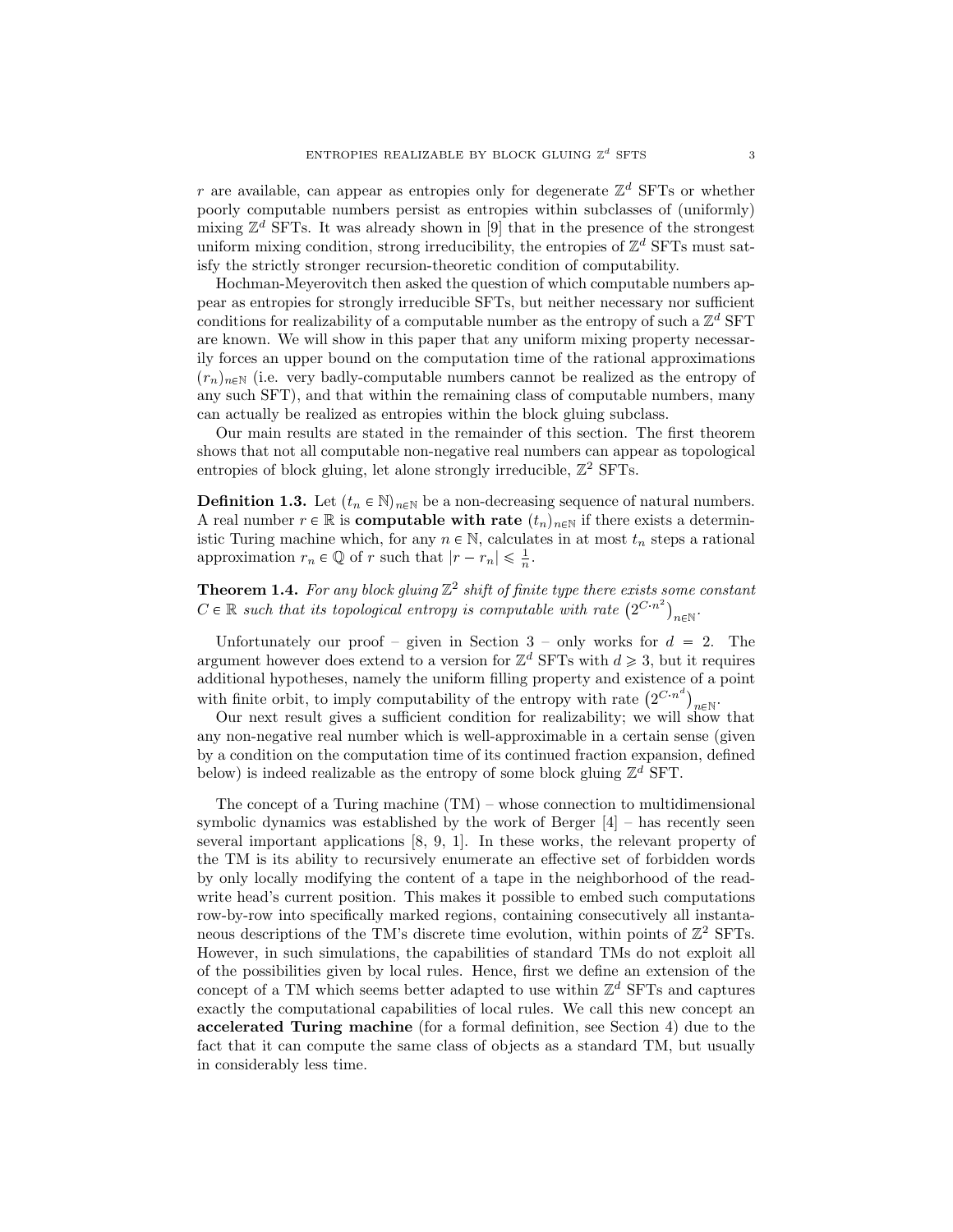$r$ are available, can appear as entropies only for degenerate $\mathbb{Z}^d$ SFTs or whether poorly computable numbers persist as entropies within subclasses of (uniformly) mixing $\mathbb{Z}^d$ SFTs. It was already shown in [9] that in the presence of the strongest uniform mixing condition, strong irreducibility, the entropies of $\mathbb{Z}^d$ SFTs must satisfy the strictly stronger recursion-theoretic condition of computability.

Hochman-Meyerovitch then asked the question of which computable numbers appear as entropies for strongly irreducible SFTs, but neither necessary nor sufficient conditions for realizability of a computable number as the entropy of such a $\mathbb{Z}^d$ SFT are known. We will show in this paper that any uniform mixing property necessarily forces an upper bound on the computation time of the rational approximations $(r_n)_{n\in\mathbb{N}}$ (i.e. very badly-computable numbers cannot be realized as the entropy of any such SFT), and that within the remaining class of computable numbers, many can actually be realized as entropies within the block gluing subclass.

Our main results are stated in the remainder of this section. The first theorem shows that not all computable non-negative real numbers can appear as topological entropies of block gluing, let alone strongly irreducible, $\mathbb{Z}^2$ SFTs.

**Definition 1.3.** Let $(t_n \in \mathbb{N})_{n\in\mathbb{N}}$ be a non-decreasing sequence of natural numbers. A real number $r \in \mathbb{R}$ is **computable with rate** $(t_n)_{n\in\mathbb{N}}$ if there exists a deterministic Turing machine which, for any $n \in \mathbb{N}$, calculates in at most $t_n$ steps a rational approximation $r_n \in \mathbb{Q}$ of $r$ such that $|r - r_n| \leqslant \frac{1}{n}$.

**Theorem 1.4.** *For any block gluing $\mathbb{Z}^2$ shift of finite type there exists some constant $C \in \mathbb{R}$ such that its topological entropy is computable with rate $\left(2^{C\cdot n^2}\right)_{n\in\mathbb{N}}$.*

Unfortunately our proof – given in Section 3 – only works for $d = 2$. The argument however does extend to a version for $\mathbb{Z}^d$ SFTs with $d \geqslant 3$, but it requires additional hypotheses, namely the uniform filling property and existence of a point with finite orbit, to imply computability of the entropy with rate $\left(2^{C\cdot n^d}\right)_{n\in\mathbb{N}}$.

Our next result gives a sufficient condition for realizability; we will show that any non-negative real number which is well-approximable in a certain sense (given by a condition on the computation time of its continued fraction expansion, defined below) is indeed realizable as the entropy of some block gluing $\mathbb{Z}^d$ SFT.

The concept of a Turing machine (TM) – whose connection to multidimensional symbolic dynamics was established by the work of Berger [4] – has recently seen several important applications [8, 9, 1]. In these works, the relevant property of the TM is its ability to recursively enumerate an effective set of forbidden words by only locally modifying the content of a tape in the neighborhood of the read-write head's current position. This makes it possible to embed such computations row-by-row into specifically marked regions, containing consecutively all instantaneous descriptions of the TM's discrete time evolution, within points of $\mathbb{Z}^2$ SFTs. However, in such simulations, the capabilities of standard TMs do not exploit all of the possibilities given by local rules. Hence, first we define an extension of the concept of a TM which seems better adapted to use within $\mathbb{Z}^d$ SFTs and captures exactly the computational capabilities of local rules. We call this new concept an **accelerated Turing machine** (for a formal definition, see Section 4) due to the fact that it can compute the same class of objects as a standard TM, but usually in considerably less time.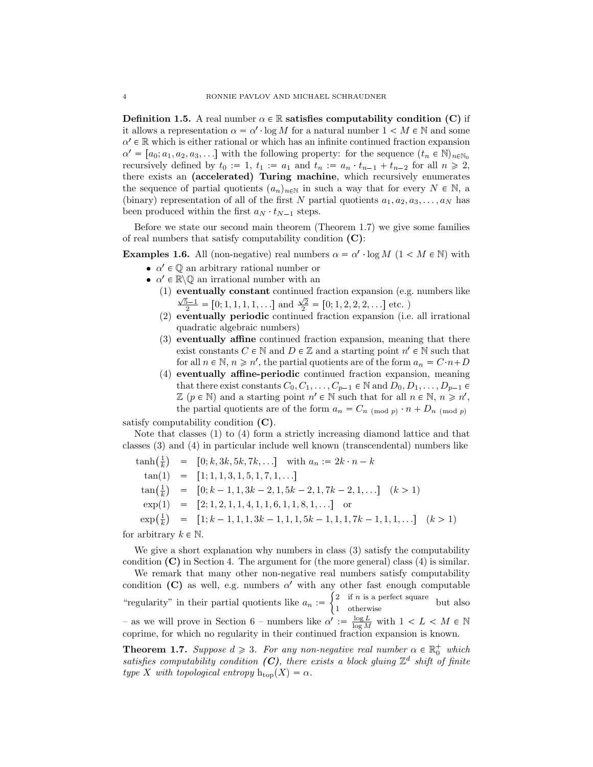**Definition 1.5.** A real number $\alpha \in \mathbb{R}$ **satisfies computability condition (C)** if it allows a representation $\alpha = \alpha' \cdot \log M$ for a natural number $1 < M \in \mathbb{N}$ and some $\alpha' \in \mathbb{R}$ which is either rational or which has an infinite continued fraction expansion $\alpha' = [a_0; a_1, a_2, a_3, \ldots]$ with the following property: for the sequence $(t_n \in \mathbb{N})_{n \in \mathbb{N}_0}$ recursively defined by $t_0 := 1$, $t_1 := a_1$ and $t_n := a_n \cdot t_{n-1} + t_{n-2}$ for all $n \geqslant 2$, there exists an **(accelerated) Turing machine**, which recursively enumerates the sequence of partial quotients $(a_n)_{n \in \mathbb{N}}$ in such a way that for every $N \in \mathbb{N}$, a (binary) representation of all of the first $N$ partial quotients $a_1, a_2, a_3, \ldots, a_N$ has been produced within the first $a_N \cdot t_{N-1}$ steps.

Before we state our second main theorem (Theorem 1.7) we give some families of real numbers that satisfy computability condition **(C)**:

**Examples 1.6.** All (non-negative) real numbers $\alpha = \alpha' \cdot \log M$ $(1 < M \in \mathbb{N})$ with

- $\alpha' \in \mathbb{Q}$ an arbitrary rational number or
- $\alpha' \in \mathbb{R} \backslash \mathbb{Q}$ an irrational number with an
  1. **eventually constant** continued fraction expansion (e.g. numbers like $\frac{\sqrt{5}-1}{2} = [0; 1, 1, 1, 1, \ldots]$ and $\frac{\sqrt{2}}{2} = [0; 1, 2, 2, 2, \ldots]$ etc. )
  2. **eventually periodic** continued fraction expansion (i.e. all irrational quadratic algebraic numbers)
  3. **eventually affine** continued fraction expansion, meaning that there exist constants $C \in \mathbb{N}$ and $D \in \mathbb{Z}$ and a starting point $n' \in \mathbb{N}$ such that for all $n \in \mathbb{N}$, $n \geqslant n'$, the partial quotients are of the form $a_n = C \cdot n + D$
  4. **eventually affine-periodic** continued fraction expansion, meaning that there exist constants $C_0, C_1, \ldots, C_{p-1} \in \mathbb{N}$ and $D_0, D_1, \ldots, D_{p-1} \in \mathbb{Z}$ $(p \in \mathbb{N})$ and a starting point $n' \in \mathbb{N}$ such that for all $n \in \mathbb{N}$, $n \geqslant n'$, the partial quotients are of the form $a_n = C_{n \pmod p} \cdot n + D_{n \pmod p}$

satisfy computability condition **(C)**.

Note that classes (1) to (4) form a strictly increasing diamond lattice and that classes (3) and (4) in particular include well known (transcendental) numbers like

$$
\begin{aligned}
\tanh\left(\tfrac{1}{k}\right) &= [0; k, 3k, 5k, 7k, \ldots] \quad \text{with } a_n := 2k \cdot n - k \\
\tan(1) &= [1; 1, 1, 3, 1, 5, 1, 7, 1, \ldots] \\
\tan\left(\tfrac{1}{k}\right) &= [0; k-1, 1, 3k-2, 1, 5k-2, 1, 7k-2, 1, \ldots] \quad (k > 1) \\
\exp(1) &= [2; 1, 2, 1, 1, 4, 1, 1, 6, 1, 1, 8, 1, \ldots] \quad \text{or} \\
\exp\left(\tfrac{1}{k}\right) &= [1; k-1, 1, 1, 3k-1, 1, 1, 5k-1, 1, 1, 7k-1, 1, 1, \ldots] \quad (k > 1)
\end{aligned}
$$

for arbitrary $k \in \mathbb{N}$.

We give a short explanation why numbers in class (3) satisfy the computability condition **(C)** in Section 4. The argument for (the more general) class (4) is similar.

We remark that many other non-negative real numbers satisfy computability condition **(C)** as well, e.g. numbers $\alpha'$ with any other fast enough computable "regularity" in their partial quotients like $a_n := \begin{cases} 2 & \text{if } n \text{ is a perfect square} \\ 1 & \text{otherwise} \end{cases}$ but also – as we will prove in Section 6 – numbers like $\alpha' := \frac{\log L}{\log M}$ with $1 < L < M \in \mathbb{N}$ coprime, for which no regularity in their continued fraction expansion is known.

**Theorem 1.7.** *Suppose $d \geqslant 3$. For any non-negative real number $\alpha \in \mathbb{R}_0^+$ which satisfies computability condition **(C)**, there exists a block gluing $\mathbb{Z}^d$ shift of finite type $X$ with topological entropy $\mathrm{h}_{\mathrm{top}}(X) = \alpha$.*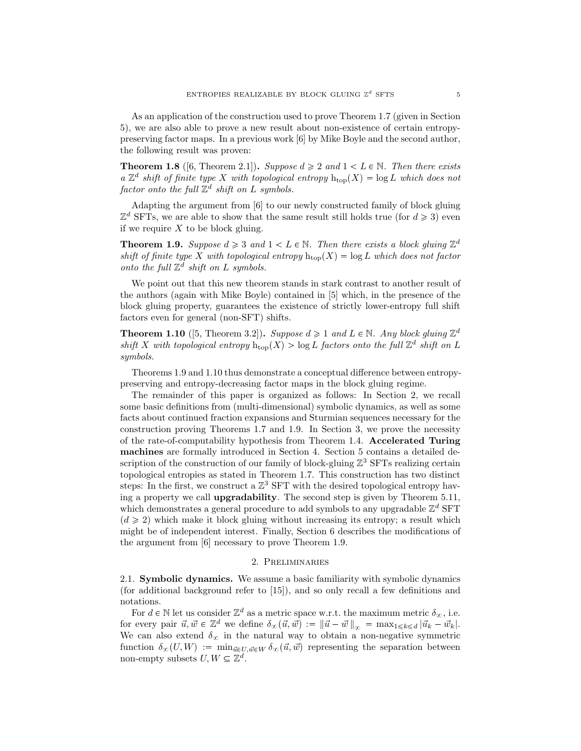As an application of the construction used to prove Theorem 1.7 (given in Section 5), we are also able to prove a new result about non-existence of certain entropy-preserving factor maps. In a previous work [6] by Mike Boyle and the second author, the following result was proven:

**Theorem 1.8** ([6, Theorem 2.1])**.** *Suppose $d \geqslant 2$ and $1 < L \in \mathbb{N}$. Then there exists a $\mathbb{Z}^d$ shift of finite type $X$ with topological entropy $\mathrm{h_{top}}(X) = \log L$ which does not factor onto the full $\mathbb{Z}^d$ shift on $L$ symbols.*

Adapting the argument from [6] to our newly constructed family of block gluing $\mathbb{Z}^d$ SFTs, we are able to show that the same result still holds true (for $d \geqslant 3$) even if we require $X$ to be block gluing.

**Theorem 1.9.** *Suppose $d \geqslant 3$ and $1 < L \in \mathbb{N}$. Then there exists a block gluing $\mathbb{Z}^d$ shift of finite type $X$ with topological entropy $\mathrm{h_{top}}(X) = \log L$ which does not factor onto the full $\mathbb{Z}^d$ shift on $L$ symbols.*

We point out that this new theorem stands in stark contrast to another result of the authors (again with Mike Boyle) contained in [5] which, in the presence of the block gluing property, guarantees the existence of strictly lower-entropy full shift factors even for general (non-SFT) shifts.

**Theorem 1.10** ([5, Theorem 3.2])**.** *Suppose $d \geqslant 1$ and $L \in \mathbb{N}$. Any block gluing $\mathbb{Z}^d$ shift $X$ with topological entropy $\mathrm{h_{top}}(X) > \log L$ factors onto the full $\mathbb{Z}^d$ shift on $L$ symbols.*

Theorems 1.9 and 1.10 thus demonstrate a conceptual difference between entropy-preserving and entropy-decreasing factor maps in the block gluing regime.

The remainder of this paper is organized as follows: In Section 2, we recall some basic definitions from (multi-dimensional) symbolic dynamics, as well as some facts about continued fraction expansions and Sturmian sequences necessary for the construction proving Theorems 1.7 and 1.9. In Section 3, we prove the necessity of the rate-of-computability hypothesis from Theorem 1.4. **Accelerated Turing machines** are formally introduced in Section 4. Section 5 contains a detailed description of the construction of our family of block-gluing $\mathbb{Z}^3$ SFTs realizing certain topological entropies as stated in Theorem 1.7. This construction has two distinct steps: In the first, we construct a $\mathbb{Z}^3$ SFT with the desired topological entropy having a property we call **upgradability**. The second step is given by Theorem 5.11, which demonstrates a general procedure to add symbols to any upgradable $\mathbb{Z}^d$ SFT ($d \geqslant 2$) which make it block gluing without increasing its entropy; a result which might be of independent interest. Finally, Section 6 describes the modifications of the argument from [6] necessary to prove Theorem 1.9.

## 2. Preliminaries

2.1. **Symbolic dynamics.** We assume a basic familiarity with symbolic dynamics (for additional background refer to [15]), and so only recall a few definitions and notations.

For $d \in \mathbb{N}$ let us consider $\mathbb{Z}^d$ as a metric space w.r.t. the maximum metric $\delta_\infty$, i.e. for every pair $\vec{u}, \vec{w} \in \mathbb{Z}^d$ we define $\delta_\infty(\vec{u}, \vec{w}) := \|\vec{u} - \vec{w}\|_\infty = \max_{1 \leqslant k \leqslant d} |\vec{u}_k - \vec{w}_k|$. We can also extend $\delta_\infty$ in the natural way to obtain a non-negative symmetric function $\delta_\infty(U, W) := \min_{\vec{u} \in U, \vec{w} \in W} \delta_\infty(\vec{u}, \vec{w})$ representing the separation between non-empty subsets $U, W \subseteq \mathbb{Z}^d$.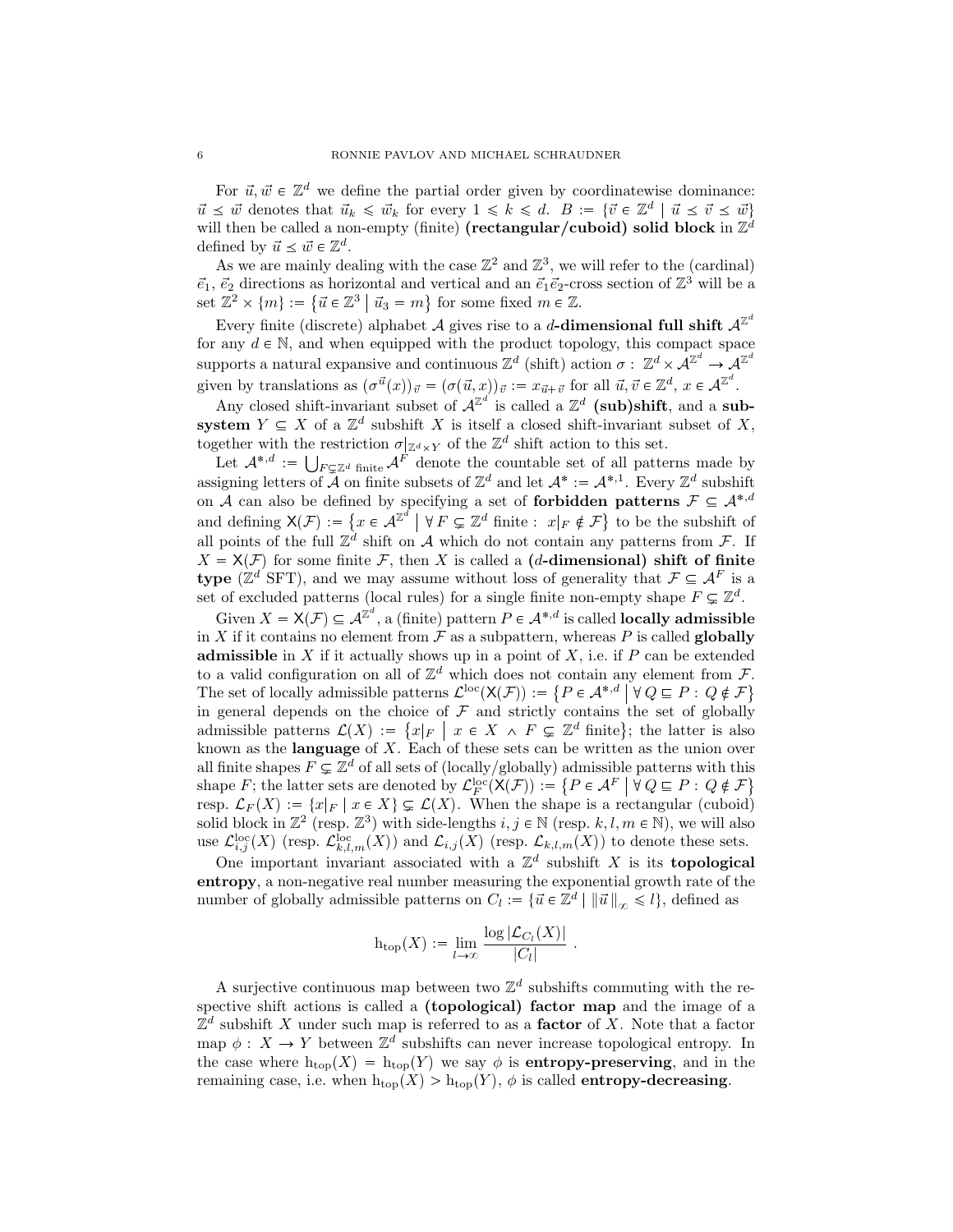For $\vec{u}, \vec{w} \in \mathbb{Z}^d$ we define the partial order given by coordinatewise dominance: $\vec{u} \preceq \vec{w}$ denotes that $\vec{u}_k \leqslant \vec{w}_k$ for every $1 \leqslant k \leqslant d$. $B := \{\vec{v} \in \mathbb{Z}^d \mid \vec{u} \preceq \vec{v} \preceq \vec{w}\}$ will then be called a non-empty (finite) **(rectangular/cuboid) solid block** in $\mathbb{Z}^d$ defined by $\vec{u} \preceq \vec{w} \in \mathbb{Z}^d$.

As we are mainly dealing with the case $\mathbb{Z}^2$ and $\mathbb{Z}^3$, we will refer to the (cardinal) $\vec{e}_1$, $\vec{e}_2$ directions as horizontal and vertical and an $\vec{e}_1\vec{e}_2$-cross section of $\mathbb{Z}^3$ will be a set $\mathbb{Z}^2 \times \{m\} := \{\vec{u} \in \mathbb{Z}^3 \mid \vec{u}_3 = m\}$ for some fixed $m \in \mathbb{Z}$.

Every finite (discrete) alphabet $\mathcal{A}$ gives rise to a **$d$-dimensional full shift** $\mathcal{A}^{\mathbb{Z}^d}$ for any $d \in \mathbb{N}$, and when equipped with the product topology, this compact space supports a natural expansive and continuous $\mathbb{Z}^d$ (shift) action $\sigma : \mathbb{Z}^d \times \mathcal{A}^{\mathbb{Z}^d} \to \mathcal{A}^{\mathbb{Z}^d}$ given by translations as $(\sigma^{\vec{u}}(x))_{\vec{v}} = (\sigma(\vec{u}, x))_{\vec{v}} := x_{\vec{u}+\vec{v}}$ for all $\vec{u}, \vec{v} \in \mathbb{Z}^d$, $x \in \mathcal{A}^{\mathbb{Z}^d}$.

Any closed shift-invariant subset of $\mathcal{A}^{\mathbb{Z}^d}$ is called a **$\mathbb{Z}^d$ (sub)shift**, and a **subsystem** $Y \subseteq X$ of a $\mathbb{Z}^d$ subshift $X$ is itself a closed shift-invariant subset of $X$, together with the restriction $\sigma|_{\mathbb{Z}^d \times Y}$ of the $\mathbb{Z}^d$ shift action to this set.

Let $\mathcal{A}^{*,d} := \bigcup_{F \subsetneq \mathbb{Z}^d \text{ finite}} \mathcal{A}^F$ denote the countable set of all patterns made by assigning letters of $\mathcal{A}$ on finite subsets of $\mathbb{Z}^d$ and let $\mathcal{A}^* := \mathcal{A}^{*,1}$. Every $\mathbb{Z}^d$ subshift on $\mathcal{A}$ can also be defined by specifying a set of **forbidden patterns** $\mathcal{F} \subseteq \mathcal{A}^{*,d}$ and defining $\mathsf{X}(\mathcal{F}) := \{x \in \mathcal{A}^{\mathbb{Z}^d} \mid \forall\, F \subsetneq \mathbb{Z}^d \text{ finite} :\ x|_F \notin \mathcal{F}\}$ to be the subshift of all points of the full $\mathbb{Z}^d$ shift on $\mathcal{A}$ which do not contain any patterns from $\mathcal{F}$. If $X = \mathsf{X}(\mathcal{F})$ for some finite $\mathcal{F}$, then $X$ is called a **($d$-dimensional) shift of finite type** ($\mathbb{Z}^d$ SFT), and we may assume without loss of generality that $\mathcal{F} \subseteq \mathcal{A}^F$ is a set of excluded patterns (local rules) for a single finite non-empty shape $F \subsetneq \mathbb{Z}^d$.

Given $X = \mathsf{X}(\mathcal{F}) \subseteq \mathcal{A}^{\mathbb{Z}^d}$, a (finite) pattern $P \in \mathcal{A}^{*,d}$ is called **locally admissible** in $X$ if it contains no element from $\mathcal{F}$ as a subpattern, whereas $P$ is called **globally admissible** in $X$ if it actually shows up in a point of $X$, i.e. if $P$ can be extended to a valid configuration on all of $\mathbb{Z}^d$ which does not contain any element from $\mathcal{F}$. The set of locally admissible patterns $\mathcal{L}^{\text{loc}}(\mathsf{X}(\mathcal{F})) := \{P \in \mathcal{A}^{*,d} \mid \forall\, Q \sqsubseteq P :\ Q \notin \mathcal{F}\}$ in general depends on the choice of $\mathcal{F}$ and strictly contains the set of globally admissible patterns $\mathcal{L}(X) := \{x|_F \mid x \in X \,\wedge\, F \subsetneq \mathbb{Z}^d \text{ finite}\}$; the latter is also known as the **language** of $X$. Each of these sets can be written as the union over all finite shapes $F \subsetneq \mathbb{Z}^d$ of all sets of (locally/globally) admissible patterns with this shape $F$; the latter sets are denoted by $\mathcal{L}^{\text{loc}}_F(\mathsf{X}(\mathcal{F})) := \{P \in \mathcal{A}^F \mid \forall\, Q \sqsubseteq P :\ Q \notin \mathcal{F}\}$ resp. $\mathcal{L}_F(X) := \{x|_F \mid x \in X\} \subsetneq \mathcal{L}(X)$. When the shape is a rectangular (cuboid) solid block in $\mathbb{Z}^2$ (resp. $\mathbb{Z}^3$) with side-lengths $i, j \in \mathbb{N}$ (resp. $k, l, m \in \mathbb{N}$), we will also use $\mathcal{L}^{\text{loc}}_{i,j}(X)$ (resp. $\mathcal{L}^{\text{loc}}_{k,l,m}(X)$) and $\mathcal{L}_{i,j}(X)$ (resp. $\mathcal{L}_{k,l,m}(X)$) to denote these sets.

One important invariant associated with a $\mathbb{Z}^d$ subshift $X$ is its **topological entropy**, a non-negative real number measuring the exponential growth rate of the number of globally admissible patterns on $C_l := \{\vec{u} \in \mathbb{Z}^d \mid \|\vec{u}\|_\infty \leqslant l\}$, defined as

$$\mathrm{h_{top}}(X) := \lim_{l \to \infty} \frac{\log |\mathcal{L}_{C_l}(X)|}{|C_l|}\ .$$

A surjective continuous map between two $\mathbb{Z}^d$ subshifts commuting with the respective shift actions is called a **(topological) factor map** and the image of a $\mathbb{Z}^d$ subshift $X$ under such map is referred to as a **factor** of $X$. Note that a factor map $\phi : X \to Y$ between $\mathbb{Z}^d$ subshifts can never increase topological entropy. In the case where $\mathrm{h_{top}}(X) = \mathrm{h_{top}}(Y)$ we say $\phi$ is **entropy-preserving**, and in the remaining case, i.e. when $\mathrm{h_{top}}(X) > \mathrm{h_{top}}(Y)$, $\phi$ is called **entropy-decreasing**.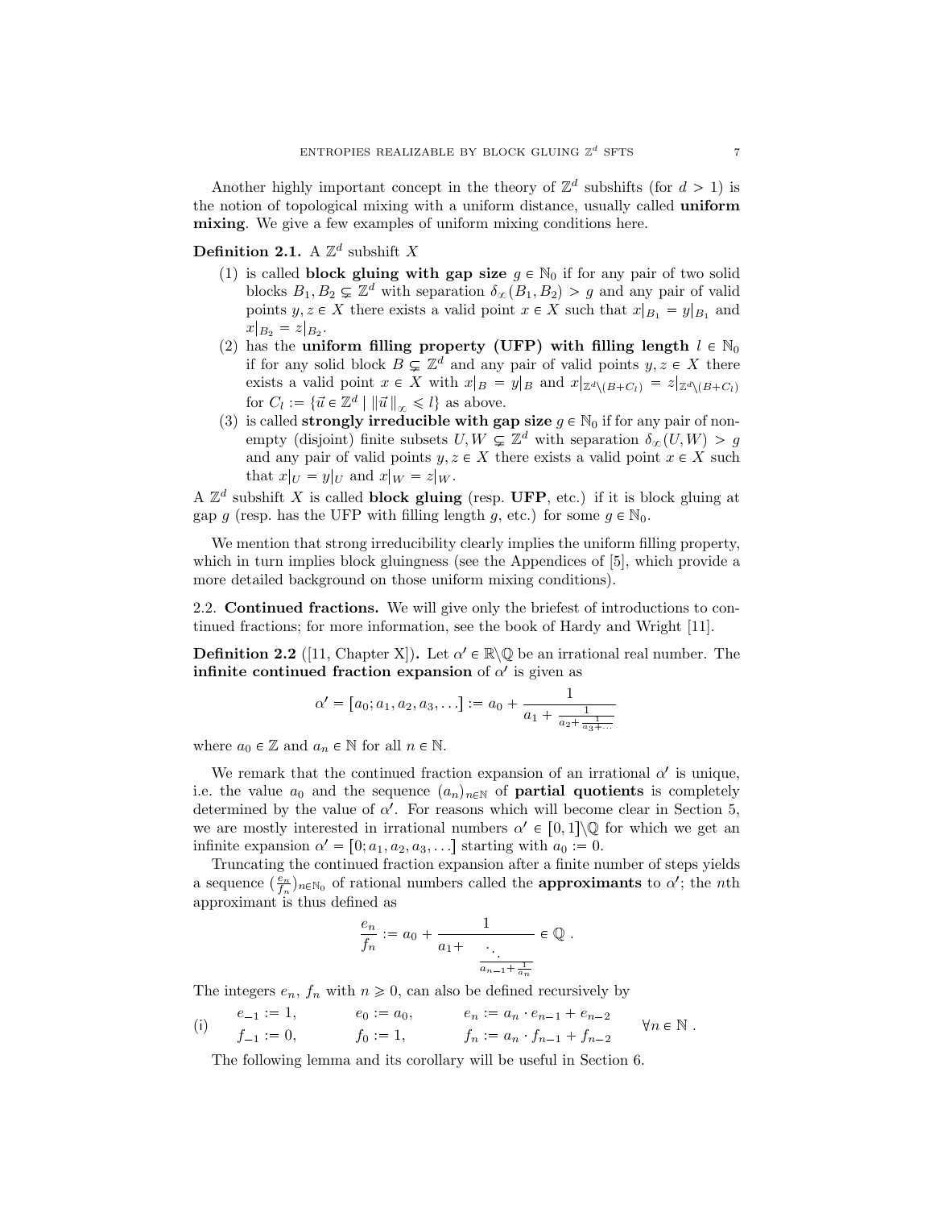Another highly important concept in the theory of $\mathbb{Z}^d$ subshifts (for $d > 1$) is the notion of topological mixing with a uniform distance, usually called **uniform mixing**. We give a few examples of uniform mixing conditions here.

**Definition 2.1.** A $\mathbb{Z}^d$ subshift $X$

1. is called **block gluing with gap size** $g \in \mathbb{N}_0$ if for any pair of two solid blocks $B_1, B_2 \subsetneq \mathbb{Z}^d$ with separation $\delta_\infty(B_1, B_2) > g$ and any pair of valid points $y, z \in X$ there exists a valid point $x \in X$ such that $x|_{B_1} = y|_{B_1}$ and $x|_{B_2} = z|_{B_2}$.
2. has the **uniform filling property (UFP) with filling length** $l \in \mathbb{N}_0$ if for any solid block $B \subsetneq \mathbb{Z}^d$ and any pair of valid points $y, z \in X$ there exists a valid point $x \in X$ with $x|_B = y|_B$ and $x|_{\mathbb{Z}^d \setminus (B + C_l)} = z|_{\mathbb{Z}^d \setminus (B + C_l)}$ for $C_l := \{\vec{u} \in \mathbb{Z}^d \mid \|\vec{u}\|_\infty \leqslant l\}$ as above.
3. is called **strongly irreducible with gap size** $g \in \mathbb{N}_0$ if for any pair of non-empty (disjoint) finite subsets $U, W \subsetneq \mathbb{Z}^d$ with separation $\delta_\infty(U, W) > g$ and any pair of valid points $y, z \in X$ there exists a valid point $x \in X$ such that $x|_U = y|_U$ and $x|_W = z|_W$.

A $\mathbb{Z}^d$ subshift $X$ is called **block gluing** (resp. **UFP**, etc.) if it is block gluing at gap $g$ (resp. has the UFP with filling length $g$, etc.) for some $g \in \mathbb{N}_0$.

We mention that strong irreducibility clearly implies the uniform filling property, which in turn implies block gluingness (see the Appendices of [5], which provide a more detailed background on those uniform mixing conditions).

## 2.2. Continued fractions.

We will give only the briefest of introductions to continued fractions; for more information, see the book of Hardy and Wright [11].

**Definition 2.2** ([11, Chapter X])**.** Let $\alpha' \in \mathbb{R} \setminus \mathbb{Q}$ be an irrational real number. The **infinite continued fraction expansion** of $\alpha'$ is given as

$$\alpha' = [a_0; a_1, a_2, a_3, \ldots] := a_0 + \cfrac{1}{a_1 + \cfrac{1}{a_2 + \cfrac{1}{a_3 + \cdots}}}$$

where $a_0 \in \mathbb{Z}$ and $a_n \in \mathbb{N}$ for all $n \in \mathbb{N}$.

We remark that the continued fraction expansion of an irrational $\alpha'$ is unique, i.e. the value $a_0$ and the sequence $(a_n)_{n \in \mathbb{N}}$ of **partial quotients** is completely determined by the value of $\alpha'$. For reasons which will become clear in Section 5, we are mostly interested in irrational numbers $\alpha' \in [0, 1] \setminus \mathbb{Q}$ for which we get an infinite expansion $\alpha' = [0; a_1, a_2, a_3, \ldots]$ starting with $a_0 := 0$.

Truncating the continued fraction expansion after a finite number of steps yields a sequence $(\frac{e_n}{f_n})_{n \in \mathbb{N}_0}$ of rational numbers called the **approximants** to $\alpha'$; the $n$th approximant is thus defined as

$$\frac{e_n}{f_n} := a_0 + \cfrac{1}{a_1 + \cfrac{}{\ddots \, \cfrac{}{a_{n-1} + \cfrac{1}{a_n}}}} \in \mathbb{Q} \, .$$

The integers $e_n$, $f_n$ with $n \geqslant 0$, can also be defined recursively by

$$\text{(i)} \qquad \begin{array}{lll} e_{-1} := 1, & e_0 := a_0, & e_n := a_n \cdot e_{n-1} + e_{n-2} \\ f_{-1} := 0, & f_0 := 1, & f_n := a_n \cdot f_{n-1} + f_{n-2} \end{array} \qquad \forall n \in \mathbb{N} \, .$$

The following lemma and its corollary will be useful in Section 6.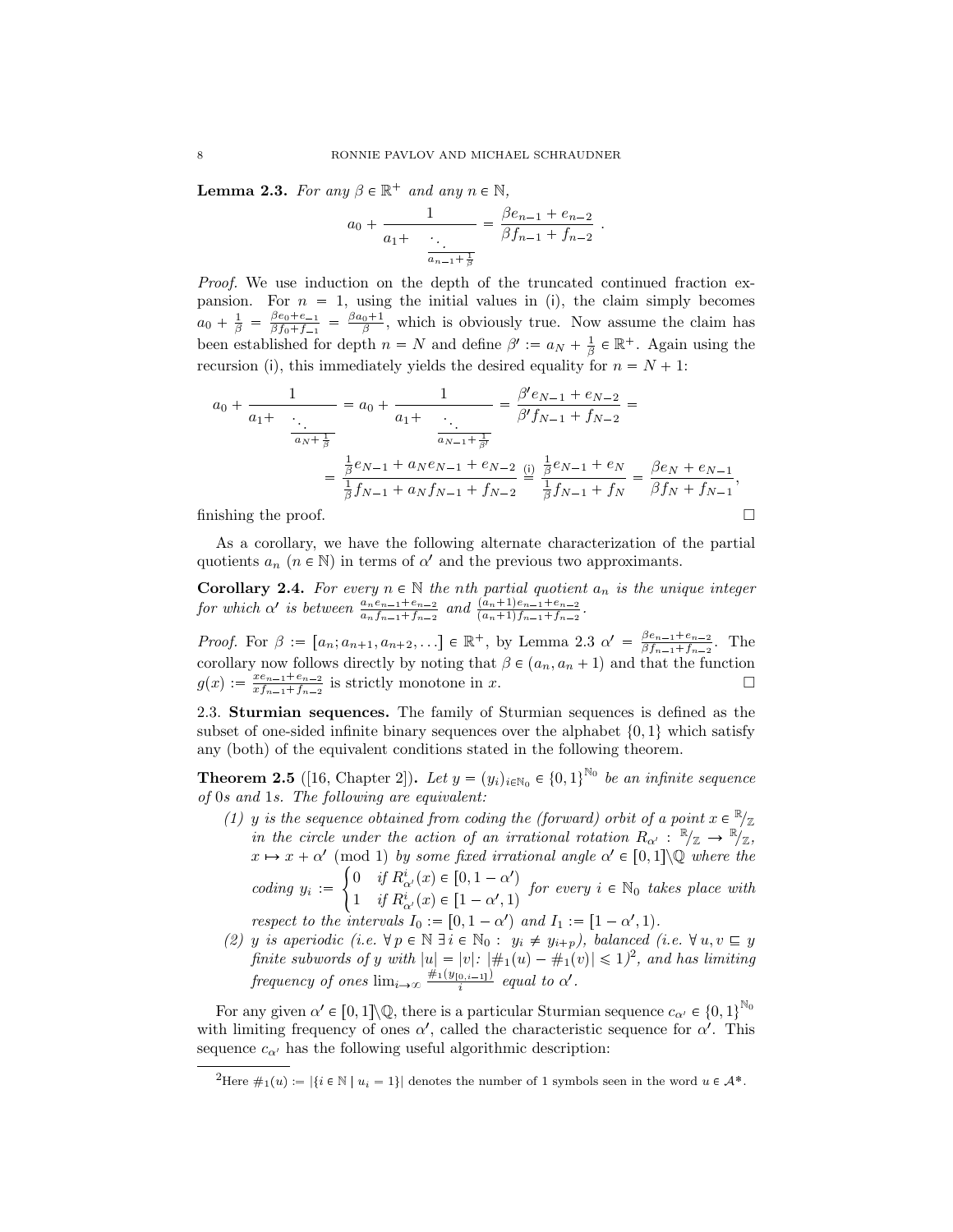**Lemma 2.3.** *For any $\beta \in \mathbb{R}^+$ and any $n \in \mathbb{N}$,*

$$a_0 + \cfrac{1}{a_1 + \cfrac{\ddots}{a_{n-1} + \frac{1}{\beta}}} = \frac{\beta e_{n-1} + e_{n-2}}{\beta f_{n-1} + f_{n-2}} \ .$$

*Proof.* We use induction on the depth of the truncated continued fraction expansion. For $n = 1$, using the initial values in (i), the claim simply becomes $a_0 + \frac{1}{\beta} = \frac{\beta e_0 + e_{-1}}{\beta f_0 + f_{-1}} = \frac{\beta a_0 + 1}{\beta}$, which is obviously true. Now assume the claim has been established for depth $n = N$ and define $\beta' := a_N + \frac{1}{\beta} \in \mathbb{R}^+$. Again using the recursion (i), this immediately yields the desired equality for $n = N + 1$:

$$a_0 + \cfrac{1}{a_1 + \cfrac{\ddots}{a_N + \frac{1}{\beta}}} = a_0 + \cfrac{1}{a_1 + \cfrac{\ddots}{a_{N-1} + \frac{1}{\beta'}}} = \frac{\beta' e_{N-1} + e_{N-2}}{\beta' f_{N-1} + f_{N-2}} =$$

$$= \frac{\frac{1}{\beta} e_{N-1} + a_N e_{N-1} + e_{N-2}}{\frac{1}{\beta} f_{N-1} + a_N f_{N-1} + f_{N-2}} \overset{\text{(i)}}{=} \frac{\frac{1}{\beta} e_{N-1} + e_N}{\frac{1}{\beta} f_{N-1} + f_N} = \frac{\beta e_N + e_{N-1}}{\beta f_N + f_{N-1}},$$

finishing the proof. $\square$

As a corollary, we have the following alternate characterization of the partial quotients $a_n$ ($n \in \mathbb{N}$) in terms of $\alpha'$ and the previous two approximants.

**Corollary 2.4.** *For every $n \in \mathbb{N}$ the nth partial quotient $a_n$ is the unique integer for which $\alpha'$ is between $\frac{a_n e_{n-1} + e_{n-2}}{a_n f_{n-1} + f_{n-2}}$ and $\frac{(a_n+1) e_{n-1} + e_{n-2}}{(a_n+1) f_{n-1} + f_{n-2}}$.*

*Proof.* For $\beta := [a_n; a_{n+1}, a_{n+2}, \ldots] \in \mathbb{R}^+$, by Lemma 2.3 $\alpha' = \frac{\beta e_{n-1} + e_{n-2}}{\beta f_{n-1} + f_{n-2}}$. The corollary now follows directly by noting that $\beta \in (a_n, a_n + 1)$ and that the function $g(x) := \frac{x e_{n-1} + e_{n-2}}{x f_{n-1} + f_{n-2}}$ is strictly monotone in $x$. $\square$

### 2.3. Sturmian sequences.

The family of Sturmian sequences is defined as the subset of one-sided infinite binary sequences over the alphabet $\{0, 1\}$ which satisfy any (both) of the equivalent conditions stated in the following theorem.

**Theorem 2.5** ([16, Chapter 2])**.** *Let $y = (y_i)_{i \in \mathbb{N}_0} \in \{0,1\}^{\mathbb{N}_0}$ be an infinite sequence of 0s and 1s. The following are equivalent:*

1. *$y$ is the sequence obtained from coding the (forward) orbit of a point $x \in \mathbb{R}/\mathbb{Z}$ in the circle under the action of an irrational rotation $R_{\alpha'} : \mathbb{R}/\mathbb{Z} \to \mathbb{R}/\mathbb{Z}$, $x \mapsto x + \alpha' \pmod 1$ by some fixed irrational angle $\alpha' \in [0,1] \backslash \mathbb{Q}$ where the coding $y_i := \begin{cases} 0 & \text{if } R^i_{\alpha'}(x) \in [0, 1-\alpha') \\ 1 & \text{if } R^i_{\alpha'}(x) \in [1-\alpha', 1) \end{cases}$ for every $i \in \mathbb{N}_0$ takes place with respect to the intervals $I_0 := [0, 1-\alpha')$ and $I_1 := [1-\alpha', 1)$.*
2. *$y$ is aperiodic (i.e. $\forall\, p \in \mathbb{N}\ \exists\, i \in \mathbb{N}_0 : \ y_i \neq y_{i+p}$), balanced (i.e. $\forall\, u, v \sqsubseteq y$ finite subwords of $y$ with $|u| = |v|$: $|\#_1(u) - \#_1(v)| \leqslant 1$)[2], and has limiting frequency of ones $\lim_{i \to \infty} \frac{\#_1(y_{[0,i-1]})}{i}$ equal to $\alpha'$.*

For any given $\alpha' \in [0,1] \backslash \mathbb{Q}$, there is a particular Sturmian sequence $c_{\alpha'} \in \{0,1\}^{\mathbb{N}_0}$ with limiting frequency of ones $\alpha'$, called the characteristic sequence for $\alpha'$. This sequence $c_{\alpha'}$ has the following useful algorithmic description:

[2] Here $\#_1(u) := |\{i \in \mathbb{N} \mid u_i = 1\}|$ denotes the number of 1 symbols seen in the word $u \in \mathcal{A}^*$.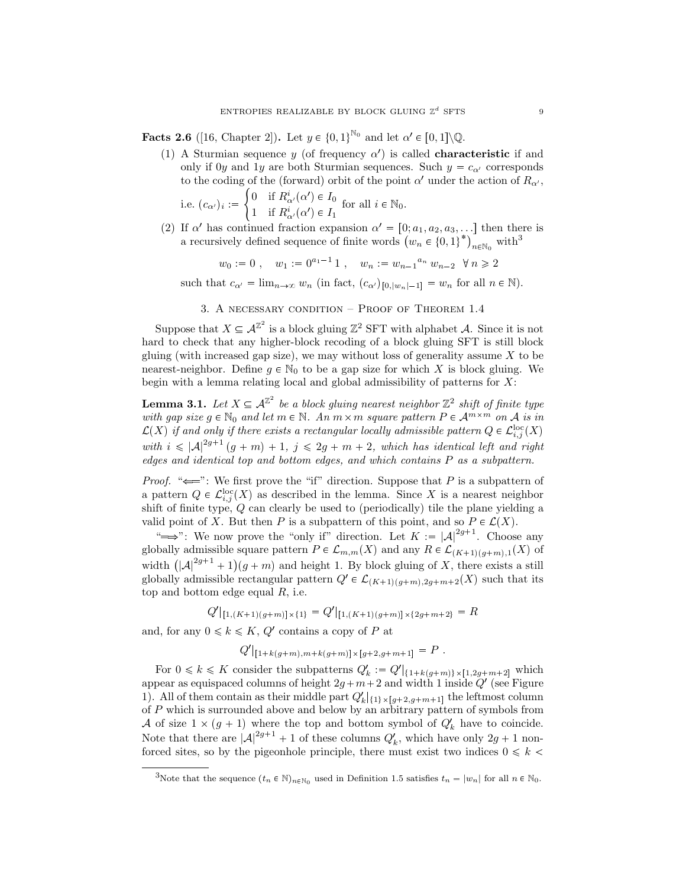**Facts 2.6** ([16, Chapter 2])**.** Let $y \in \{0,1\}^{\mathbb{N}_0}$ and let $\alpha' \in [0,1]\backslash\mathbb{Q}$.

(1) A Sturmian sequence $y$ (of frequency $\alpha'$) is called **characteristic** if and only if $0y$ and $1y$ are both Sturmian sequences. Such $y = c_{\alpha'}$ corresponds to the coding of the (forward) orbit of the point $\alpha'$ under the action of $R_{\alpha'}$, i.e. $(c_{\alpha'})_i := \begin{cases} 0 & \text{if } R^i_{\alpha'}(\alpha') \in I_0 \\ 1 & \text{if } R^i_{\alpha'}(\alpha') \in I_1 \end{cases}$ for all $i \in \mathbb{N}_0$.

(2) If $\alpha'$ has continued fraction expansion $\alpha' = [0; a_1, a_2, a_3, \ldots]$ then there is a recursively defined sequence of finite words $\left(w_n \in \{0,1\}^*\right)_{n \in \mathbb{N}_0}$ with[3]

$$w_0 := 0\ , \quad w_1 := 0^{a_1 - 1}\,1\ , \quad w_n := {w_{n-1}}^{a_n}\, w_{n-2} \quad \forall\, n \geqslant 2$$

such that $c_{\alpha'} = \lim_{n\to\infty} w_n$ (in fact, $(c_{\alpha'})_{[0,|w_n|-1]} = w_n$ for all $n \in \mathbb{N}$).

## 3. A necessary condition – Proof of Theorem 1.4

Suppose that $X \subseteq \mathcal{A}^{\mathbb{Z}^2}$ is a block gluing $\mathbb{Z}^2$ SFT with alphabet $\mathcal{A}$. Since it is not hard to check that any higher-block recoding of a block gluing SFT is still block gluing (with increased gap size), we may without loss of generality assume $X$ to be nearest-neighbor. Define $g \in \mathbb{N}_0$ to be a gap size for which $X$ is block gluing. We begin with a lemma relating local and global admissibility of patterns for $X$:

**Lemma 3.1.** *Let $X \subseteq \mathcal{A}^{\mathbb{Z}^2}$ be a block gluing nearest neighbor $\mathbb{Z}^2$ shift of finite type with gap size $g \in \mathbb{N}_0$ and let $m \in \mathbb{N}$. An $m \times m$ square pattern $P \in \mathcal{A}^{m\times m}$ on $\mathcal{A}$ is in $\mathcal{L}(X)$ if and only if there exists a rectangular locally admissible pattern $Q \in \mathcal{L}^{\mathrm{loc}}_{i,j}(X)$ with $i \leqslant |\mathcal{A}|^{2g+1}(g+m)+1$, $j \leqslant 2g+m+2$, which has identical left and right edges and identical top and bottom edges, and which contains $P$ as a subpattern.*

*Proof.* "$\Longleftarrow$": We first prove the "if" direction. Suppose that $P$ is a subpattern of a pattern $Q \in \mathcal{L}^{\mathrm{loc}}_{i,j}(X)$ as described in the lemma. Since $X$ is a nearest neighbor shift of finite type, $Q$ can clearly be used to (periodically) tile the plane yielding a valid point of $X$. But then $P$ is a subpattern of this point, and so $P \in \mathcal{L}(X)$.

"$\Longrightarrow$": We now prove the "only if" direction. Let $K := |\mathcal{A}|^{2g+1}$. Choose any globally admissible square pattern $P \in \mathcal{L}_{m,m}(X)$ and any $R \in \mathcal{L}_{(K+1)(g+m),1}(X)$ of width $\left(|\mathcal{A}|^{2g+1}+1\right)(g+m)$ and height 1. By block gluing of $X$, there exists a still globally admissible rectangular pattern $Q' \in \mathcal{L}_{(K+1)(g+m),2g+m+2}(X)$ such that its top and bottom edge equal $R$, i.e.

$$Q'|_{[1,(K+1)(g+m)]\times\{1\}} = Q'|_{[1,(K+1)(g+m)]\times\{2g+m+2\}} = R$$

and, for any $0 \leqslant k \leqslant K$, $Q'$ contains a copy of $P$ at

$$Q'|_{[1+k(g+m),m+k(g+m)]\times[g+2,g+m+1]} = P\ .$$

For $0 \leqslant k \leqslant K$ consider the subpatterns $Q'_k := Q'|_{\{1+k(g+m)\}\times[1,2g+m+2]}$ which appear as equispaced columns of height $2g+m+2$ and width 1 inside $Q'$ (see Figure 1). All of them contain as their middle part $Q'_k|_{\{1\}\times[g+2,g+m+1]}$ the leftmost column of $P$ which is surrounded above and below by an arbitrary pattern of symbols from $\mathcal{A}$ of size $1 \times (g+1)$ where the top and bottom symbol of $Q'_k$ have to coincide. Note that there are $|\mathcal{A}|^{2g+1}+1$ of these columns $Q'_k$, which have only $2g+1$ non-forced sites, so by the pigeonhole principle, there must exist two indices $0 \leqslant k <$

[3] Note that the sequence $(t_n \in \mathbb{N})_{n\in\mathbb{N}_0}$ used in Definition 1.5 satisfies $t_n = |w_n|$ for all $n \in \mathbb{N}_0$.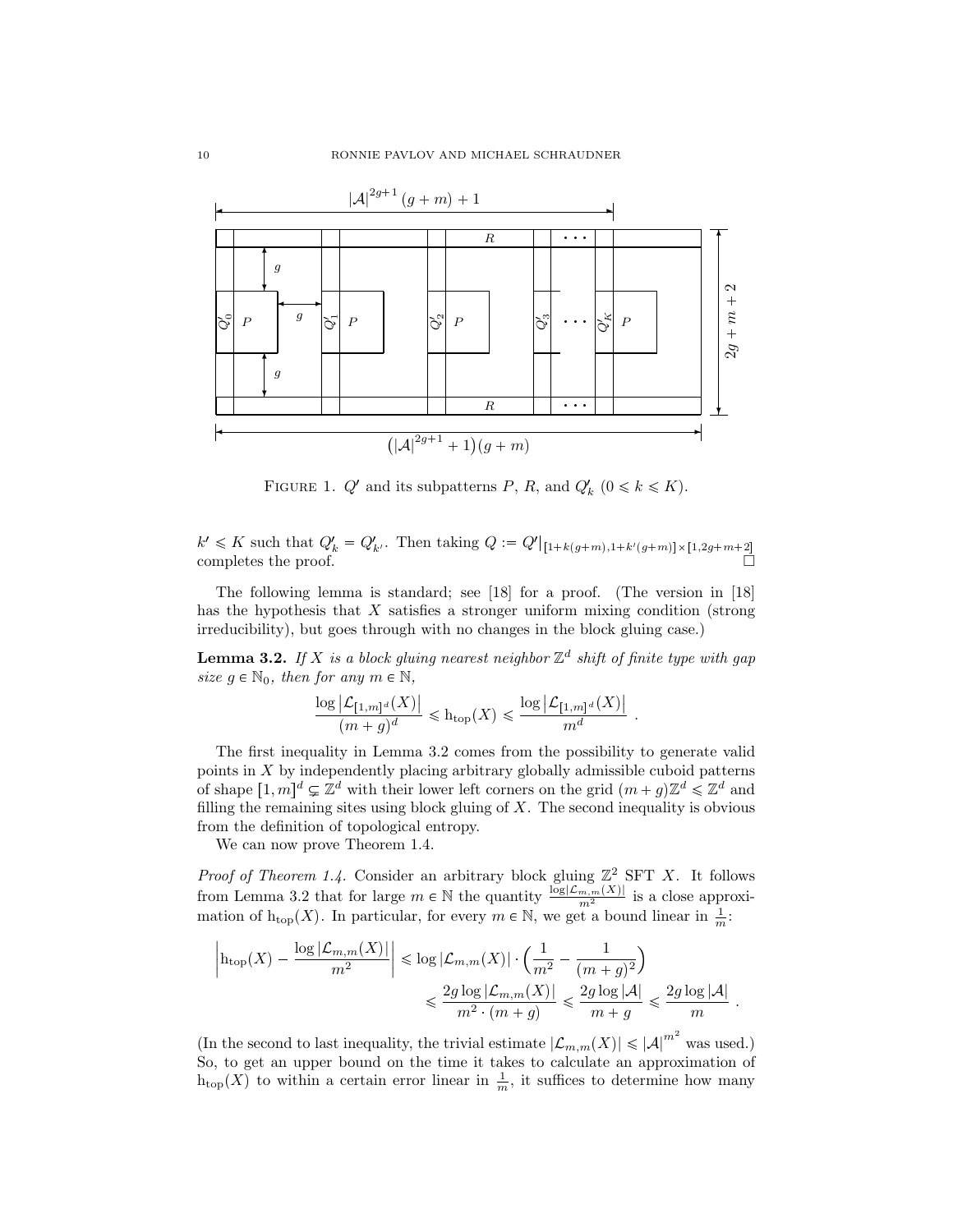FIGURE 1. $Q'$ and its subpatterns $P$, $R$, and $Q'_k$ $(0 \leqslant k \leqslant K)$.

$k' \leqslant K$ such that $Q'_k = Q'_{k'}$. Then taking $Q := Q'|_{[1+k(g+m),1+k'(g+m)]\times[1,2g+m+2]}$ completes the proof. $\square$

The following lemma is standard; see [18] for a proof. (The version in [18] has the hypothesis that $X$ satisfies a stronger uniform mixing condition (strong irreducibility), but goes through with no changes in the block gluing case.)

**Lemma 3.2.** *If $X$ is a block gluing nearest neighbor $\mathbb{Z}^d$ shift of finite type with gap size $g \in \mathbb{N}_0$, then for any $m \in \mathbb{N}$,*

$$\frac{\log\left|\mathcal{L}_{[1,m]^d}(X)\right|}{(m+g)^d} \leqslant \mathrm{h}_{\mathrm{top}}(X) \leqslant \frac{\log\left|\mathcal{L}_{[1,m]^d}(X)\right|}{m^d} \ .$$

The first inequality in Lemma 3.2 comes from the possibility to generate valid points in $X$ by independently placing arbitrary globally admissible cuboid patterns of shape $[1,m]^d \subsetneq \mathbb{Z}^d$ with their lower left corners on the grid $(m+g)\mathbb{Z}^d \leqslant \mathbb{Z}^d$ and filling the remaining sites using block gluing of $X$. The second inequality is obvious from the definition of topological entropy.

We can now prove Theorem 1.4.

*Proof of Theorem 1.4.* Consider an arbitrary block gluing $\mathbb{Z}^2$ SFT $X$. It follows from Lemma 3.2 that for large $m \in \mathbb{N}$ the quantity $\frac{\log|\mathcal{L}_{m,m}(X)|}{m^2}$ is a close approximation of $\mathrm{h}_{\mathrm{top}}(X)$. In particular, for every $m \in \mathbb{N}$, we get a bound linear in $\frac{1}{m}$:

$$\begin{aligned}\left|\mathrm{h}_{\mathrm{top}}(X) - \frac{\log|\mathcal{L}_{m,m}(X)|}{m^2}\right| &\leqslant \log|\mathcal{L}_{m,m}(X)| \cdot \Big(\frac{1}{m^2} - \frac{1}{(m+g)^2}\Big) \\ &\leqslant \frac{2g\log|\mathcal{L}_{m,m}(X)|}{m^2\cdot(m+g)} \leqslant \frac{2g\log|\mathcal{A}|}{m+g} \leqslant \frac{2g\log|\mathcal{A}|}{m} \ .\end{aligned}$$

(In the second to last inequality, the trivial estimate $|\mathcal{L}_{m,m}(X)| \leqslant |\mathcal{A}|^{m^2}$ was used.) So, to get an upper bound on the time it takes to calculate an approximation of $\mathrm{h}_{\mathrm{top}}(X)$ to within a certain error linear in $\frac{1}{m}$, it suffices to determine how many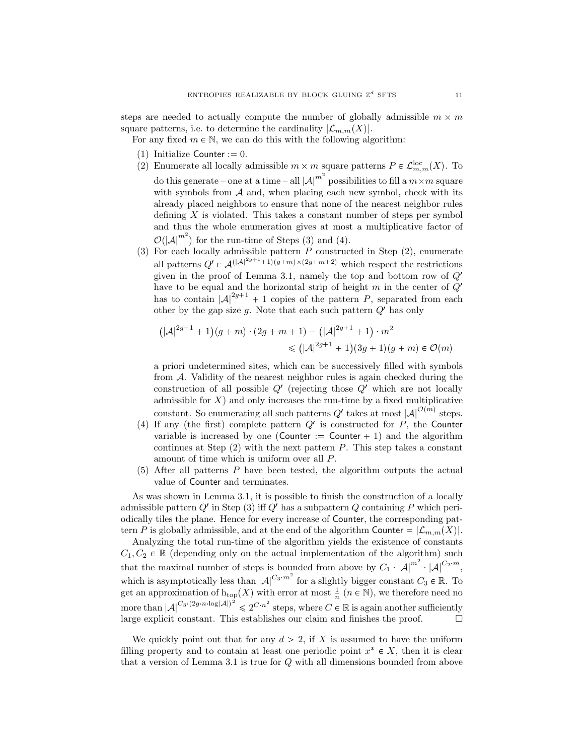steps are needed to actually compute the number of globally admissible $m \times m$ square patterns, i.e. to determine the cardinality $|\mathcal{L}_{m,m}(X)|$.

For any fixed $m \in \mathbb{N}$, we can do this with the following algorithm:

1. Initialize $\mathsf{Counter} := 0$.
2. Enumerate all locally admissible $m \times m$ square patterns $P \in \mathcal{L}^{\mathrm{loc}}_{m,m}(X)$. To do this generate – one at a time – all $|\mathcal{A}|^{m^2}$ possibilities to fill a $m \times m$ square with symbols from $\mathcal{A}$ and, when placing each new symbol, check with its already placed neighbors to ensure that none of the nearest neighbor rules defining $X$ is violated. This takes a constant number of steps per symbol and thus the whole enumeration gives at most a multiplicative factor of $\mathcal{O}(|\mathcal{A}|^{m^2})$ for the run-time of Steps (3) and (4).
3. For each locally admissible pattern $P$ constructed in Step (2), enumerate all patterns $Q' \in \mathcal{A}^{(|\mathcal{A}|^{2g+1}+1)(g+m)\times(2g+m+2)}$ which respect the restrictions given in the proof of Lemma 3.1, namely the top and bottom row of $Q'$ have to be equal and the horizontal strip of height $m$ in the center of $Q'$ has to contain $|\mathcal{A}|^{2g+1}+1$ copies of the pattern $P$, separated from each other by the gap size $g$. Note that each such pattern $Q'$ has only
$$\begin{aligned}\left(|\mathcal{A}|^{2g+1}+1\right)(g+m)\cdot(2g+m+1) - \left(|\mathcal{A}|^{2g+1}+1\right)\cdot m^2 \\ \leqslant \left(|\mathcal{A}|^{2g+1}+1\right)(3g+1)(g+m) \in \mathcal{O}(m)\end{aligned}$$
a priori undetermined sites, which can be successively filled with symbols from $\mathcal{A}$. Validity of the nearest neighbor rules is again checked during the construction of all possible $Q'$ (rejecting those $Q'$ which are not locally admissible for $X$) and only increases the run-time by a fixed multiplicative constant. So enumerating all such patterns $Q'$ takes at most $|\mathcal{A}|^{\mathcal{O}(m)}$ steps.
4. If any (the first) complete pattern $Q'$ is constructed for $P$, the $\mathsf{Counter}$ variable is increased by one ($\mathsf{Counter} := \mathsf{Counter} + 1$) and the algorithm continues at Step (2) with the next pattern $P$. This step takes a constant amount of time which is uniform over all $P$.
5. After all patterns $P$ have been tested, the algorithm outputs the actual value of $\mathsf{Counter}$ and terminates.

As was shown in Lemma 3.1, it is possible to finish the construction of a locally admissible pattern $Q'$ in Step (3) iff $Q'$ has a subpattern $Q$ containing $P$ which periodically tiles the plane. Hence for every increase of $\mathsf{Counter}$, the corresponding pattern $P$ is globally admissible, and at the end of the algorithm $\mathsf{Counter} = |\mathcal{L}_{m,m}(X)|$.

Analyzing the total run-time of the algorithm yields the existence of constants $C_1, C_2 \in \mathbb{R}$ (depending only on the actual implementation of the algorithm) such that the maximal number of steps is bounded from above by $C_1 \cdot |\mathcal{A}|^{m^2} \cdot |\mathcal{A}|^{C_2 \cdot m}$, which is asymptotically less than $|\mathcal{A}|^{C_3 \cdot m^2}$ for a slightly bigger constant $C_3 \in \mathbb{R}$. To get an approximation of $\mathrm{h_{top}}(X)$ with error at most $\frac{1}{n}$ ($n \in \mathbb{N}$), we therefore need no more than $|\mathcal{A}|^{C_3 \cdot (2g \cdot n \cdot \log|\mathcal{A}|)^2} \leqslant 2^{C \cdot n^2}$ steps, where $C \in \mathbb{R}$ is again another sufficiently large explicit constant. This establishes our claim and finishes the proof. $\square$

We quickly point out that for any $d > 2$, if $X$ is assumed to have the uniform filling property and to contain at least one periodic point $x^* \in X$, then it is clear that a version of Lemma 3.1 is true for $Q$ with all dimensions bounded from above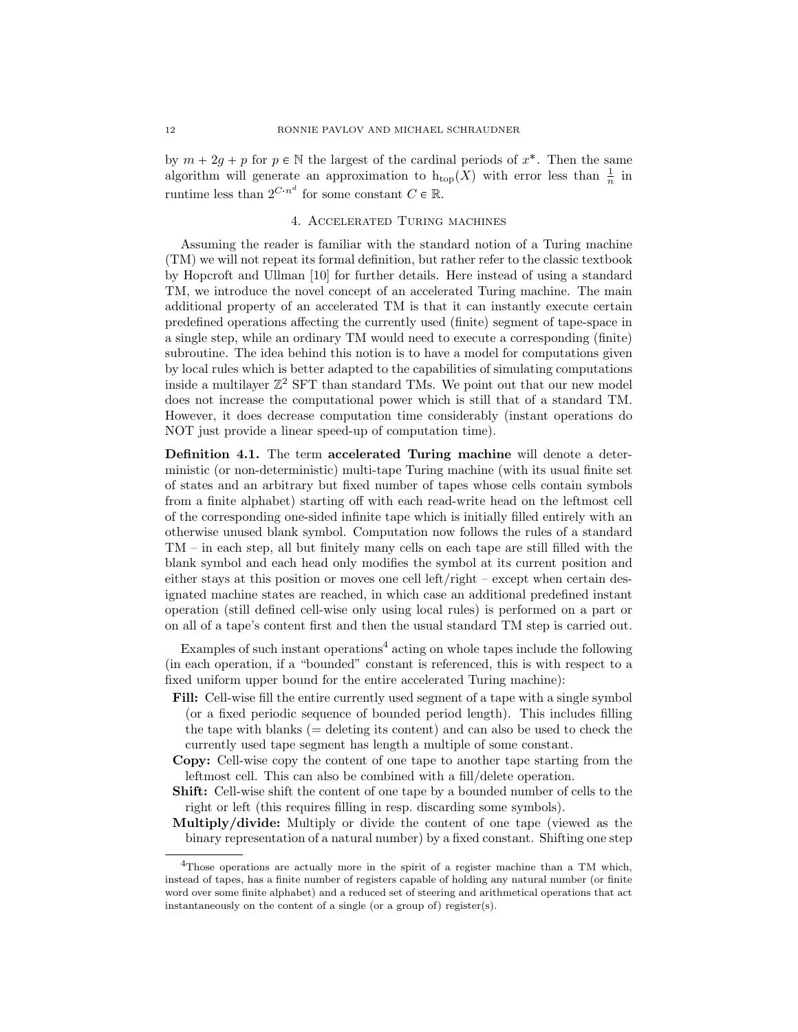by $m + 2g + p$ for $p \in \mathbb{N}$ the largest of the cardinal periods of $x^*$. Then the same algorithm will generate an approximation to $\mathrm{h}_{\mathrm{top}}(X)$ with error less than $\frac{1}{n}$ in runtime less than $2^{C \cdot n^d}$ for some constant $C \in \mathbb{R}$.

## 4. Accelerated Turing machines

Assuming the reader is familiar with the standard notion of a Turing machine (TM) we will not repeat its formal definition, but rather refer to the classic textbook by Hopcroft and Ullman [10] for further details. Here instead of using a standard TM, we introduce the novel concept of an accelerated Turing machine. The main additional property of an accelerated TM is that it can instantly execute certain predefined operations affecting the currently used (finite) segment of tape-space in a single step, while an ordinary TM would need to execute a corresponding (finite) subroutine. The idea behind this notion is to have a model for computations given by local rules which is better adapted to the capabilities of simulating computations inside a multilayer $\mathbb{Z}^2$ SFT than standard TMs. We point out that our new model does not increase the computational power which is still that of a standard TM. However, it does decrease computation time considerably (instant operations do NOT just provide a linear speed-up of computation time).

**Definition 4.1.** The term **accelerated Turing machine** will denote a deterministic (or non-deterministic) multi-tape Turing machine (with its usual finite set of states and an arbitrary but fixed number of tapes whose cells contain symbols from a finite alphabet) starting off with each read-write head on the leftmost cell of the corresponding one-sided infinite tape which is initially filled entirely with an otherwise unused blank symbol. Computation now follows the rules of a standard TM – in each step, all but finitely many cells on each tape are still filled with the blank symbol and each head only modifies the symbol at its current position and either stays at this position or moves one cell left/right – except when certain designated machine states are reached, in which case an additional predefined instant operation (still defined cell-wise only using local rules) is performed on a part or on all of a tape's content first and then the usual standard TM step is carried out.

Examples of such instant operations[4] acting on whole tapes include the following (in each operation, if a "bounded" constant is referenced, this is with respect to a fixed uniform upper bound for the entire accelerated Turing machine):

- **Fill:** Cell-wise fill the entire currently used segment of a tape with a single symbol (or a fixed periodic sequence of bounded period length). This includes filling the tape with blanks (= deleting its content) and can also be used to check the currently used tape segment has length a multiple of some constant.
- **Copy:** Cell-wise copy the content of one tape to another tape starting from the leftmost cell. This can also be combined with a fill/delete operation.
- **Shift:** Cell-wise shift the content of one tape by a bounded number of cells to the right or left (this requires filling in resp. discarding some symbols).
- **Multiply/divide:** Multiply or divide the content of one tape (viewed as the binary representation of a natural number) by a fixed constant. Shifting one step

[4] Those operations are actually more in the spirit of a register machine than a TM which, instead of tapes, has a finite number of registers capable of holding any natural number (or finite word over some finite alphabet) and a reduced set of steering and arithmetical operations that act instantaneously on the content of a single (or a group of) register(s).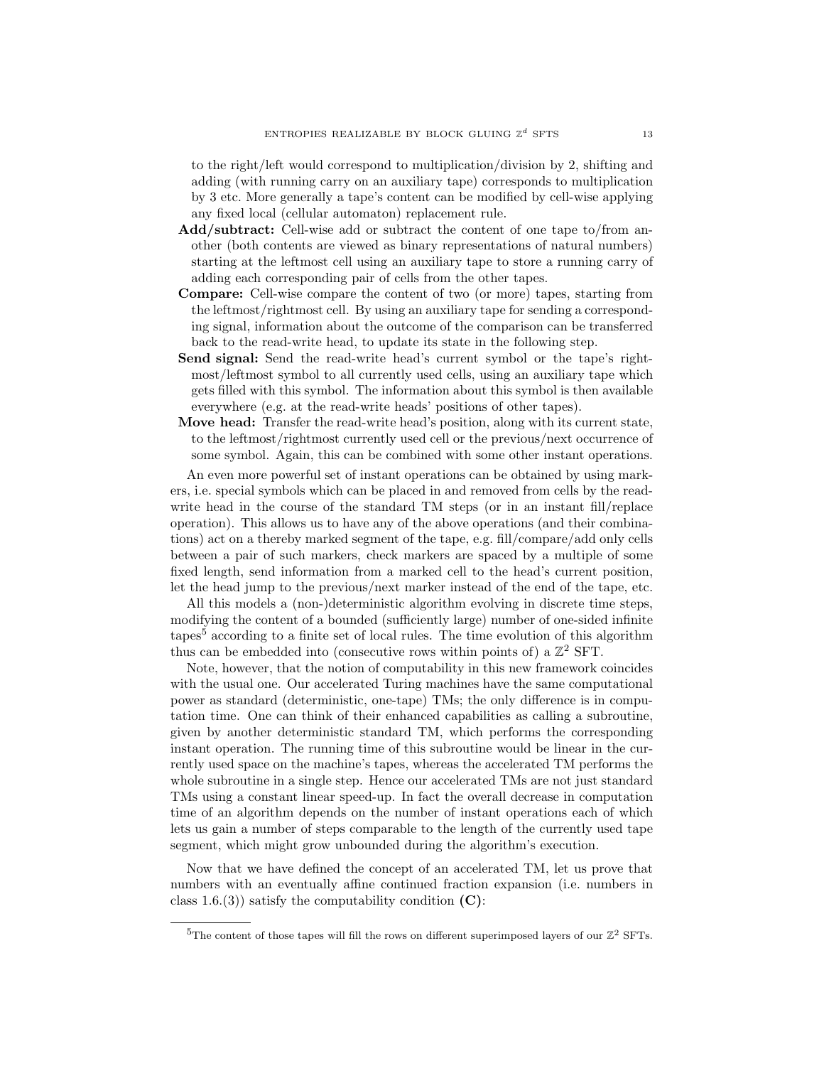to the right/left would correspond to multiplication/division by 2, shifting and adding (with running carry on an auxiliary tape) corresponds to multiplication by 3 etc. More generally a tape's content can be modified by cell-wise applying any fixed local (cellular automaton) replacement rule.

**Add/subtract:** Cell-wise add or subtract the content of one tape to/from another (both contents are viewed as binary representations of natural numbers) starting at the leftmost cell using an auxiliary tape to store a running carry of adding each corresponding pair of cells from the other tapes.

**Compare:** Cell-wise compare the content of two (or more) tapes, starting from the leftmost/rightmost cell. By using an auxiliary tape for sending a corresponding signal, information about the outcome of the comparison can be transferred back to the read-write head, to update its state in the following step.

**Send signal:** Send the read-write head's current symbol or the tape's rightmost/leftmost symbol to all currently used cells, using an auxiliary tape which gets filled with this symbol. The information about this symbol is then available everywhere (e.g. at the read-write heads' positions of other tapes).

**Move head:** Transfer the read-write head's position, along with its current state, to the leftmost/rightmost currently used cell or the previous/next occurrence of some symbol. Again, this can be combined with some other instant operations.

An even more powerful set of instant operations can be obtained by using markers, i.e. special symbols which can be placed in and removed from cells by the read-write head in the course of the standard TM steps (or in an instant fill/replace operation). This allows us to have any of the above operations (and their combinations) act on a thereby marked segment of the tape, e.g. fill/compare/add only cells between a pair of such markers, check markers are spaced by a multiple of some fixed length, send information from a marked cell to the head's current position, let the head jump to the previous/next marker instead of the end of the tape, etc.

All this models a (non-)deterministic algorithm evolving in discrete time steps, modifying the content of a bounded (sufficiently large) number of one-sided infinite tapes[5] according to a finite set of local rules. The time evolution of this algorithm thus can be embedded into (consecutive rows within points of) a $\mathbb{Z}^2$ SFT.

Note, however, that the notion of computability in this new framework coincides with the usual one. Our accelerated Turing machines have the same computational power as standard (deterministic, one-tape) TMs; the only difference is in computation time. One can think of their enhanced capabilities as calling a subroutine, given by another deterministic standard TM, which performs the corresponding instant operation. The running time of this subroutine would be linear in the currently used space on the machine's tapes, whereas the accelerated TM performs the whole subroutine in a single step. Hence our accelerated TMs are not just standard TMs using a constant linear speed-up. In fact the overall decrease in computation time of an algorithm depends on the number of instant operations each of which lets us gain a number of steps comparable to the length of the currently used tape segment, which might grow unbounded during the algorithm's execution.

Now that we have defined the concept of an accelerated TM, let us prove that numbers with an eventually affine continued fraction expansion (i.e. numbers in class 1.6.(3)) satisfy the computability condition **(C)**:

[5]The content of those tapes will fill the rows on different superimposed layers of our $\mathbb{Z}^2$ SFTs.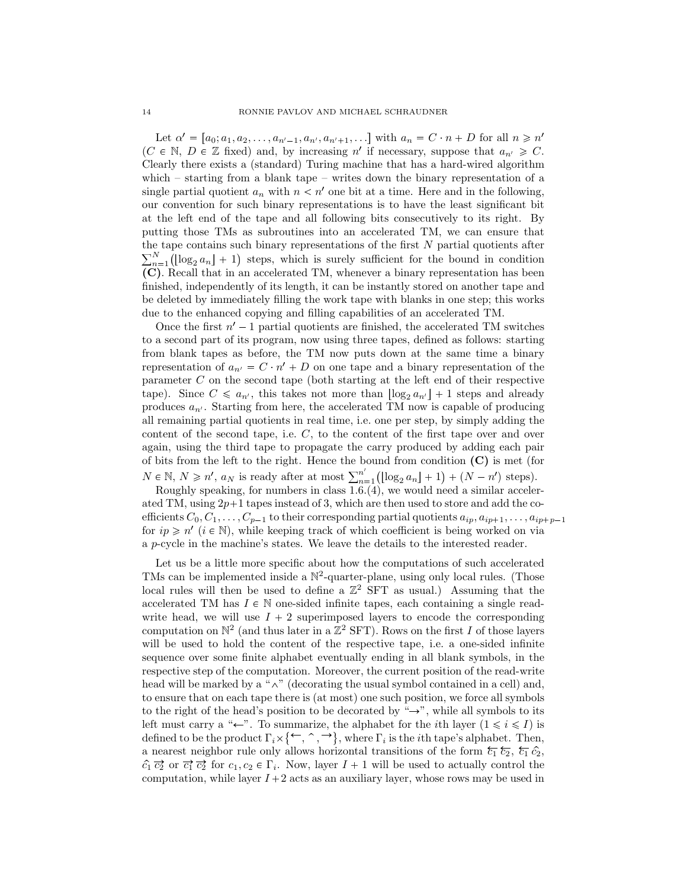Let $\alpha' = [a_0; a_1, a_2, \ldots, a_{n'-1}, a_{n'}, a_{n'+1}, \ldots]$ with $a_n = C \cdot n + D$ for all $n \geqslant n'$ ($C \in \mathbb{N}$, $D \in \mathbb{Z}$ fixed) and, by increasing $n'$ if necessary, suppose that $a_{n'} \geqslant C$. Clearly there exists a (standard) Turing machine that has a hard-wired algorithm which – starting from a blank tape – writes down the binary representation of a single partial quotient $a_n$ with $n < n'$ one bit at a time. Here and in the following, our convention for such binary representations is to have the least significant bit at the left end of the tape and all following bits consecutively to its right. By putting those TMs as subroutines into an accelerated TM, we can ensure that the tape contains such binary representations of the first $N$ partial quotients after $\sum_{n=1}^{N}\big(\lfloor \log_2 a_n \rfloor + 1\big)$ steps, which is surely sufficient for the bound in condition **(C)**. Recall that in an accelerated TM, whenever a binary representation has been finished, independently of its length, it can be instantly stored on another tape and be deleted by immediately filling the work tape with blanks in one step; this works due to the enhanced copying and filling capabilities of an accelerated TM.

Once the first $n' - 1$ partial quotients are finished, the accelerated TM switches to a second part of its program, now using three tapes, defined as follows: starting from blank tapes as before, the TM now puts down at the same time a binary representation of $a_{n'} = C \cdot n' + D$ on one tape and a binary representation of the parameter $C$ on the second tape (both starting at the left end of their respective tape). Since $C \leqslant a_{n'}$, this takes not more than $\lfloor \log_2 a_{n'} \rfloor + 1$ steps and already produces $a_{n'}$. Starting from here, the accelerated TM now is capable of producing all remaining partial quotients in real time, i.e. one per step, by simply adding the content of the second tape, i.e. $C$, to the content of the first tape over and over again, using the third tape to propagate the carry produced by adding each pair of bits from the left to the right. Hence the bound from condition **(C)** is met (for $N \in \mathbb{N}$, $N \geqslant n'$, $a_N$ is ready after at most $\sum_{n=1}^{n'}\big(\lfloor \log_2 a_n \rfloor + 1\big) + (N - n')$ steps).

Roughly speaking, for numbers in class 1.6.(4), we would need a similar accelerated TM, using $2p+1$ tapes instead of 3, which are then used to store and add the coefficients $C_0, C_1, \ldots, C_{p-1}$ to their corresponding partial quotients $a_{ip}, a_{ip+1}, \ldots, a_{ip+p-1}$ for $ip \geqslant n'$ ($i \in \mathbb{N}$), while keeping track of which coefficient is being worked on via a $p$-cycle in the machine's states. We leave the details to the interested reader.

Let us be a little more specific about how the computations of such accelerated TMs can be implemented inside a $\mathbb{N}^2$-quarter-plane, using only local rules. (Those local rules will then be used to define a $\mathbb{Z}^2$ SFT as usual.) Assuming that the accelerated TM has $I \in \mathbb{N}$ one-sided infinite tapes, each containing a single read-write head, we will use $I + 2$ superimposed layers to encode the corresponding computation on $\mathbb{N}^2$ (and thus later in a $\mathbb{Z}^2$ SFT). Rows on the first $I$ of those layers will be used to hold the content of the respective tape, i.e. a one-sided infinite sequence over some finite alphabet eventually ending in all blank symbols, in the respective step of the computation. Moreover, the current position of the read-write head will be marked by a "$\wedge$" (decorating the usual symbol contained in a cell) and, to ensure that on each tape there is (at most) one such position, we force all symbols to the right of the head's position to be decorated by "$\rightarrow$", while all symbols to its left must carry a "$\leftarrow$". To summarize, the alphabet for the $i$th layer ($1 \leqslant i \leqslant I$) is defined to be the product $\Gamma_i \times \{\leftarrow, \hat{}\,, \rightarrow\}$, where $\Gamma_i$ is the $i$th tape's alphabet. Then, a nearest neighbor rule only allows horizontal transitions of the form $\overleftarrow{c_1}\,\overleftarrow{c_2}$, $\overleftarrow{c_1}\,\hat{c}_2$, $\hat{c}_1\,\overrightarrow{c_2}$ or $\overrightarrow{c_1}\,\overrightarrow{c_2}$ for $c_1, c_2 \in \Gamma_i$. Now, layer $I + 1$ will be used to actually control the computation, while layer $I + 2$ acts as an auxiliary layer, whose rows may be used in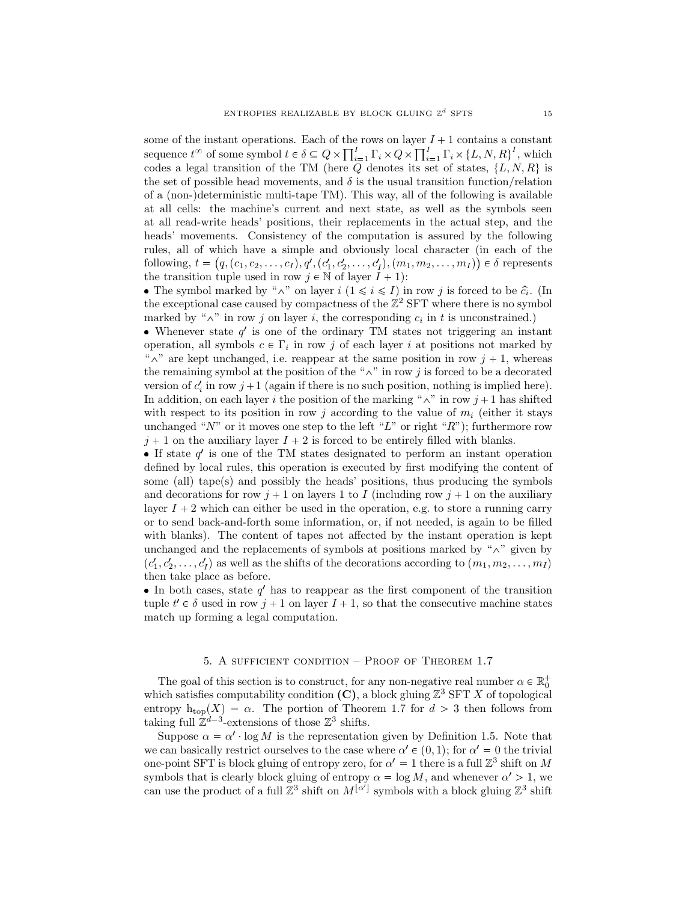some of the instant operations. Each of the rows on layer $I + 1$ contains a constant sequence $t^\infty$ of some symbol $t \in \delta \subseteq Q \times \prod_{i=1}^{I} \Gamma_i \times Q \times \prod_{i=1}^{I} \Gamma_i \times \{L, N, R\}^I$, which codes a legal transition of the TM (here $Q$ denotes its set of states, $\{L, N, R\}$ is the set of possible head movements, and $\delta$ is the usual transition function/relation of a (non-)deterministic multi-tape TM). This way, all of the following is available at all cells: the machine's current and next state, as well as the symbols seen at all read-write heads' positions, their replacements in the actual step, and the heads' movements. Consistency of the computation is assured by the following rules, all of which have a simple and obviously local character (in each of the following, $t = \big(q, (c_1, c_2, \ldots, c_I), q', (c'_1, c'_2, \ldots, c'_I), (m_1, m_2, \ldots, m_I)\big) \in \delta$ represents the transition tuple used in row $j \in \mathbb{N}$ of layer $I + 1$):

- The symbol marked by "$\wedge$" on layer $i$ ($1 \leqslant i \leqslant I$) in row $j$ is forced to be $\hat{c}_i$. (In the exceptional case caused by compactness of the $\mathbb{Z}^2$ SFT where there is no symbol marked by "$\wedge$" in row $j$ on layer $i$, the corresponding $c_i$ in $t$ is unconstrained.)
- Whenever state $q'$ is one of the ordinary TM states not triggering an instant operation, all symbols $c \in \Gamma_i$ in row $j$ of each layer $i$ at positions not marked by "$\wedge$" are kept unchanged, i.e. reappear at the same position in row $j + 1$, whereas the remaining symbol at the position of the "$\wedge$" in row $j$ is forced to be a decorated version of $c'_i$ in row $j + 1$ (again if there is no such position, nothing is implied here). In addition, on each layer $i$ the position of the marking "$\wedge$" in row $j + 1$ has shifted with respect to its position in row $j$ according to the value of $m_i$ (either it stays unchanged "$N$" or it moves one step to the left "$L$" or right "$R$"); furthermore row $j + 1$ on the auxiliary layer $I + 2$ is forced to be entirely filled with blanks.
- If state $q'$ is one of the TM states designated to perform an instant operation defined by local rules, this operation is executed by first modifying the content of some (all) tape(s) and possibly the heads' positions, thus producing the symbols and decorations for row $j + 1$ on layers 1 to $I$ (including row $j + 1$ on the auxiliary layer $I + 2$ which can either be used in the operation, e.g. to store a running carry or to send back-and-forth some information, or, if not needed, is again to be filled with blanks). The content of tapes not affected by the instant operation is kept unchanged and the replacements of symbols at positions marked by "$\wedge$" given by $(c'_1, c'_2, \ldots, c'_I)$ as well as the shifts of the decorations according to $(m_1, m_2, \ldots, m_I)$ then take place as before.
- In both cases, state $q'$ has to reappear as the first component of the transition tuple $t' \in \delta$ used in row $j + 1$ on layer $I + 1$, so that the consecutive machine states match up forming a legal computation.

## 5. A sufficient condition – Proof of Theorem 1.7

The goal of this section is to construct, for any non-negative real number $\alpha \in \mathbb{R}_0^+$ which satisfies computability condition **(C)**, a block gluing $\mathbb{Z}^3$ SFT $X$ of topological entropy $\mathrm{h_{top}}(X) = \alpha$. The portion of Theorem 1.7 for $d > 3$ then follows from taking full $\mathbb{Z}^{d-3}$-extensions of those $\mathbb{Z}^3$ shifts.

Suppose $\alpha = \alpha' \cdot \log M$ is the representation given by Definition 1.5. Note that we can basically restrict ourselves to the case where $\alpha' \in (0, 1)$; for $\alpha' = 0$ the trivial one-point SFT is block gluing of entropy zero, for $\alpha' = 1$ there is a full $\mathbb{Z}^3$ shift on $M$ symbols that is clearly block gluing of entropy $\alpha = \log M$, and whenever $\alpha' > 1$, we can use the product of a full $\mathbb{Z}^3$ shift on $M^{\lfloor \alpha' \rfloor}$ symbols with a block gluing $\mathbb{Z}^3$ shift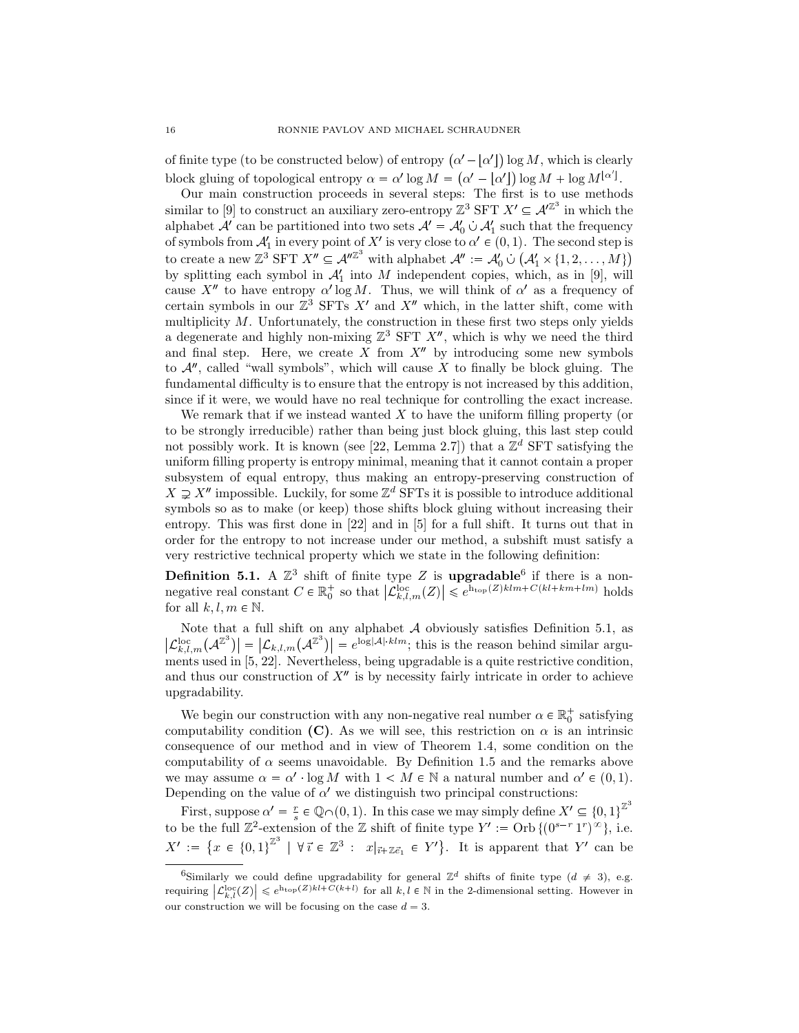of finite type (to be constructed below) of entropy $(\alpha' - \lfloor\alpha'\rfloor)\log M$, which is clearly block gluing of topological entropy $\alpha = \alpha' \log M = (\alpha' - \lfloor\alpha'\rfloor)\log M + \log M^{\lfloor\alpha'\rfloor}$.

Our main construction proceeds in several steps: The first is to use methods similar to [9] to construct an auxiliary zero-entropy $\mathbb{Z}^3$ SFT $X' \subseteq \mathcal{A}'^{\mathbb{Z}^3}$ in which the alphabet $\mathcal{A}'$ can be partitioned into two sets $\mathcal{A}' = \mathcal{A}'_0 \,\dot\cup\, \mathcal{A}'_1$ such that the frequency of symbols from $\mathcal{A}'_1$ in every point of $X'$ is very close to $\alpha' \in (0,1)$. The second step is to create a new $\mathbb{Z}^3$ SFT $X'' \subseteq \mathcal{A}''^{\mathbb{Z}^3}$ with alphabet $\mathcal{A}'' := \mathcal{A}'_0 \,\dot\cup\, (\mathcal{A}'_1 \times \{1,2,\ldots,M\})$ by splitting each symbol in $\mathcal{A}'_1$ into $M$ independent copies, which, as in [9], will cause $X''$ to have entropy $\alpha' \log M$. Thus, we will think of $\alpha'$ as a frequency of certain symbols in our $\mathbb{Z}^3$ SFTs $X'$ and $X''$ which, in the latter shift, come with multiplicity $M$. Unfortunately, the construction in these first two steps only yields a degenerate and highly non-mixing $\mathbb{Z}^3$ SFT $X''$, which is why we need the third and final step. Here, we create $X$ from $X''$ by introducing some new symbols to $\mathcal{A}''$, called "wall symbols", which will cause $X$ to finally be block gluing. The fundamental difficulty is to ensure that the entropy is not increased by this addition, since if it were, we would have no real technique for controlling the exact increase.

We remark that if we instead wanted $X$ to have the uniform filling property (or to be strongly irreducible) rather than being just block gluing, this last step could not possibly work. It is known (see [22, Lemma 2.7]) that a $\mathbb{Z}^d$ SFT satisfying the uniform filling property is entropy minimal, meaning that it cannot contain a proper subsystem of equal entropy, thus making an entropy-preserving construction of $X \supsetneq X''$ impossible. Luckily, for some $\mathbb{Z}^d$ SFTs it is possible to introduce additional symbols so as to make (or keep) those shifts block gluing without increasing their entropy. This was first done in [22] and in [5] for a full shift. It turns out that in order for the entropy to not increase under our method, a subshift must satisfy a very restrictive technical property which we state in the following definition:

**Definition 5.1.** A $\mathbb{Z}^3$ shift of finite type $Z$ is **upgradable**[6] if there is a non-negative real constant $C \in \mathbb{R}_0^+$ so that $\left|\mathcal{L}^{\mathrm{loc}}_{k,l,m}(Z)\right| \leqslant e^{\mathrm{h_{top}}(Z)klm + C(kl+km+lm)}$ holds for all $k,l,m \in \mathbb{N}$.

Note that a full shift on any alphabet $\mathcal{A}$ obviously satisfies Definition 5.1, as $\left|\mathcal{L}^{\mathrm{loc}}_{k,l,m}(\mathcal{A}^{\mathbb{Z}^3})\right| = \left|\mathcal{L}_{k,l,m}(\mathcal{A}^{\mathbb{Z}^3})\right| = e^{\log|\mathcal{A}|\cdot klm}$; this is the reason behind similar arguments used in [5, 22]. Nevertheless, being upgradable is a quite restrictive condition, and thus our construction of $X''$ is by necessity fairly intricate in order to achieve upgradability.

We begin our construction with any non-negative real number $\alpha \in \mathbb{R}_0^+$ satisfying computability condition **(C)**. As we will see, this restriction on $\alpha$ is an intrinsic consequence of our method and in view of Theorem 1.4, some condition on the computability of $\alpha$ seems unavoidable. By Definition 1.5 and the remarks above we may assume $\alpha = \alpha' \cdot \log M$ with $1 < M \in \mathbb{N}$ a natural number and $\alpha' \in (0,1)$. Depending on the value of $\alpha'$ we distinguish two principal constructions:

First, suppose $\alpha' = \frac{r}{s} \in \mathbb{Q} \cap (0,1)$. In this case we may simply define $X' \subseteq \{0,1\}^{\mathbb{Z}^3}$ to be the full $\mathbb{Z}^2$-extension of the $\mathbb{Z}$ shift of finite type $Y' := \mathrm{Orb}\,\{(0^{s-r}\,1^r)^\infty\}$, i.e. $X' := \{x \in \{0,1\}^{\mathbb{Z}^3} \mid \forall\, \vec{\imath} \in \mathbb{Z}^3 : \; x|_{\vec{\imath}+\mathbb{Z}\vec{e}_1} \in Y'\}$. It is apparent that $Y'$ can be

[6] Similarly we could define upgradability for general $\mathbb{Z}^d$ shifts of finite type ($d \neq 3$), e.g. requiring $\left|\mathcal{L}^{\mathrm{loc}}_{k,l}(Z)\right| \leqslant e^{\mathrm{h_{top}}(Z)kl + C(k+l)}$ for all $k,l \in \mathbb{N}$ in the 2-dimensional setting. However in our construction we will be focusing on the case $d = 3$.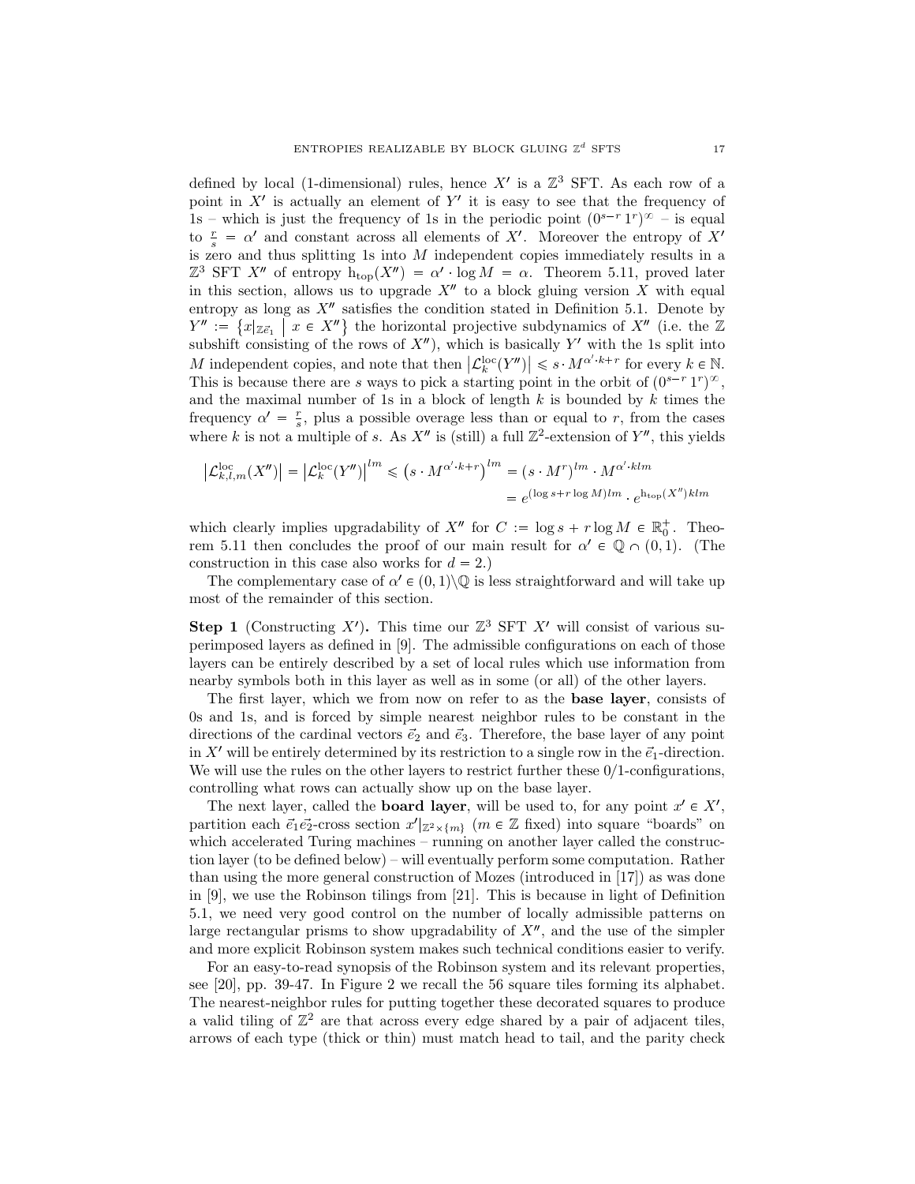defined by local (1-dimensional) rules, hence $X'$ is a $\mathbb{Z}^3$ SFT. As each row of a point in $X'$ is actually an element of $Y'$ it is easy to see that the frequency of 1s – which is just the frequency of 1s in the periodic point $(0^{s-r}1^r)^\infty$ – is equal to $\frac{r}{s} = \alpha'$ and constant across all elements of $X'$. Moreover the entropy of $X'$ is zero and thus splitting 1s into $M$ independent copies immediately results in a $\mathbb{Z}^3$ SFT $X''$ of entropy $\mathrm{h_{top}}(X'') = \alpha' \cdot \log M = \alpha$. Theorem 5.11, proved later in this section, allows us to upgrade $X''$ to a block gluing version $X$ with equal entropy as long as $X''$ satisfies the condition stated in Definition 5.1. Denote by $Y'' := \{x|_{\mathbb{Z}\vec{e}_1} \mid x \in X''\}$ the horizontal projective subdynamics of $X''$ (i.e. the $\mathbb{Z}$ subshift consisting of the rows of $X''$), which is basically $Y'$ with the 1s split into $M$ independent copies, and note that then $|\mathcal{L}^{\mathrm{loc}}_k(Y'')| \leqslant s \cdot M^{\alpha' \cdot k + r}$ for every $k \in \mathbb{N}$. This is because there are $s$ ways to pick a starting point in the orbit of $(0^{s-r}1^r)^\infty$, and the maximal number of 1s in a block of length $k$ is bounded by $k$ times the frequency $\alpha' = \frac{r}{s}$, plus a possible overage less than or equal to $r$, from the cases where $k$ is not a multiple of $s$. As $X''$ is (still) a full $\mathbb{Z}^2$-extension of $Y''$, this yields

$$\left|\mathcal{L}^{\mathrm{loc}}_{k,l,m}(X'')\right| = \left|\mathcal{L}^{\mathrm{loc}}_k(Y'')\right|^{lm} \leqslant \left(s \cdot M^{\alpha' \cdot k + r}\right)^{lm} = (s \cdot M^r)^{lm} \cdot M^{\alpha' \cdot klm}$$
$$= e^{(\log s + r \log M)lm} \cdot e^{\mathrm{h_{top}}(X'')klm}$$

which clearly implies upgradability of $X''$ for $C := \log s + r \log M \in \mathbb{R}^+_0$. Theorem 5.11 then concludes the proof of our main result for $\alpha' \in \mathbb{Q} \cap (0,1)$. (The construction in this case also works for $d = 2$.)

The complementary case of $\alpha' \in (0,1)\backslash\mathbb{Q}$ is less straightforward and will take up most of the remainder of this section.

**Step 1** (Constructing $X'$)**.** This time our $\mathbb{Z}^3$ SFT $X'$ will consist of various superimposed layers as defined in [9]. The admissible configurations on each of those layers can be entirely described by a set of local rules which use information from nearby symbols both in this layer as well as in some (or all) of the other layers.

The first layer, which we from now on refer to as the **base layer**, consists of 0s and 1s, and is forced by simple nearest neighbor rules to be constant in the directions of the cardinal vectors $\vec{e}_2$ and $\vec{e}_3$. Therefore, the base layer of any point in $X'$ will be entirely determined by its restriction to a single row in the $\vec{e}_1$-direction. We will use the rules on the other layers to restrict further these 0/1-configurations, controlling what rows can actually show up on the base layer.

The next layer, called the **board layer**, will be used to, for any point $x' \in X'$, partition each $\vec{e}_1\vec{e}_2$-cross section $x'|_{\mathbb{Z}^2 \times \{m\}}$ ($m \in \mathbb{Z}$ fixed) into square "boards" on which accelerated Turing machines – running on another layer called the construction layer (to be defined below) – will eventually perform some computation. Rather than using the more general construction of Mozes (introduced in [17]) as was done in [9], we use the Robinson tilings from [21]. This is because in light of Definition 5.1, we need very good control on the number of locally admissible patterns on large rectangular prisms to show upgradability of $X''$, and the use of the simpler and more explicit Robinson system makes such technical conditions easier to verify.

For an easy-to-read synopsis of the Robinson system and its relevant properties, see [20], pp. 39-47. In Figure 2 we recall the 56 square tiles forming its alphabet. The nearest-neighbor rules for putting together these decorated squares to produce a valid tiling of $\mathbb{Z}^2$ are that across every edge shared by a pair of adjacent tiles, arrows of each type (thick or thin) must match head to tail, and the parity check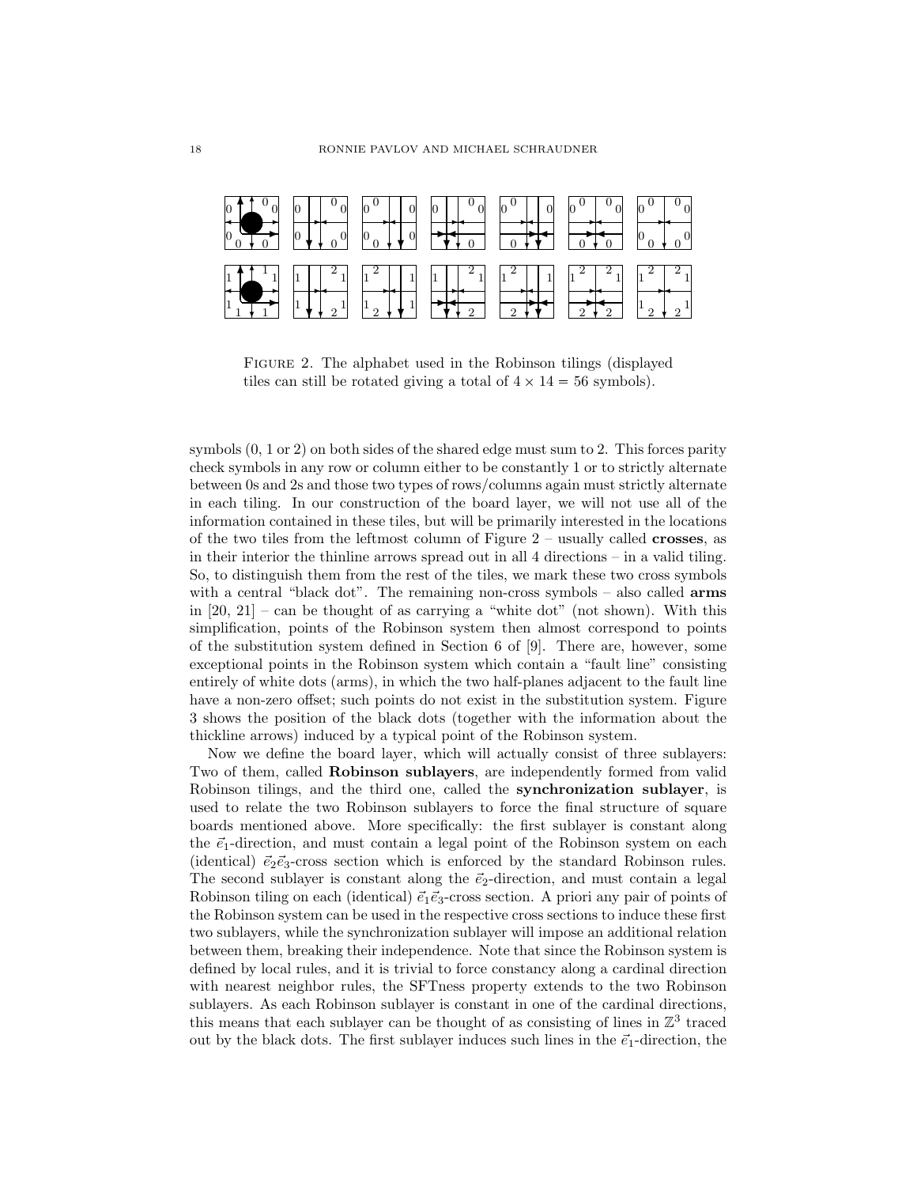FIGURE 2. The alphabet used in the Robinson tilings (displayed tiles can still be rotated giving a total of $4 \times 14 = 56$ symbols).

symbols (0, 1 or 2) on both sides of the shared edge must sum to 2. This forces parity check symbols in any row or column either to be constantly 1 or to strictly alternate between 0s and 2s and those two types of rows/columns again must strictly alternate in each tiling. In our construction of the board layer, we will not use all of the information contained in these tiles, but will be primarily interested in the locations of the two tiles from the leftmost column of Figure 2 – usually called **crosses**, as in their interior the thinline arrows spread out in all 4 directions – in a valid tiling. So, to distinguish them from the rest of the tiles, we mark these two cross symbols with a central "black dot". The remaining non-cross symbols – also called **arms** in [20, 21] – can be thought of as carrying a "white dot" (not shown). With this simplification, points of the Robinson system then almost correspond to points of the substitution system defined in Section 6 of [9]. There are, however, some exceptional points in the Robinson system which contain a "fault line" consisting entirely of white dots (arms), in which the two half-planes adjacent to the fault line have a non-zero offset; such points do not exist in the substitution system. Figure 3 shows the position of the black dots (together with the information about the thickline arrows) induced by a typical point of the Robinson system.

Now we define the board layer, which will actually consist of three sublayers: Two of them, called **Robinson sublayers**, are independently formed from valid Robinson tilings, and the third one, called the **synchronization sublayer**, is used to relate the two Robinson sublayers to force the final structure of square boards mentioned above. More specifically: the first sublayer is constant along the $\vec{e}_1$-direction, and must contain a legal point of the Robinson system on each (identical) $\vec{e}_2\vec{e}_3$-cross section which is enforced by the standard Robinson rules. The second sublayer is constant along the $\vec{e}_2$-direction, and must contain a legal Robinson tiling on each (identical) $\vec{e}_1\vec{e}_3$-cross section. A priori any pair of points of the Robinson system can be used in the respective cross sections to induce these first two sublayers, while the synchronization sublayer will impose an additional relation between them, breaking their independence. Note that since the Robinson system is defined by local rules, and it is trivial to force constancy along a cardinal direction with nearest neighbor rules, the SFTness property extends to the two Robinson sublayers. As each Robinson sublayer is constant in one of the cardinal directions, this means that each sublayer can be thought of as consisting of lines in $\mathbb{Z}^3$ traced out by the black dots. The first sublayer induces such lines in the $\vec{e}_1$-direction, the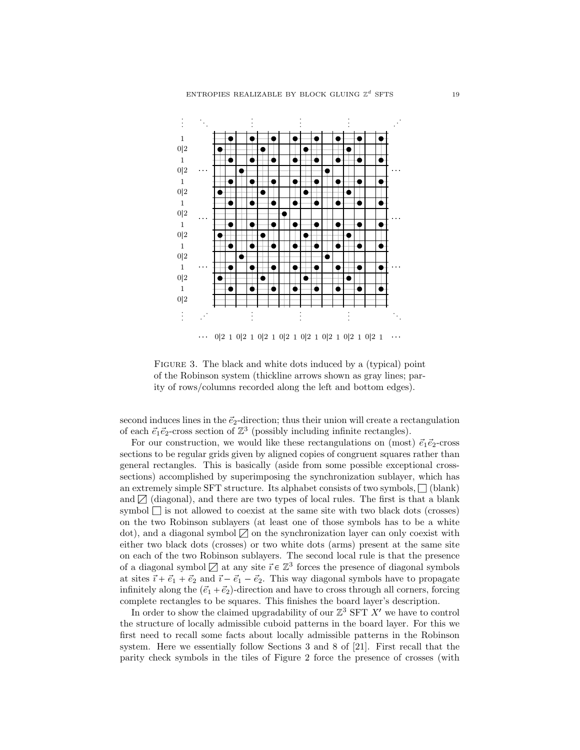FIGURE 3. The black and white dots induced by a (typical) point of the Robinson system (thickline arrows shown as gray lines; parity of rows/columns recorded along the left and bottom edges).

second induces lines in the $\vec{e}_2$-direction; thus their union will create a rectangulation of each $\vec{e}_1\vec{e}_2$-cross section of $\mathbb{Z}^3$ (possibly including infinite rectangles).

For our construction, we would like these rectangulations on (most) $\vec{e}_1\vec{e}_2$-cross sections to be regular grids given by aligned copies of congruent squares rather than general rectangles. This is basically (aside from some possible exceptional cross-sections) accomplished by superimposing the synchronization sublayer, which has an extremely simple SFT structure. Its alphabet consists of two symbols, $\square$ (blank) and $\boxslash$ (diagonal), and there are two types of local rules. The first is that a blank symbol $\square$ is not allowed to coexist at the same site with two black dots (crosses) on the two Robinson sublayers (at least one of those symbols has to be a white dot), and a diagonal symbol $\boxslash$ on the synchronization layer can only coexist with either two black dots (crosses) or two white dots (arms) present at the same site on each of the two Robinson sublayers. The second local rule is that the presence of a diagonal symbol $\boxslash$ at any site $\vec{\imath} \in \mathbb{Z}^3$ forces the presence of diagonal symbols at sites $\vec{\imath} + \vec{e}_1 + \vec{e}_2$ and $\vec{\imath} - \vec{e}_1 - \vec{e}_2$. This way diagonal symbols have to propagate infinitely along the $(\vec{e}_1 + \vec{e}_2)$-direction and have to cross through all corners, forcing complete rectangles to be squares. This finishes the board layer's description.

In order to show the claimed upgradability of our $\mathbb{Z}^3$ SFT $X'$ we have to control the structure of locally admissible cuboid patterns in the board layer. For this we first need to recall some facts about locally admissible patterns in the Robinson system. Here we essentially follow Sections 3 and 8 of [21]. First recall that the parity check symbols in the tiles of Figure 2 force the presence of crosses (with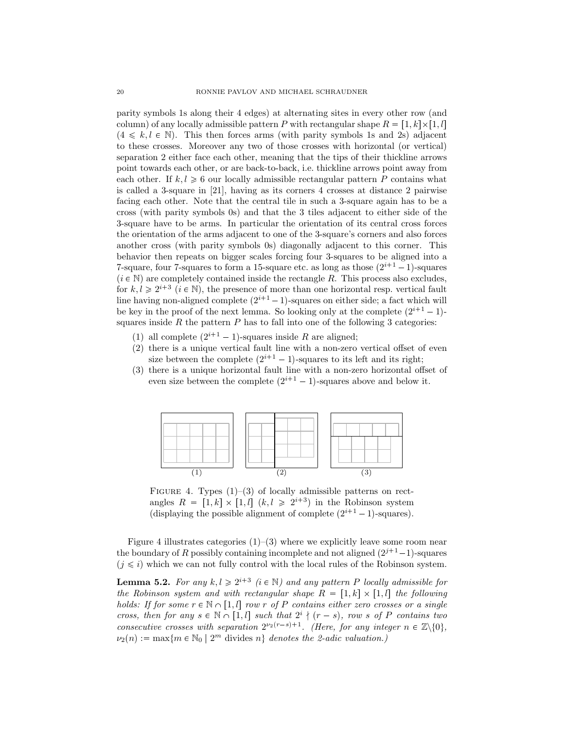parity symbols 1s along their 4 edges) at alternating sites in every other row (and column) of any locally admissible pattern $P$ with rectangular shape $R = [1,k] \times [1,l]$ ($4 \leqslant k, l \in \mathbb{N}$). This then forces arms (with parity symbols 1s and 2s) adjacent to these crosses. Moreover any two of those crosses with horizontal (or vertical) separation 2 either face each other, meaning that the tips of their thickline arrows point towards each other, or are back-to-back, i.e. thickline arrows point away from each other. If $k, l \geqslant 6$ our locally admissible rectangular pattern $P$ contains what is called a 3-square in [21], having as its corners 4 crosses at distance 2 pairwise facing each other. Note that the central tile in such a 3-square again has to be a cross (with parity symbols 0s) and that the 3 tiles adjacent to either side of the 3-square have to be arms. In particular the orientation of its central cross forces the orientation of the arms adjacent to one of the 3-square's corners and also forces another cross (with parity symbols 0s) diagonally adjacent to this corner. This behavior then repeats on bigger scales forcing four 3-squares to be aligned into a 7-square, four 7-squares to form a 15-square etc. as long as those $(2^{i+1}-1)$-squares ($i \in \mathbb{N}$) are completely contained inside the rectangle $R$. This process also excludes, for $k, l \geqslant 2^{i+3}$ ($i \in \mathbb{N}$), the presence of more than one horizontal resp. vertical fault line having non-aligned complete $(2^{i+1}-1)$-squares on either side; a fact which will be key in the proof of the next lemma. So looking only at the complete $(2^{i+1}-1)$-squares inside $R$ the pattern $P$ has to fall into one of the following 3 categories:

1. all complete $(2^{i+1}-1)$-squares inside $R$ are aligned;
2. there is a unique vertical fault line with a non-zero vertical offset of even size between the complete $(2^{i+1}-1)$-squares to its left and its right;
3. there is a unique horizontal fault line with a non-zero horizontal offset of even size between the complete $(2^{i+1}-1)$-squares above and below it.

Figure 4. Types (1)–(3) of locally admissible patterns on rectangles $R = [1,k] \times [1,l]$ ($k, l \geqslant 2^{i+3}$) in the Robinson system (displaying the possible alignment of complete $(2^{i+1}-1)$-squares).

Figure 4 illustrates categories (1)–(3) where we explicitly leave some room near the boundary of $R$ possibly containing incomplete and not aligned $(2^{j+1}-1)$-squares ($j \leqslant i$) which we can not fully control with the local rules of the Robinson system.

**Lemma 5.2.** *For any $k, l \geqslant 2^{i+3}$ ($i \in \mathbb{N}$) and any pattern $P$ locally admissible for the Robinson system and with rectangular shape $R = [1,k] \times [1,l]$ the following holds: If for some $r \in \mathbb{N} \cap [1,l]$ row $r$ of $P$ contains either zero crosses or a single cross, then for any $s \in \mathbb{N} \cap [1,l]$ such that $2^i \nmid (r-s)$, row $s$ of $P$ contains two consecutive crosses with separation $2^{\nu_2(r-s)+1}$. (Here, for any integer $n \in \mathbb{Z}\backslash\{0\}$, $\nu_2(n) := \max\{m \in \mathbb{N}_0 \mid 2^m$ divides $n\}$ denotes the 2-adic valuation.)*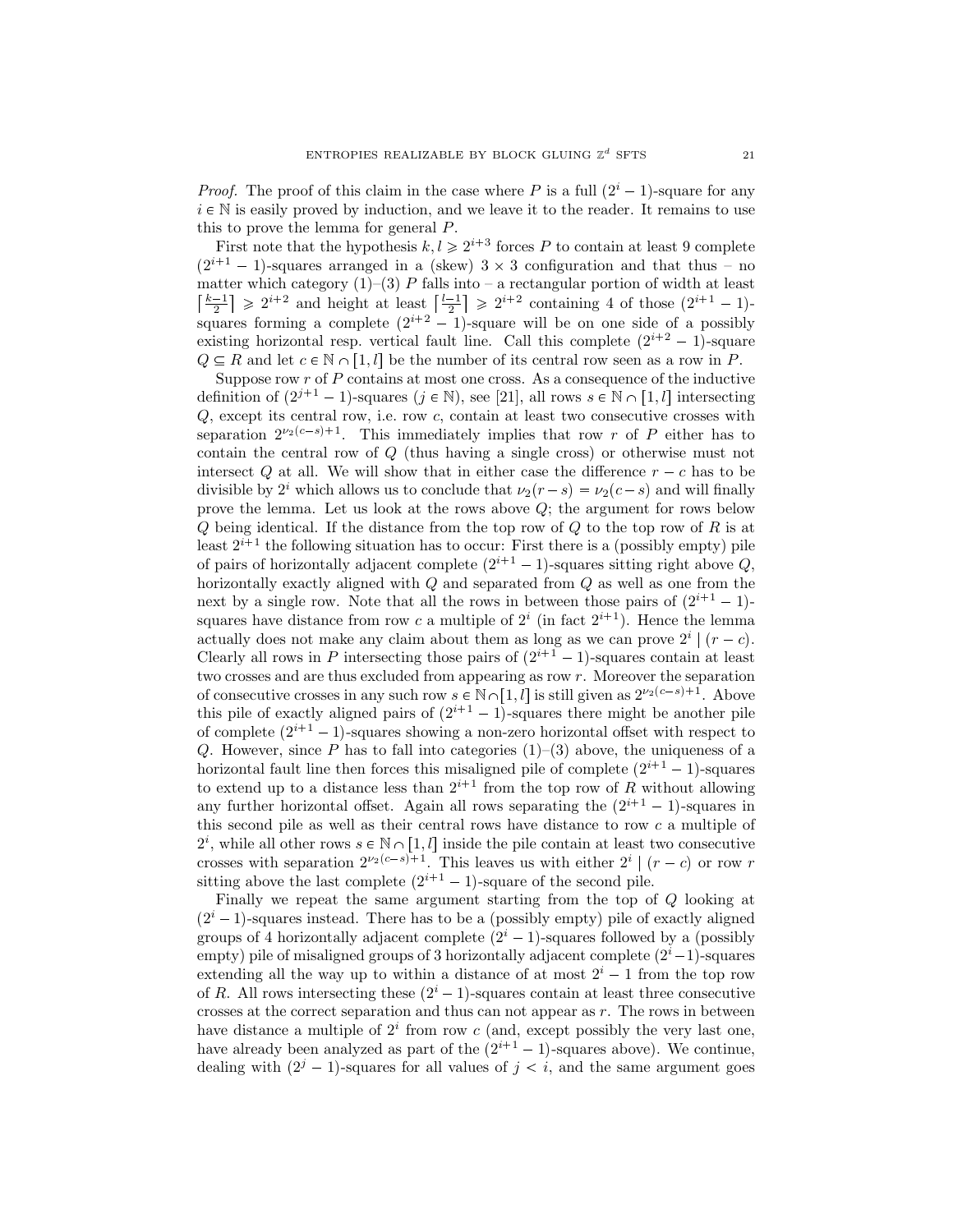*Proof.* The proof of this claim in the case where $P$ is a full $(2^i-1)$-square for any $i \in \mathbb{N}$ is easily proved by induction, and we leave it to the reader. It remains to use this to prove the lemma for general $P$.

First note that the hypothesis $k, l \geqslant 2^{i+3}$ forces $P$ to contain at least 9 complete $(2^{i+1}-1)$-squares arranged in a (skew) $3 \times 3$ configuration and that thus – no matter which category (1)–(3) $P$ falls into – a rectangular portion of width at least $\left\lceil \frac{k-1}{2} \right\rceil \geqslant 2^{i+2}$ and height at least $\left\lceil \frac{l-1}{2} \right\rceil \geqslant 2^{i+2}$ containing 4 of those $(2^{i+1}-1)$-squares forming a complete $(2^{i+2}-1)$-square will be on one side of a possibly existing horizontal resp. vertical fault line. Call this complete $(2^{i+2}-1)$-square $Q \subseteq R$ and let $c \in \mathbb{N} \cap [1, l]$ be the number of its central row seen as a row in $P$.

Suppose row $r$ of $P$ contains at most one cross. As a consequence of the inductive definition of $(2^{j+1}-1)$-squares ($j \in \mathbb{N}$), see [21], all rows $s \in \mathbb{N} \cap [1, l]$ intersecting $Q$, except its central row, i.e. row $c$, contain at least two consecutive crosses with separation $2^{\nu_2(c-s)+1}$. This immediately implies that row $r$ of $P$ either has to contain the central row of $Q$ (thus having a single cross) or otherwise must not intersect $Q$ at all. We will show that in either case the difference $r - c$ has to be divisible by $2^i$ which allows us to conclude that $\nu_2(r-s) = \nu_2(c-s)$ and will finally prove the lemma. Let us look at the rows above $Q$; the argument for rows below $Q$ being identical. If the distance from the top row of $Q$ to the top row of $R$ is at least $2^{i+1}$ the following situation has to occur: First there is a (possibly empty) pile of pairs of horizontally adjacent complete $(2^{i+1}-1)$-squares sitting right above $Q$, horizontally exactly aligned with $Q$ and separated from $Q$ as well as one from the next by a single row. Note that all the rows in between those pairs of $(2^{i+1}-1)$-squares have distance from row $c$ a multiple of $2^i$ (in fact $2^{i+1}$). Hence the lemma actually does not make any claim about them as long as we can prove $2^i \mid (r-c)$. Clearly all rows in $P$ intersecting those pairs of $(2^{i+1}-1)$-squares contain at least two crosses and are thus excluded from appearing as row $r$. Moreover the separation of consecutive crosses in any such row $s \in \mathbb{N} \cap [1, l]$ is still given as $2^{\nu_2(c-s)+1}$. Above this pile of exactly aligned pairs of $(2^{i+1}-1)$-squares there might be another pile of complete $(2^{i+1}-1)$-squares showing a non-zero horizontal offset with respect to $Q$. However, since $P$ has to fall into categories (1)–(3) above, the uniqueness of a horizontal fault line then forces this misaligned pile of complete $(2^{i+1}-1)$-squares to extend up to a distance less than $2^{i+1}$ from the top row of $R$ without allowing any further horizontal offset. Again all rows separating the $(2^{i+1}-1)$-squares in this second pile as well as their central rows have distance to row $c$ a multiple of $2^i$, while all other rows $s \in \mathbb{N} \cap [1, l]$ inside the pile contain at least two consecutive crosses with separation $2^{\nu_2(c-s)+1}$. This leaves us with either $2^i \mid (r-c)$ or row $r$ sitting above the last complete $(2^{i+1}-1)$-square of the second pile.

Finally we repeat the same argument starting from the top of $Q$ looking at $(2^i-1)$-squares instead. There has to be a (possibly empty) pile of exactly aligned groups of 4 horizontally adjacent complete $(2^i-1)$-squares followed by a (possibly empty) pile of misaligned groups of 3 horizontally adjacent complete $(2^i-1)$-squares extending all the way up to within a distance of at most $2^i-1$ from the top row of $R$. All rows intersecting these $(2^i-1)$-squares contain at least three consecutive crosses at the correct separation and thus can not appear as $r$. The rows in between have distance a multiple of $2^i$ from row $c$ (and, except possibly the very last one, have already been analyzed as part of the $(2^{i+1}-1)$-squares above). We continue, dealing with $(2^j-1)$-squares for all values of $j < i$, and the same argument goes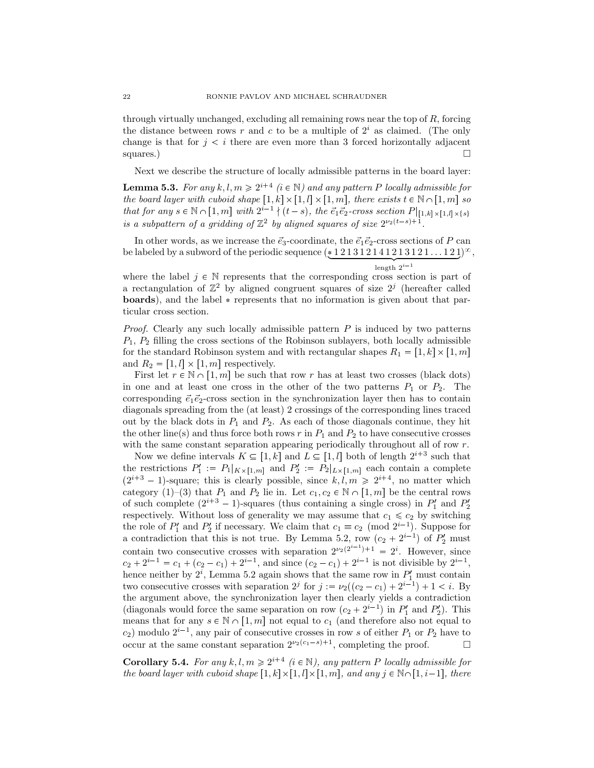through virtually unchanged, excluding all remaining rows near the top of $R$, forcing the distance between rows $r$ and $c$ to be a multiple of $2^i$ as claimed. (The only change is that for $j < i$ there are even more than 3 forced horizontally adjacent squares.) □

Next we describe the structure of locally admissible patterns in the board layer:

**Lemma 5.3.** *For any $k, l, m \geqslant 2^{i+4}$ ($i \in \mathbb{N}$) and any pattern $P$ locally admissible for the board layer with cuboid shape $[1,k] \times [1,l] \times [1,m]$, there exists $t \in \mathbb{N} \cap [1,m]$ so that for any $s \in \mathbb{N} \cap [1,m]$ with $2^{i-1} \nmid (t-s)$, the $\vec{e}_1\vec{e}_2$-cross section $P|_{[1,k]\times[1,l]\times\{s\}}$ is a subpattern of a gridding of $\mathbb{Z}^2$ by aligned squares of size $2^{\nu_2(t-s)+1}$.*

In other words, as we increase the $\vec{e}_3$-coordinate, the $\vec{e}_1\vec{e}_2$-cross sections of $P$ can be labeled by a subword of the periodic sequence $(\underbrace{*\,1\,2\,1\,3\,1\,2\,1\,4\,1\,2\,1\,3\,1\,2\,1\ldots 1\,2\,1}_{\text{length } 2^{i-1}})^\infty$, where the label $j \in \mathbb{N}$ represents that the corresponding cross section is part of a rectangulation of $\mathbb{Z}^2$ by aligned congruent squares of size $2^j$ (hereafter called **boards**), and the label $*$ represents that no information is given about that particular cross section.

*Proof.* Clearly any such locally admissible pattern $P$ is induced by two patterns $P_1$, $P_2$ filling the cross sections of the Robinson sublayers, both locally admissible for the standard Robinson system and with rectangular shapes $R_1 = [1,k] \times [1,m]$ and $R_2 = [1,l] \times [1,m]$ respectively.

First let $r \in \mathbb{N} \cap [1,m]$ be such that row $r$ has at least two crosses (black dots) in one and at least one cross in the other of the two patterns $P_1$ or $P_2$. The corresponding $\vec{e}_1\vec{e}_2$-cross section in the synchronization layer then has to contain diagonals spreading from the (at least) 2 crossings of the corresponding lines traced out by the black dots in $P_1$ and $P_2$. As each of those diagonals continue, they hit the other line(s) and thus force both rows $r$ in $P_1$ and $P_2$ to have consecutive crosses with the same constant separation appearing periodically throughout all of row $r$.

Now we define intervals $K \subseteq [1,k]$ and $L \subseteq [1,l]$ both of length $2^{i+3}$ such that the restrictions $P_1' := P_1|_{K\times[1,m]}$ and $P_2' := P_2|_{L\times[1,m]}$ each contain a complete $(2^{i+3}-1)$-square; this is clearly possible, since $k, l, m \geqslant 2^{i+4}$, no matter which category (1)–(3) that $P_1$ and $P_2$ lie in. Let $c_1, c_2 \in \mathbb{N} \cap [1,m]$ be the central rows of such complete $(2^{i+3}-1)$-squares (thus containing a single cross) in $P_1'$ and $P_2'$ respectively. Without loss of generality we may assume that $c_1 \leqslant c_2$ by switching the role of $P_1'$ and $P_2'$ if necessary. We claim that $c_1 \equiv c_2 \pmod{2^{i-1}}$. Suppose for a contradiction that this is not true. By Lemma 5.2, row $(c_2 + 2^{i-1})$ of $P_2'$ must contain two consecutive crosses with separation $2^{\nu_2(2^{i-1})+1} = 2^i$. However, since $c_2 + 2^{i-1} = c_1 + (c_2 - c_1) + 2^{i-1}$, and since $(c_2 - c_1) + 2^{i-1}$ is not divisible by $2^{i-1}$, hence neither by $2^i$, Lemma 5.2 again shows that the same row in $P_1'$ must contain two consecutive crosses with separation $2^j$ for $j := \nu_2((c_2 - c_1) + 2^{i-1}) + 1 < i$. By the argument above, the synchronization layer then clearly yields a contradiction (diagonals would force the same separation on row $(c_2 + 2^{i-1})$ in $P_1'$ and $P_2'$). This means that for any $s \in \mathbb{N} \cap [1,m]$ not equal to $c_1$ (and therefore also not equal to $c_2$) modulo $2^{i-1}$, any pair of consecutive crosses in row $s$ of either $P_1$ or $P_2$ have to occur at the same constant separation $2^{\nu_2(c_1-s)+1}$, completing the proof. □

**Corollary 5.4.** *For any $k, l, m \geqslant 2^{i+4}$ ($i \in \mathbb{N}$), any pattern $P$ locally admissible for the board layer with cuboid shape $[1,k]\times[1,l]\times[1,m]$, and any $j \in \mathbb{N}\cap[1,i-1]$, there*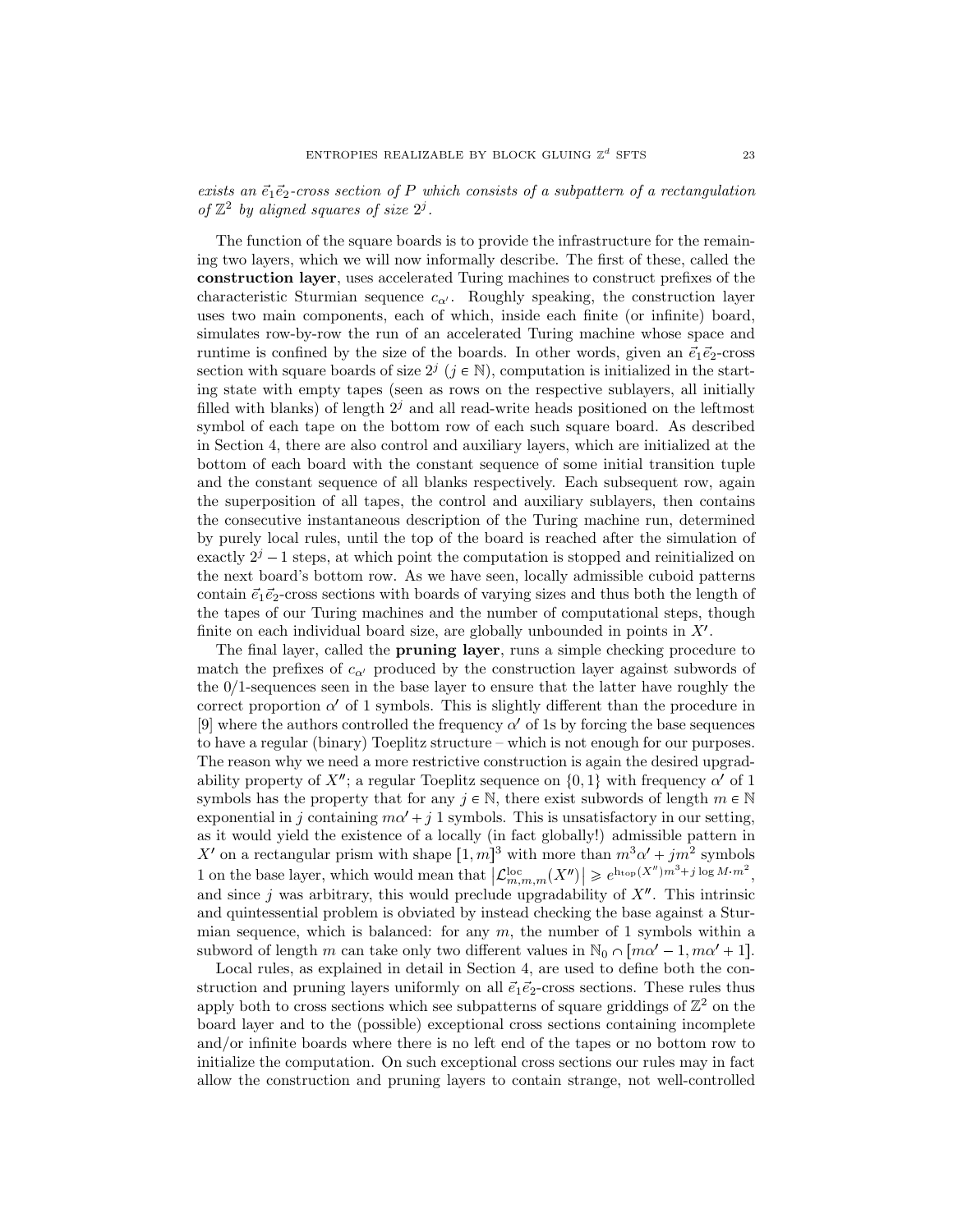*exists an $\vec{e}_1\vec{e}_2$-cross section of $P$ which consists of a subpattern of a rectangulation of $\mathbb{Z}^2$ by aligned squares of size $2^j$.*

The function of the square boards is to provide the infrastructure for the remaining two layers, which we will now informally describe. The first of these, called the **construction layer**, uses accelerated Turing machines to construct prefixes of the characteristic Sturmian sequence $c_{\alpha'}$. Roughly speaking, the construction layer uses two main components, each of which, inside each finite (or infinite) board, simulates row-by-row the run of an accelerated Turing machine whose space and runtime is confined by the size of the boards. In other words, given an $\vec{e}_1\vec{e}_2$-cross section with square boards of size $2^j$ ($j \in \mathbb{N}$), computation is initialized in the starting state with empty tapes (seen as rows on the respective sublayers, all initially filled with blanks) of length $2^j$ and all read-write heads positioned on the leftmost symbol of each tape on the bottom row of each such square board. As described in Section 4, there are also control and auxiliary layers, which are initialized at the bottom of each board with the constant sequence of some initial transition tuple and the constant sequence of all blanks respectively. Each subsequent row, again the superposition of all tapes, the control and auxiliary sublayers, then contains the consecutive instantaneous description of the Turing machine run, determined by purely local rules, until the top of the board is reached after the simulation of exactly $2^j - 1$ steps, at which point the computation is stopped and reinitialized on the next board's bottom row. As we have seen, locally admissible cuboid patterns contain $\vec{e}_1\vec{e}_2$-cross sections with boards of varying sizes and thus both the length of the tapes of our Turing machines and the number of computational steps, though finite on each individual board size, are globally unbounded in points in $X'$.

The final layer, called the **pruning layer**, runs a simple checking procedure to match the prefixes of $c_{\alpha'}$ produced by the construction layer against subwords of the 0/1-sequences seen in the base layer to ensure that the latter have roughly the correct proportion $\alpha'$ of 1 symbols. This is slightly different than the procedure in [9] where the authors controlled the frequency $\alpha'$ of 1s by forcing the base sequences to have a regular (binary) Toeplitz structure – which is not enough for our purposes. The reason why we need a more restrictive construction is again the desired upgradability property of $X''$; a regular Toeplitz sequence on $\{0,1\}$ with frequency $\alpha'$ of 1 symbols has the property that for any $j \in \mathbb{N}$, there exist subwords of length $m \in \mathbb{N}$ exponential in $j$ containing $m\alpha' + j$ 1 symbols. This is unsatisfactory in our setting, as it would yield the existence of a locally (in fact globally!) admissible pattern in $X'$ on a rectangular prism with shape $[1,m]^3$ with more than $m^3\alpha' + jm^2$ symbols 1 on the base layer, which would mean that $\left|\mathcal{L}^{\mathrm{loc}}_{m,m,m}(X'')\right| \geqslant e^{\mathrm{h_{top}}(X'')m^3 + j\log M \cdot m^2}$, and since $j$ was arbitrary, this would preclude upgradability of $X''$. This intrinsic and quintessential problem is obviated by instead checking the base against a Sturmian sequence, which is balanced: for any $m$, the number of 1 symbols within a subword of length $m$ can take only two different values in $\mathbb{N}_0 \cap [m\alpha' - 1, m\alpha' + 1]$.

Local rules, as explained in detail in Section 4, are used to define both the construction and pruning layers uniformly on all $\vec{e}_1\vec{e}_2$-cross sections. These rules thus apply both to cross sections which see subpatterns of square griddings of $\mathbb{Z}^2$ on the board layer and to the (possible) exceptional cross sections containing incomplete and/or infinite boards where there is no left end of the tapes or no bottom row to initialize the computation. On such exceptional cross sections our rules may in fact allow the construction and pruning layers to contain strange, not well-controlled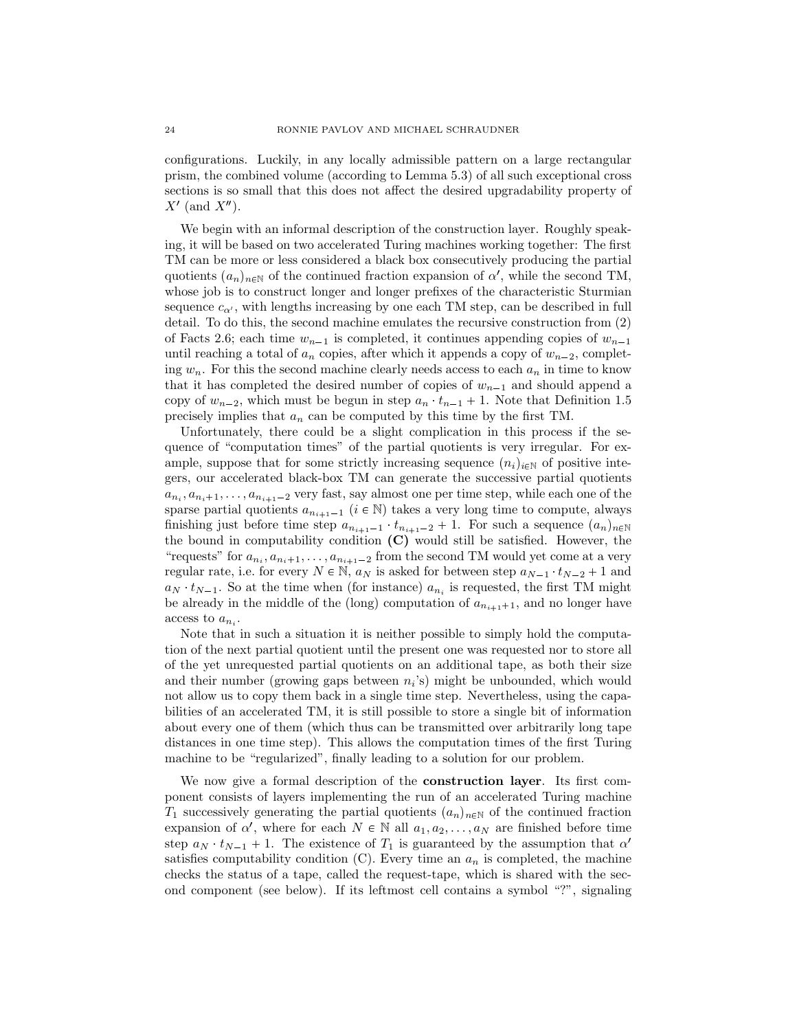configurations. Luckily, in any locally admissible pattern on a large rectangular prism, the combined volume (according to Lemma 5.3) of all such exceptional cross sections is so small that this does not affect the desired upgradability property of $X'$ (and $X''$).

We begin with an informal description of the construction layer. Roughly speaking, it will be based on two accelerated Turing machines working together: The first TM can be more or less considered a black box consecutively producing the partial quotients $(a_n)_{n\in\mathbb{N}}$ of the continued fraction expansion of $\alpha'$, while the second TM, whose job is to construct longer and longer prefixes of the characteristic Sturmian sequence $c_{\alpha'}$, with lengths increasing by one each TM step, can be described in full detail. To do this, the second machine emulates the recursive construction from (2) of Facts 2.6; each time $w_{n-1}$ is completed, it continues appending copies of $w_{n-1}$ until reaching a total of $a_n$ copies, after which it appends a copy of $w_{n-2}$, completing $w_n$. For this the second machine clearly needs access to each $a_n$ in time to know that it has completed the desired number of copies of $w_{n-1}$ and should append a copy of $w_{n-2}$, which must be begun in step $a_n \cdot t_{n-1} + 1$. Note that Definition 1.5 precisely implies that $a_n$ can be computed by this time by the first TM.

Unfortunately, there could be a slight complication in this process if the sequence of "computation times" of the partial quotients is very irregular. For example, suppose that for some strictly increasing sequence $(n_i)_{i\in\mathbb{N}}$ of positive integers, our accelerated black-box TM can generate the successive partial quotients $a_{n_i}, a_{n_i+1}, \ldots, a_{n_{i+1}-2}$ very fast, say almost one per time step, while each one of the sparse partial quotients $a_{n_{i+1}-1}$ ($i \in \mathbb{N}$) takes a very long time to compute, always finishing just before time step $a_{n_{i+1}-1} \cdot t_{n_{i+1}-2} + 1$. For such a sequence $(a_n)_{n\in\mathbb{N}}$ the bound in computability condition **(C)** would still be satisfied. However, the "requests" for $a_{n_i}, a_{n_i+1}, \ldots, a_{n_{i+1}-2}$ from the second TM would yet come at a very regular rate, i.e. for every $N \in \mathbb{N}$, $a_N$ is asked for between step $a_{N-1} \cdot t_{N-2} + 1$ and $a_N \cdot t_{N-1}$. So at the time when (for instance) $a_{n_i}$ is requested, the first TM might be already in the middle of the (long) computation of $a_{n_{i+1}+1}$, and no longer have access to $a_{n_i}$.

Note that in such a situation it is neither possible to simply hold the computation of the next partial quotient until the present one was requested nor to store all of the yet unrequested partial quotients on an additional tape, as both their size and their number (growing gaps between $n_i$'s) might be unbounded, which would not allow us to copy them back in a single time step. Nevertheless, using the capabilities of an accelerated TM, it is still possible to store a single bit of information about every one of them (which thus can be transmitted over arbitrarily long tape distances in one time step). This allows the computation times of the first Turing machine to be "regularized", finally leading to a solution for our problem.

We now give a formal description of the **construction layer**. Its first component consists of layers implementing the run of an accelerated Turing machine $T_1$ successively generating the partial quotients $(a_n)_{n\in\mathbb{N}}$ of the continued fraction expansion of $\alpha'$, where for each $N \in \mathbb{N}$ all $a_1, a_2, \ldots, a_N$ are finished before time step $a_N \cdot t_{N-1} + 1$. The existence of $T_1$ is guaranteed by the assumption that $\alpha'$ satisfies computability condition (C). Every time an $a_n$ is completed, the machine checks the status of a tape, called the request-tape, which is shared with the second component (see below). If its leftmost cell contains a symbol "?", signaling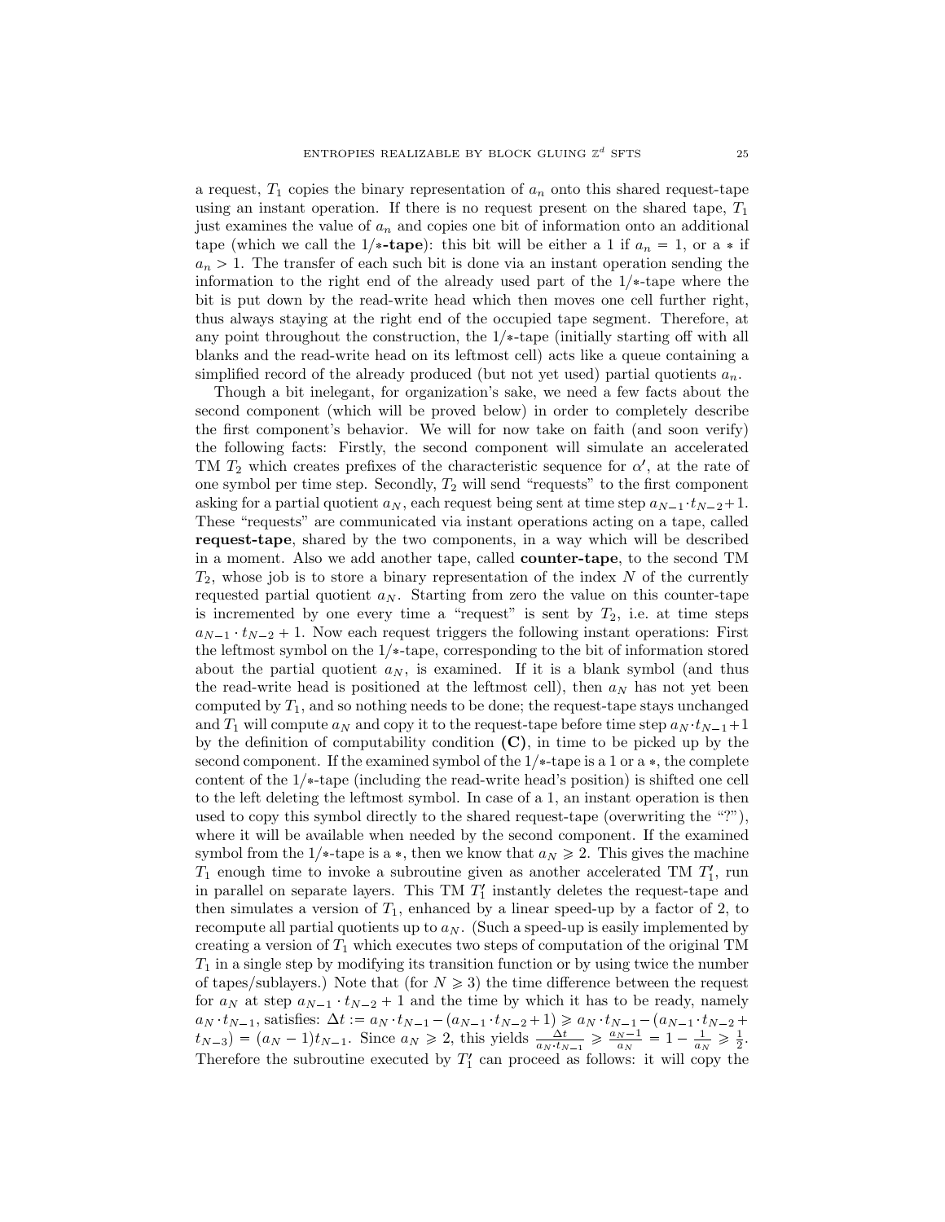a request, $T_1$ copies the binary representation of $a_n$ onto this shared request-tape using an instant operation. If there is no request present on the shared tape, $T_1$ just examines the value of $a_n$ and copies one bit of information onto an additional tape (which we call the **$1/*$-tape**): this bit will be either a 1 if $a_n = 1$, or a $*$ if $a_n > 1$. The transfer of each such bit is done via an instant operation sending the information to the right end of the already used part of the $1/*$-tape where the bit is put down by the read-write head which then moves one cell further right, thus always staying at the right end of the occupied tape segment. Therefore, at any point throughout the construction, the $1/*$-tape (initially starting off with all blanks and the read-write head on its leftmost cell) acts like a queue containing a simplified record of the already produced (but not yet used) partial quotients $a_n$.

Though a bit inelegant, for organization's sake, we need a few facts about the second component (which will be proved below) in order to completely describe the first component's behavior. We will for now take on faith (and soon verify) the following facts: Firstly, the second component will simulate an accelerated TM $T_2$ which creates prefixes of the characteristic sequence for $\alpha'$, at the rate of one symbol per time step. Secondly, $T_2$ will send "requests" to the first component asking for a partial quotient $a_N$, each request being sent at time step $a_{N-1} \cdot t_{N-2} + 1$. These "requests" are communicated via instant operations acting on a tape, called **request-tape**, shared by the two components, in a way which will be described in a moment. Also we add another tape, called **counter-tape**, to the second TM $T_2$, whose job is to store a binary representation of the index $N$ of the currently requested partial quotient $a_N$. Starting from zero the value on this counter-tape is incremented by one every time a "request" is sent by $T_2$, i.e. at time steps $a_{N-1} \cdot t_{N-2} + 1$. Now each request triggers the following instant operations: First the leftmost symbol on the $1/*$-tape, corresponding to the bit of information stored about the partial quotient $a_N$, is examined. If it is a blank symbol (and thus the read-write head is positioned at the leftmost cell), then $a_N$ has not yet been computed by $T_1$, and so nothing needs to be done; the request-tape stays unchanged and $T_1$ will compute $a_N$ and copy it to the request-tape before time step $a_N \cdot t_{N-1} + 1$ by the definition of computability condition **(C)**, in time to be picked up by the second component. If the examined symbol of the $1/*$-tape is a 1 or a $*$, the complete content of the $1/*$-tape (including the read-write head's position) is shifted one cell to the left deleting the leftmost symbol. In case of a 1, an instant operation is then used to copy this symbol directly to the shared request-tape (overwriting the "?"), where it will be available when needed by the second component. If the examined symbol from the $1/*$-tape is a $*$, then we know that $a_N \geqslant 2$. This gives the machine $T_1$ enough time to invoke a subroutine given as another accelerated TM $T_1'$, run in parallel on separate layers. This TM $T_1'$ instantly deletes the request-tape and then simulates a version of $T_1$, enhanced by a linear speed-up by a factor of 2, to recompute all partial quotients up to $a_N$. (Such a speed-up is easily implemented by creating a version of $T_1$ which executes two steps of computation of the original TM $T_1$ in a single step by modifying its transition function or by using twice the number of tapes/sublayers.) Note that (for $N \geqslant 3$) the time difference between the request for $a_N$ at step $a_{N-1} \cdot t_{N-2} + 1$ and the time by which it has to be ready, namely $a_N \cdot t_{N-1}$, satisfies: $\Delta t := a_N \cdot t_{N-1} - (a_{N-1} \cdot t_{N-2} + 1) \geqslant a_N \cdot t_{N-1} - (a_{N-1} \cdot t_{N-2} + t_{N-3}) = (a_N - 1)t_{N-1}$. Since $a_N \geqslant 2$, this yields $\frac{\Delta t}{a_N \cdot t_{N-1}} \geqslant \frac{a_N - 1}{a_N} = 1 - \frac{1}{a_N} \geqslant \frac{1}{2}$. Therefore the subroutine executed by $T_1'$ can proceed as follows: it will copy the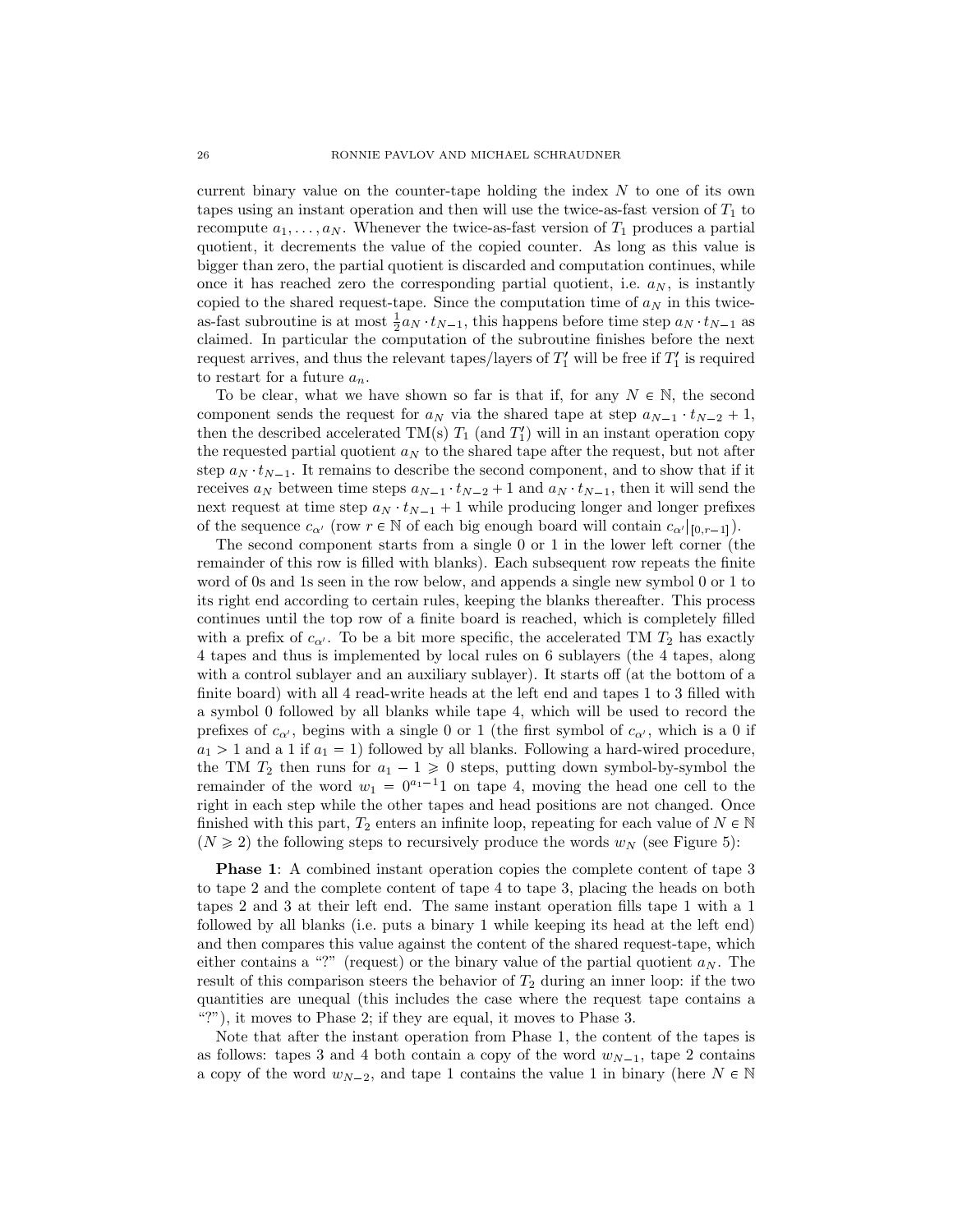current binary value on the counter-tape holding the index $N$ to one of its own tapes using an instant operation and then will use the twice-as-fast version of $T_1$ to recompute $a_1, \ldots, a_N$. Whenever the twice-as-fast version of $T_1$ produces a partial quotient, it decrements the value of the copied counter. As long as this value is bigger than zero, the partial quotient is discarded and computation continues, while once it has reached zero the corresponding partial quotient, i.e. $a_N$, is instantly copied to the shared request-tape. Since the computation time of $a_N$ in this twice-as-fast subroutine is at most $\frac{1}{2}a_N \cdot t_{N-1}$, this happens before time step $a_N \cdot t_{N-1}$ as claimed. In particular the computation of the subroutine finishes before the next request arrives, and thus the relevant tapes/layers of $T_1'$ will be free if $T_1'$ is required to restart for a future $a_n$.

To be clear, what we have shown so far is that if, for any $N \in \mathbb{N}$, the second component sends the request for $a_N$ via the shared tape at step $a_{N-1} \cdot t_{N-2} + 1$, then the described accelerated TM(s) $T_1$ (and $T_1'$) will in an instant operation copy the requested partial quotient $a_N$ to the shared tape after the request, but not after step $a_N \cdot t_{N-1}$. It remains to describe the second component, and to show that if it receives $a_N$ between time steps $a_{N-1} \cdot t_{N-2} + 1$ and $a_N \cdot t_{N-1}$, then it will send the next request at time step $a_N \cdot t_{N-1} + 1$ while producing longer and longer prefixes of the sequence $c_{\alpha'}$ (row $r \in \mathbb{N}$ of each big enough board will contain $c_{\alpha'}|_{[0,r-1]}$).

The second component starts from a single 0 or 1 in the lower left corner (the remainder of this row is filled with blanks). Each subsequent row repeats the finite word of 0s and 1s seen in the row below, and appends a single new symbol 0 or 1 to its right end according to certain rules, keeping the blanks thereafter. This process continues until the top row of a finite board is reached, which is completely filled with a prefix of $c_{\alpha'}$. To be a bit more specific, the accelerated TM $T_2$ has exactly 4 tapes and thus is implemented by local rules on 6 sublayers (the 4 tapes, along with a control sublayer and an auxiliary sublayer). It starts off (at the bottom of a finite board) with all 4 read-write heads at the left end and tapes 1 to 3 filled with a symbol 0 followed by all blanks while tape 4, which will be used to record the prefixes of $c_{\alpha'}$, begins with a single 0 or 1 (the first symbol of $c_{\alpha'}$, which is a 0 if $a_1 > 1$ and a 1 if $a_1 = 1$) followed by all blanks. Following a hard-wired procedure, the TM $T_2$ then runs for $a_1 - 1 \geqslant 0$ steps, putting down symbol-by-symbol the remainder of the word $w_1 = 0^{a_1-1}1$ on tape 4, moving the head one cell to the right in each step while the other tapes and head positions are not changed. Once finished with this part, $T_2$ enters an infinite loop, repeating for each value of $N \in \mathbb{N}$ ($N \geqslant 2$) the following steps to recursively produce the words $w_N$ (see Figure 5):

**Phase 1**: A combined instant operation copies the complete content of tape 3 to tape 2 and the complete content of tape 4 to tape 3, placing the heads on both tapes 2 and 3 at their left end. The same instant operation fills tape 1 with a 1 followed by all blanks (i.e. puts a binary 1 while keeping its head at the left end) and then compares this value against the content of the shared request-tape, which either contains a "?" (request) or the binary value of the partial quotient $a_N$. The result of this comparison steers the behavior of $T_2$ during an inner loop: if the two quantities are unequal (this includes the case where the request tape contains a "?"), it moves to Phase 2; if they are equal, it moves to Phase 3.

Note that after the instant operation from Phase 1, the content of the tapes is as follows: tapes 3 and 4 both contain a copy of the word $w_{N-1}$, tape 2 contains a copy of the word $w_{N-2}$, and tape 1 contains the value 1 in binary (here $N \in \mathbb{N}$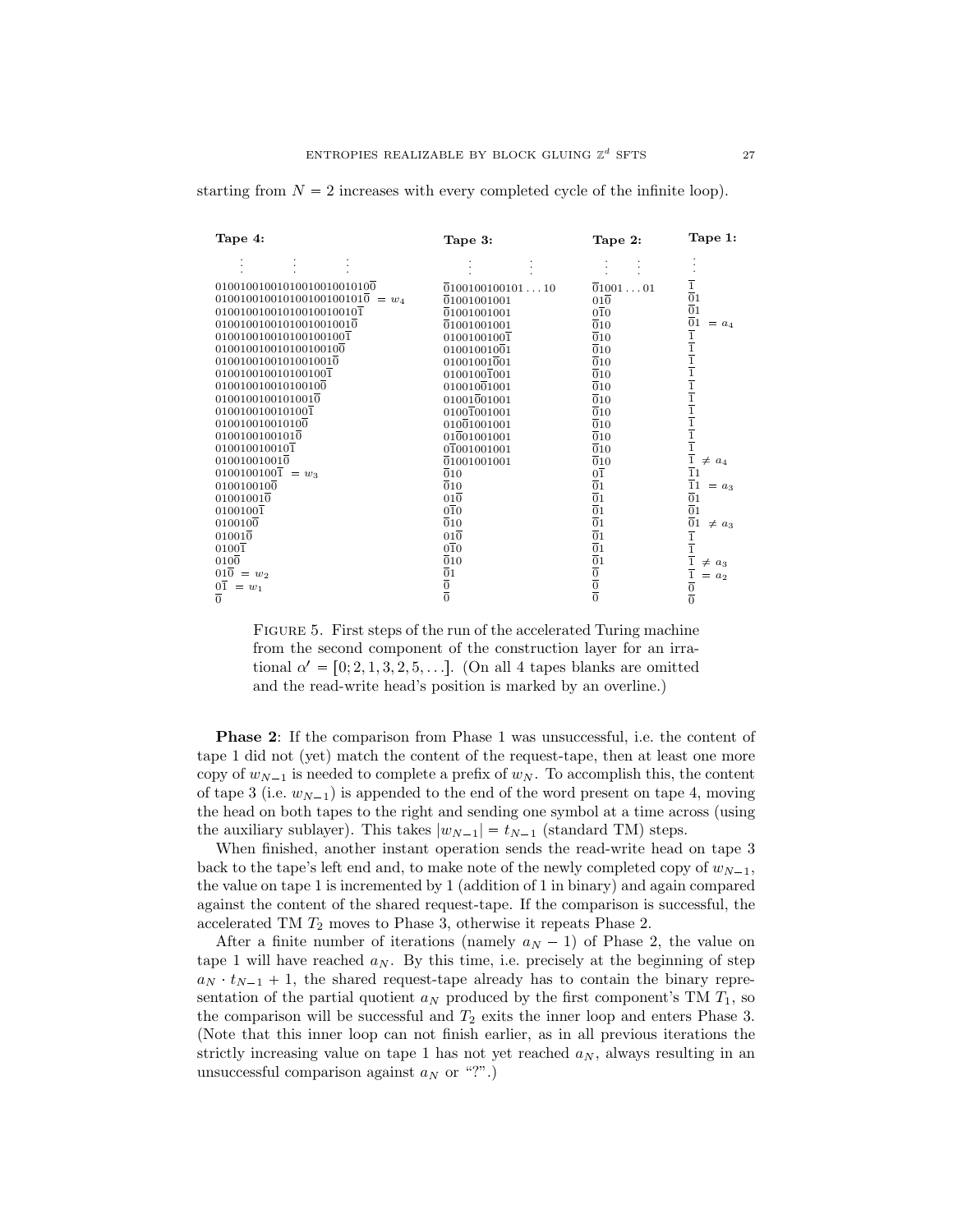starting from $N = 2$ increases with every completed cycle of the infinite loop).

| **Tape 4:** | **Tape 3:** | **Tape 2:** | **Tape 1:** |
|---|---|---|---|
| $\vdots$ | $\vdots$ | $\vdots$ | $\vdots$ |
| $0100100100101001001001010\overline{0}$ | $\overline{0}100100100101\ldots10$ | $\overline{0}1001\ldots01$ | $\overline{1}$ |
| $010010010010100100100101\overline{0}\ = w_4$ | $\overline{0}1001001001$ | $01\overline{0}$ | $\overline{0}1$ |
| $01001001001010010010010\overline{1}$ | $\overline{0}1001001001$ | $0\overline{1}0$ | $\overline{0}1$ |
| $0100100100101001001001\overline{0}$ | $\overline{0}1001001001$ | $\overline{0}10$ | $\overline{0}1\ = a_4$ |
| $010010010010100100100\overline{1}$ | $0100100100\overline{1}$ | $\overline{0}10$ | $\overline{1}$ |
| $01001001001010010010\overline{0}$ | $010010010\overline{0}1$ | $\overline{0}10$ | $\overline{1}$ |
| $0100100100101001001\overline{0}$ | $01001001\overline{0}01$ | $\overline{0}10$ | $\overline{1}$ |
| $010010010010100100\overline{1}$ | $0100100\overline{1}001$ | $\overline{0}10$ | $\overline{1}$ |
| $01001001001010010\overline{0}$ | $010010\overline{0}1001$ | $\overline{0}10$ | $\overline{1}$ |
| $0100100100101001\overline{0}$ | $01001\overline{0}01001$ | $\overline{0}10$ | $\overline{1}$ |
| $010010010010100\overline{1}$ | $0100\overline{1}001001$ | $\overline{0}10$ | $\overline{1}$ |
| $01001001001010\overline{0}$ | $010\overline{0}1001001$ | $\overline{0}10$ | $\overline{1}$ |
| $0100100100101\overline{0}$ | $01\overline{0}01001001$ | $\overline{0}10$ | $\overline{1}$ |
| $010010010010\overline{1}$ | $0\overline{1}001001001$ | $\overline{0}10$ | $\overline{1}$ |
| $01001001001\overline{0}$ | $\overline{0}1001001001$ | $\overline{0}10$ | $\overline{1}\ \neq a_4$ |
| $0100100100\overline{1}\ = w_3$ | $\overline{0}10$ | $0\overline{1}$ | $\overline{1}1$ |
| $010010010\overline{0}$ | $\overline{0}10$ | $\overline{0}1$ | $\overline{1}1\ = a_3$ |
| $01001001\overline{0}$ | $01\overline{0}$ | $\overline{0}1$ | $\overline{0}1$ |
| $0100100\overline{1}$ | $0\overline{1}0$ | $\overline{0}1$ | $\overline{0}1$ |
| $010010\overline{0}$ | $\overline{0}10$ | $\overline{0}1$ | $\overline{0}1\ \neq a_3$ |
| $01001\overline{0}$ | $01\overline{0}$ | $\overline{0}1$ | $\overline{1}$ |
| $0100\overline{1}$ | $0\overline{1}0$ | $\overline{0}1$ | $\overline{1}$ |
| $010\overline{0}$ | $\overline{0}10$ | $\overline{0}1$ | $\overline{1}\ \neq a_3$ |
| $01\overline{0}\ = w_2$ | $\overline{0}1$ | $\overline{0}$ | $\overline{1}\ = a_2$ |
| $0\overline{1}\ = w_1$ | $\overline{0}$ | $\overline{0}$ | $\overline{0}$ |
| $\overline{0}$ | $\overline{0}$ | $\overline{0}$ | $\overline{0}$ |

Figure 5. First steps of the run of the accelerated Turing machine from the second component of the construction layer for an irrational $\alpha' = [0; 2, 1, 3, 2, 5, \ldots]$. (On all 4 tapes blanks are omitted and the read-write head's position is marked by an overline.)

**Phase 2**: If the comparison from Phase 1 was unsuccessful, i.e. the content of tape 1 did not (yet) match the content of the request-tape, then at least one more copy of $w_{N-1}$ is needed to complete a prefix of $w_N$. To accomplish this, the content of tape 3 (i.e. $w_{N-1}$) is appended to the end of the word present on tape 4, moving the head on both tapes to the right and sending one symbol at a time across (using the auxiliary sublayer). This takes $|w_{N-1}| = t_{N-1}$ (standard TM) steps.

When finished, another instant operation sends the read-write head on tape 3 back to the tape's left end and, to make note of the newly completed copy of $w_{N-1}$, the value on tape 1 is incremented by 1 (addition of 1 in binary) and again compared against the content of the shared request-tape. If the comparison is successful, the accelerated TM $T_2$ moves to Phase 3, otherwise it repeats Phase 2.

After a finite number of iterations (namely $a_N - 1$) of Phase 2, the value on tape 1 will have reached $a_N$. By this time, i.e. precisely at the beginning of step $a_N \cdot t_{N-1} + 1$, the shared request-tape already has to contain the binary representation of the partial quotient $a_N$ produced by the first component's TM $T_1$, so the comparison will be successful and $T_2$ exits the inner loop and enters Phase 3. (Note that this inner loop can not finish earlier, as in all previous iterations the strictly increasing value on tape 1 has not yet reached $a_N$, always resulting in an unsuccessful comparison against $a_N$ or "?".)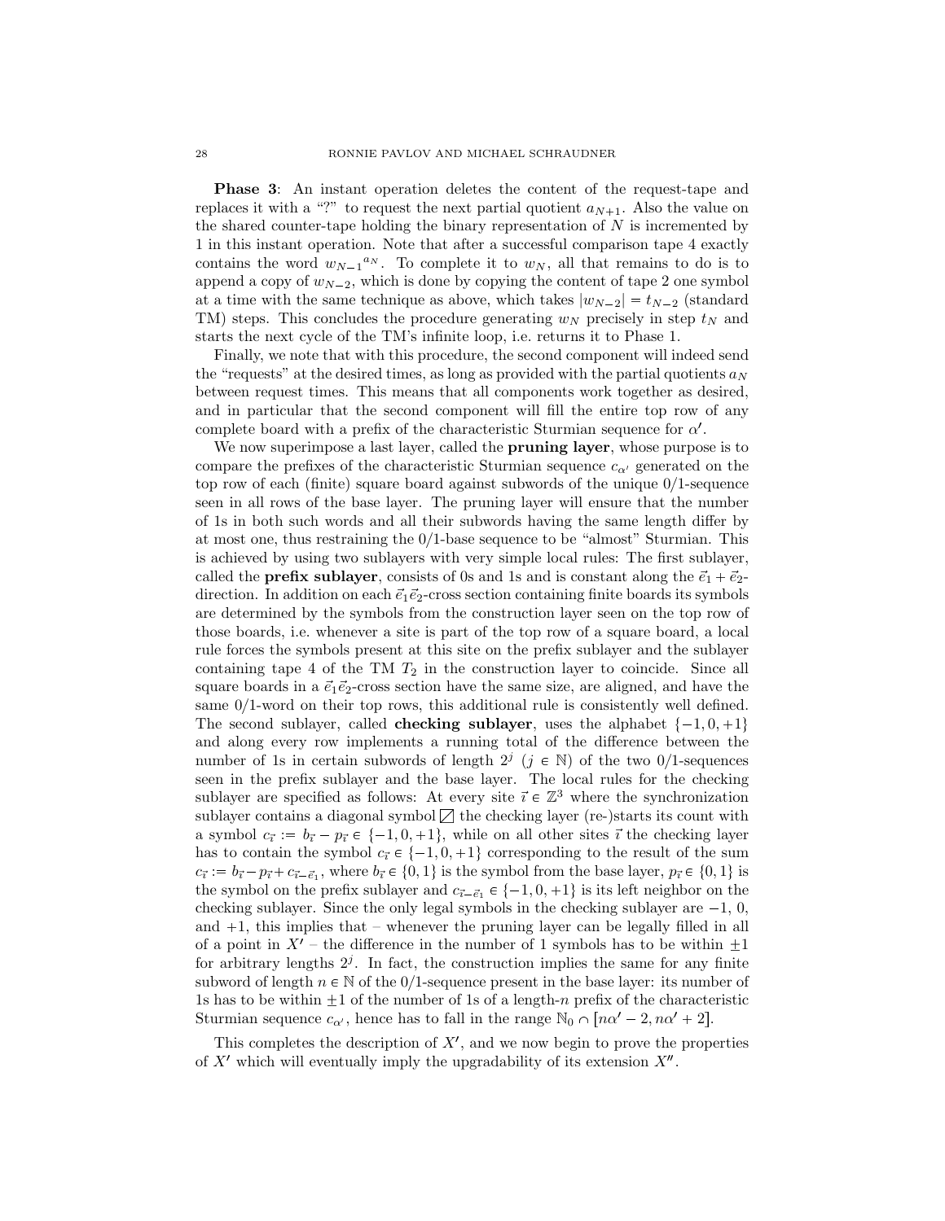**Phase 3**: An instant operation deletes the content of the request-tape and replaces it with a "?" to request the next partial quotient $a_{N+1}$. Also the value on the shared counter-tape holding the binary representation of $N$ is incremented by 1 in this instant operation. Note that after a successful comparison tape 4 exactly contains the word ${w_{N-1}}^{a_N}$. To complete it to $w_N$, all that remains to do is to append a copy of $w_{N-2}$, which is done by copying the content of tape 2 one symbol at a time with the same technique as above, which takes $|w_{N-2}| = t_{N-2}$ (standard TM) steps. This concludes the procedure generating $w_N$ precisely in step $t_N$ and starts the next cycle of the TM's infinite loop, i.e. returns it to Phase 1.

Finally, we note that with this procedure, the second component will indeed send the "requests" at the desired times, as long as provided with the partial quotients $a_N$ between request times. This means that all components work together as desired, and in particular that the second component will fill the entire top row of any complete board with a prefix of the characteristic Sturmian sequence for $\alpha'$.

We now superimpose a last layer, called the **pruning layer**, whose purpose is to compare the prefixes of the characteristic Sturmian sequence $c_{\alpha'}$ generated on the top row of each (finite) square board against subwords of the unique 0/1-sequence seen in all rows of the base layer. The pruning layer will ensure that the number of 1s in both such words and all their subwords having the same length differ by at most one, thus restraining the 0/1-base sequence to be "almost" Sturmian. This is achieved by using two sublayers with very simple local rules: The first sublayer, called the **prefix sublayer**, consists of 0s and 1s and is constant along the $\vec{e}_1 + \vec{e}_2$-direction. In addition on each $\vec{e}_1\vec{e}_2$-cross section containing finite boards its symbols are determined by the symbols from the construction layer seen on the top row of those boards, i.e. whenever a site is part of the top row of a square board, a local rule forces the symbols present at this site on the prefix sublayer and the sublayer containing tape 4 of the TM $T_2$ in the construction layer to coincide. Since all square boards in a $\vec{e}_1\vec{e}_2$-cross section have the same size, are aligned, and have the same 0/1-word on their top rows, this additional rule is consistently well defined. The second sublayer, called **checking sublayer**, uses the alphabet $\{-1, 0, +1\}$ and along every row implements a running total of the difference between the number of 1s in certain subwords of length $2^j$ ($j \in \mathbb{N}$) of the two 0/1-sequences seen in the prefix sublayer and the base layer. The local rules for the checking sublayer are specified as follows: At every site $\vec{\imath} \in \mathbb{Z}^3$ where the synchronization sublayer contains a diagonal symbol ⧄ the checking layer (re-)starts its count with a symbol $c_{\vec{\imath}} := b_{\vec{\imath}} - p_{\vec{\imath}} \in \{-1, 0, +1\}$, while on all other sites $\vec{\imath}$ the checking layer has to contain the symbol $c_{\vec{\imath}} \in \{-1, 0, +1\}$ corresponding to the result of the sum $c_{\vec{\imath}} := b_{\vec{\imath}} - p_{\vec{\imath}} + c_{\vec{\imath}-\vec{e}_1}$, where $b_{\vec{\imath}} \in \{0, 1\}$ is the symbol from the base layer, $p_{\vec{\imath}} \in \{0, 1\}$ is the symbol on the prefix sublayer and $c_{\vec{\imath}-\vec{e}_1} \in \{-1, 0, +1\}$ is its left neighbor on the checking sublayer. Since the only legal symbols in the checking sublayer are $-1$, $0$, and $+1$, this implies that – whenever the pruning layer can be legally filled in all of a point in $X'$ – the difference in the number of 1 symbols has to be within $\pm 1$ for arbitrary lengths $2^j$. In fact, the construction implies the same for any finite subword of length $n \in \mathbb{N}$ of the 0/1-sequence present in the base layer: its number of 1s has to be within $\pm 1$ of the number of 1s of a length-$n$ prefix of the characteristic Sturmian sequence $c_{\alpha'}$, hence has to fall in the range $\mathbb{N}_0 \cap [n\alpha' - 2, n\alpha' + 2]$.

This completes the description of $X'$, and we now begin to prove the properties of $X'$ which will eventually imply the upgradability of its extension $X''$.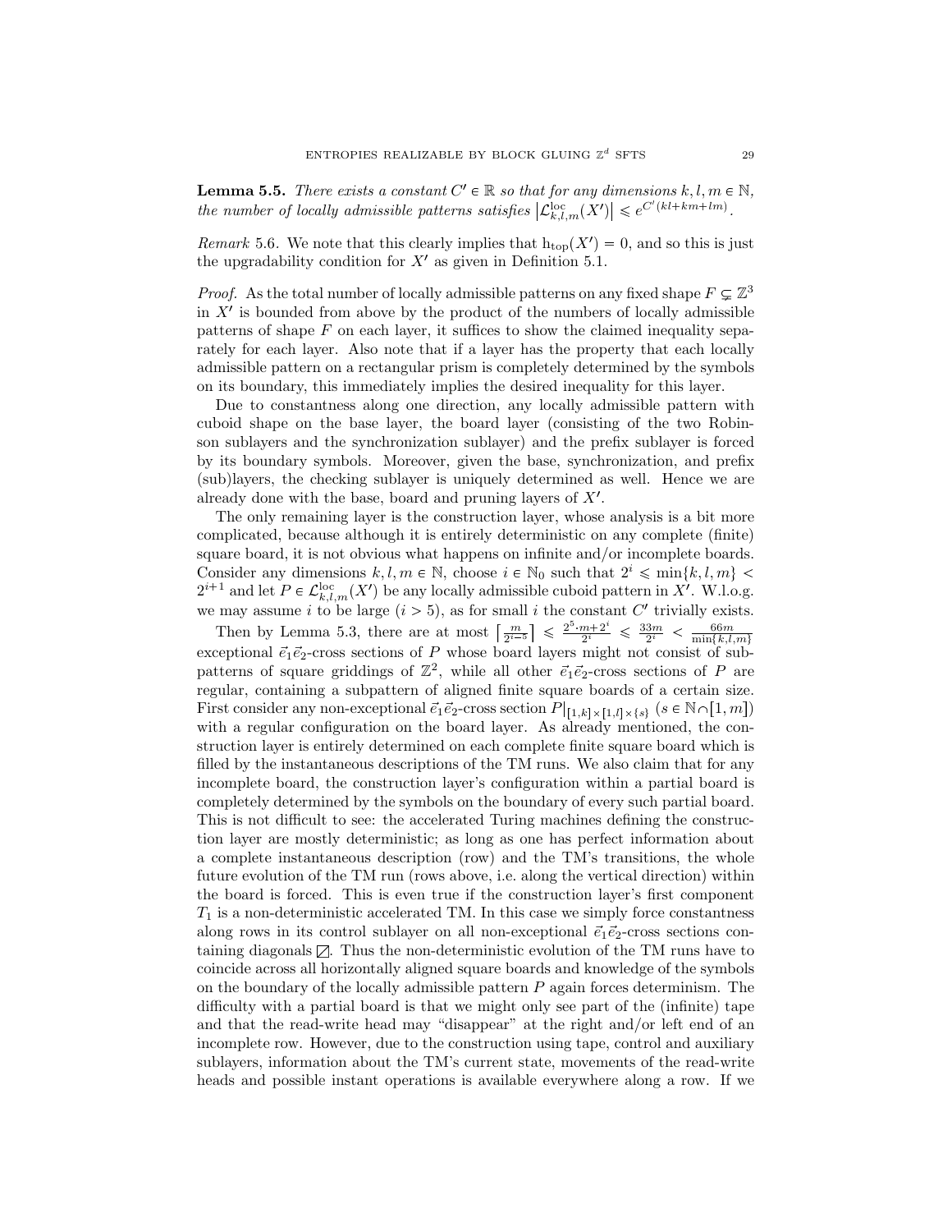**Lemma 5.5.** *There exists a constant $C' \in \mathbb{R}$ so that for any dimensions $k, l, m \in \mathbb{N}$, the number of locally admissible patterns satisfies $\left|\mathcal{L}^{\mathrm{loc}}_{k,l,m}(X')\right| \leqslant e^{C'(kl+km+lm)}$.*

*Remark* 5.6. We note that this clearly implies that $\mathrm{h}_{\mathrm{top}}(X') = 0$, and so this is just the upgradability condition for $X'$ as given in Definition 5.1.

*Proof.* As the total number of locally admissible patterns on any fixed shape $F \subsetneq \mathbb{Z}^3$ in $X'$ is bounded from above by the product of the numbers of locally admissible patterns of shape $F$ on each layer, it suffices to show the claimed inequality separately for each layer. Also note that if a layer has the property that each locally admissible pattern on a rectangular prism is completely determined by the symbols on its boundary, this immediately implies the desired inequality for this layer.

Due to constantness along one direction, any locally admissible pattern with cuboid shape on the base layer, the board layer (consisting of the two Robinson sublayers and the synchronization sublayer) and the prefix sublayer is forced by its boundary symbols. Moreover, given the base, synchronization, and prefix (sub)layers, the checking sublayer is uniquely determined as well. Hence we are already done with the base, board and pruning layers of $X'$.

The only remaining layer is the construction layer, whose analysis is a bit more complicated, because although it is entirely deterministic on any complete (finite) square board, it is not obvious what happens on infinite and/or incomplete boards. Consider any dimensions $k, l, m \in \mathbb{N}$, choose $i \in \mathbb{N}_0$ such that $2^i \leqslant \min\{k, l, m\} < 2^{i+1}$ and let $P \in \mathcal{L}^{\mathrm{loc}}_{k,l,m}(X')$ be any locally admissible cuboid pattern in $X'$. W.l.o.g. we may assume $i$ to be large ($i > 5$), as for small $i$ the constant $C'$ trivially exists.

Then by Lemma 5.3, there are at most $\left\lceil \frac{m}{2^{i-5}} \right\rceil \leqslant \frac{2^5 \cdot m + 2^i}{2^i} \leqslant \frac{33m}{2^i} < \frac{66m}{\min\{k,l,m\}}$ exceptional $\vec{e}_1\vec{e}_2$-cross sections of $P$ whose board layers might not consist of subpatterns of square griddings of $\mathbb{Z}^2$, while all other $\vec{e}_1\vec{e}_2$-cross sections of $P$ are regular, containing a subpattern of aligned finite square boards of a certain size. First consider any non-exceptional $\vec{e}_1\vec{e}_2$-cross section $P|_{[1,k]\times[1,l]\times\{s\}}$ ($s \in \mathbb{N} \cap [1, m]$) with a regular configuration on the board layer. As already mentioned, the construction layer is entirely determined on each complete finite square board which is filled by the instantaneous descriptions of the TM runs. We also claim that for any incomplete board, the construction layer's configuration within a partial board is completely determined by the symbols on the boundary of every such partial board. This is not difficult to see: the accelerated Turing machines defining the construction layer are mostly deterministic; as long as one has perfect information about a complete instantaneous description (row) and the TM's transitions, the whole future evolution of the TM run (rows above, i.e. along the vertical direction) within the board is forced. This is even true if the construction layer's first component $T_1$ is a non-deterministic accelerated TM. In this case we simply force constantness along rows in its control sublayer on all non-exceptional $\vec{e}_1\vec{e}_2$-cross sections containing diagonals ⧄. Thus the non-deterministic evolution of the TM runs have to coincide across all horizontally aligned square boards and knowledge of the symbols on the boundary of the locally admissible pattern $P$ again forces determinism. The difficulty with a partial board is that we might only see part of the (infinite) tape and that the read-write head may "disappear" at the right and/or left end of an incomplete row. However, due to the construction using tape, control and auxiliary sublayers, information about the TM's current state, movements of the read-write heads and possible instant operations is available everywhere along a row. If we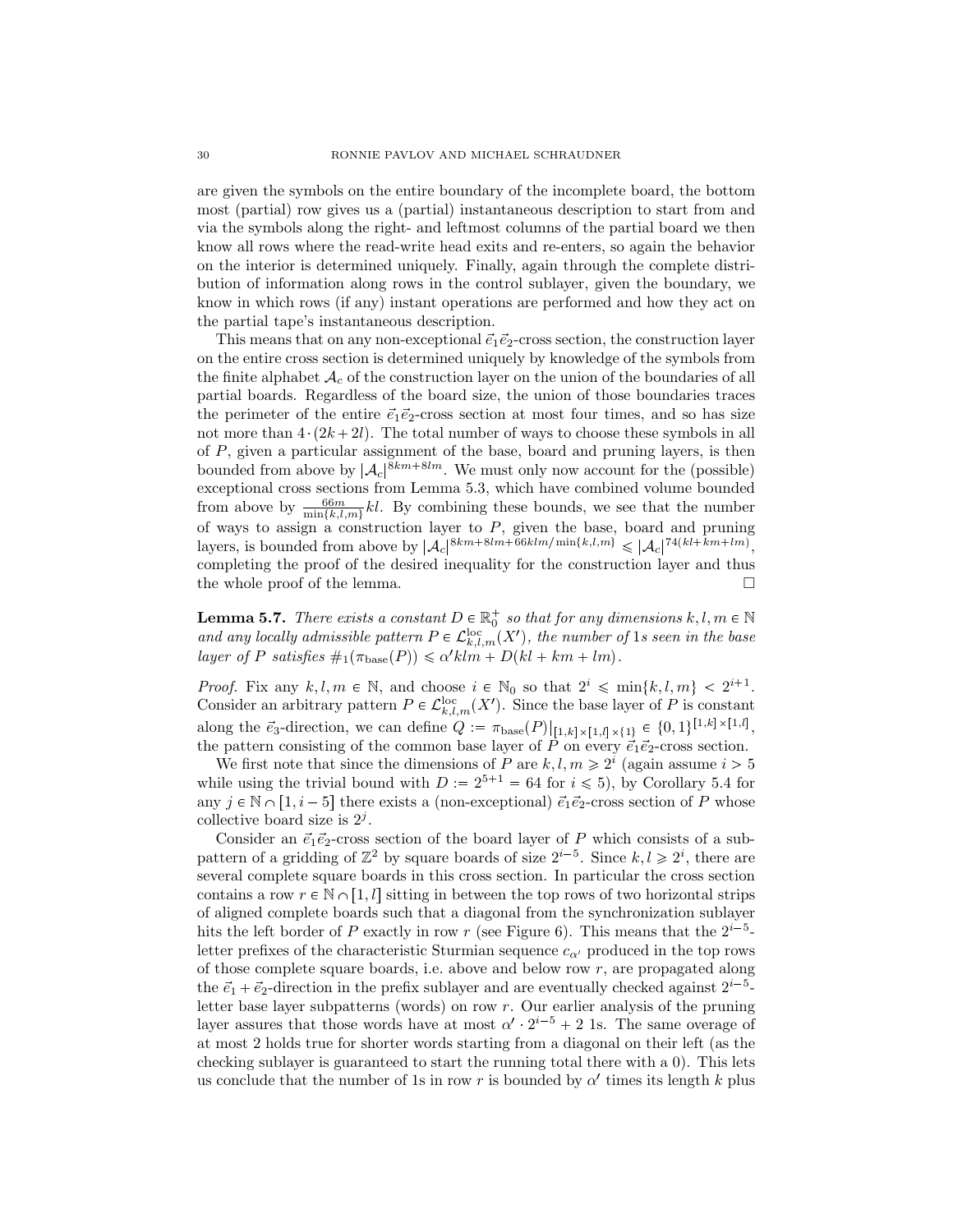are given the symbols on the entire boundary of the incomplete board, the bottom most (partial) row gives us a (partial) instantaneous description to start from and via the symbols along the right- and leftmost columns of the partial board we then know all rows where the read-write head exits and re-enters, so again the behavior on the interior is determined uniquely. Finally, again through the complete distribution of information along rows in the control sublayer, given the boundary, we know in which rows (if any) instant operations are performed and how they act on the partial tape's instantaneous description.

This means that on any non-exceptional $\vec{e}_1\vec{e}_2$-cross section, the construction layer on the entire cross section is determined uniquely by knowledge of the symbols from the finite alphabet $\mathcal{A}_c$ of the construction layer on the union of the boundaries of all partial boards. Regardless of the board size, the union of those boundaries traces the perimeter of the entire $\vec{e}_1\vec{e}_2$-cross section at most four times, and so has size not more than $4\cdot(2k+2l)$. The total number of ways to choose these symbols in all of $P$, given a particular assignment of the base, board and pruning layers, is then bounded from above by $|\mathcal{A}_c|^{8km+8lm}$. We must only now account for the (possible) exceptional cross sections from Lemma 5.3, which have combined volume bounded from above by $\frac{66m}{\min\{k,l,m\}}kl$. By combining these bounds, we see that the number of ways to assign a construction layer to $P$, given the base, board and pruning layers, is bounded from above by $|\mathcal{A}_c|^{8km+8lm+66klm/\min\{k,l,m\}} \leqslant |\mathcal{A}_c|^{74(kl+km+lm)}$, completing the proof of the desired inequality for the construction layer and thus the whole proof of the lemma. □

**Lemma 5.7.** *There exists a constant $D \in \mathbb{R}_0^+$ so that for any dimensions $k,l,m \in \mathbb{N}$ and any locally admissible pattern $P \in \mathcal{L}^{\mathrm{loc}}_{k,l,m}(X')$, the number of 1s seen in the base layer of $P$ satisfies $\#_1(\pi_{\mathrm{base}}(P)) \leqslant \alpha' klm + D(kl+km+lm)$.*

*Proof.* Fix any $k,l,m \in \mathbb{N}$, and choose $i \in \mathbb{N}_0$ so that $2^i \leqslant \min\{k,l,m\} < 2^{i+1}$. Consider an arbitrary pattern $P \in \mathcal{L}^{\mathrm{loc}}_{k,l,m}(X')$. Since the base layer of $P$ is constant along the $\vec{e}_3$-direction, we can define $Q := \pi_{\mathrm{base}}(P)|_{[1,k]\times[1,l]\times\{1\}} \in \{0,1\}^{[1,k]\times[1,l]}$, the pattern consisting of the common base layer of $P$ on every $\vec{e}_1\vec{e}_2$-cross section.

We first note that since the dimensions of $P$ are $k,l,m \geqslant 2^i$ (again assume $i > 5$ while using the trivial bound with $D := 2^{5+1} = 64$ for $i \leqslant 5$), by Corollary 5.4 for any $j \in \mathbb{N} \cap [1, i-5]$ there exists a (non-exceptional) $\vec{e}_1\vec{e}_2$-cross section of $P$ whose collective board size is $2^j$.

Consider an $\vec{e}_1\vec{e}_2$-cross section of the board layer of $P$ which consists of a subpattern of a gridding of $\mathbb{Z}^2$ by square boards of size $2^{i-5}$. Since $k,l \geqslant 2^i$, there are several complete square boards in this cross section. In particular the cross section contains a row $r \in \mathbb{N} \cap [1,l]$ sitting in between the top rows of two horizontal strips of aligned complete boards such that a diagonal from the synchronization sublayer hits the left border of $P$ exactly in row $r$ (see Figure 6). This means that the $2^{i-5}$-letter prefixes of the characteristic Sturmian sequence $c_{\alpha'}$ produced in the top rows of those complete square boards, i.e. above and below row $r$, are propagated along the $\vec{e}_1+\vec{e}_2$-direction in the prefix sublayer and are eventually checked against $2^{i-5}$-letter base layer subpatterns (words) on row $r$. Our earlier analysis of the pruning layer assures that those words have at most $\alpha' \cdot 2^{i-5} + 2$ 1s. The same overage of at most 2 holds true for shorter words starting from a diagonal on their left (as the checking sublayer is guaranteed to start the running total there with a 0). This lets us conclude that the number of 1s in row $r$ is bounded by $\alpha'$ times its length $k$ plus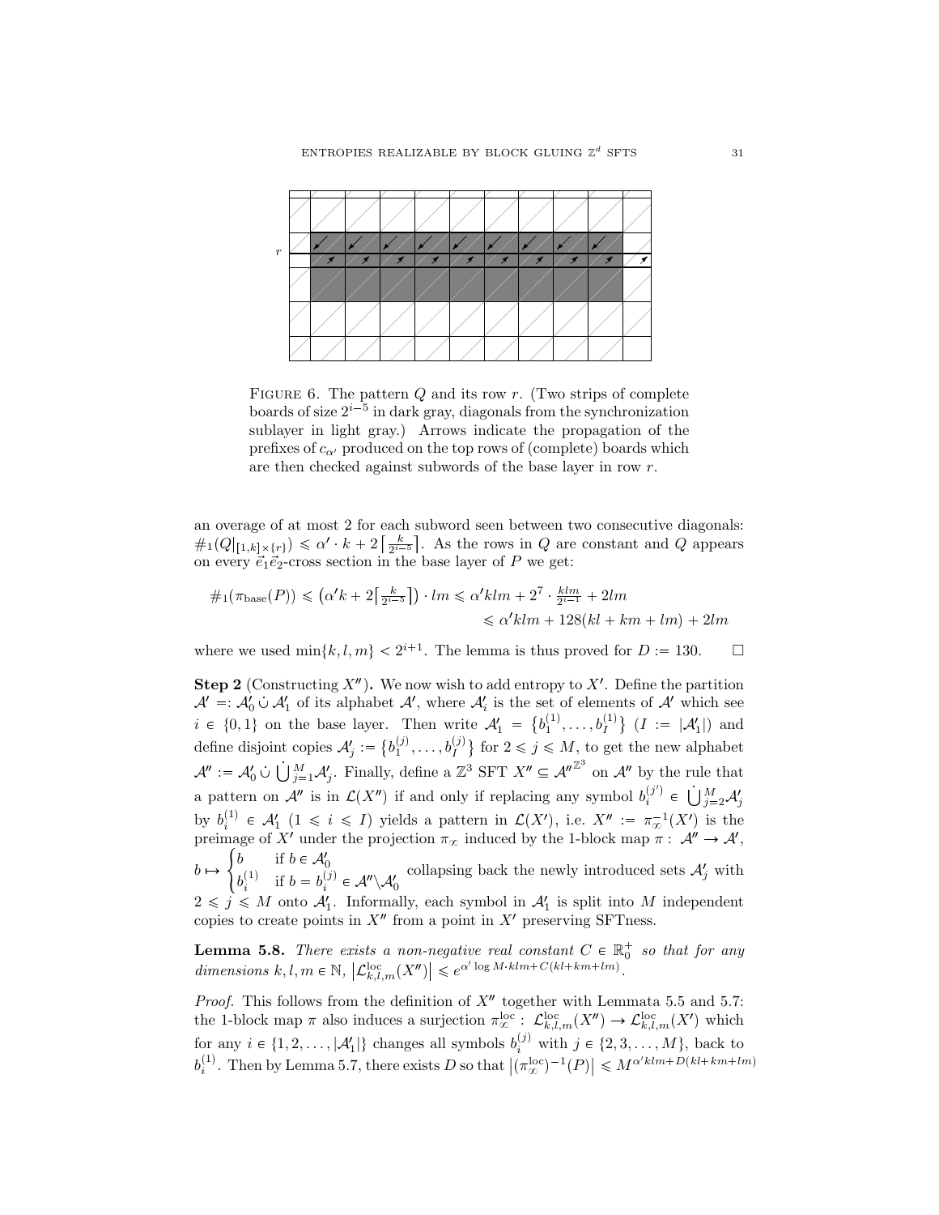FIGURE 6. The pattern $Q$ and its row $r$. (Two strips of complete boards of size $2^{i-5}$ in dark gray, diagonals from the synchronization sublayer in light gray.) Arrows indicate the propagation of the prefixes of $c_{\alpha'}$ produced on the top rows of (complete) boards which are then checked against subwords of the base layer in row $r$.

an overage of at most 2 for each subword seen between two consecutive diagonals: $\#_1(Q|_{[1,k]\times\{r\}}) \leqslant \alpha' \cdot k + 2\left\lceil \frac{k}{2^{i-5}} \right\rceil$. As the rows in $Q$ are constant and $Q$ appears on every $\vec{e}_1\vec{e}_2$-cross section in the base layer of $P$ we get:

$$\begin{aligned}\#_1(\pi_{\text{base}}(P)) &\leqslant \left(\alpha' k + 2\left\lceil \tfrac{k}{2^{i-5}} \right\rceil\right) \cdot lm \leqslant \alpha' klm + 2^7 \cdot \tfrac{klm}{2^{i-1}} + 2lm \\ &\leqslant \alpha' klm + 128(kl + km + lm) + 2lm\end{aligned}$$

where we used $\min\{k, l, m\} < 2^{i+1}$. The lemma is thus proved for $D := 130$. $\square$

**Step 2** (Constructing $X''$)**.** We now wish to add entropy to $X'$. Define the partition $\mathcal{A}' =: \mathcal{A}'_0 \,\dot\cup\, \mathcal{A}'_1$ of its alphabet $\mathcal{A}'$, where $\mathcal{A}'_i$ is the set of elements of $\mathcal{A}'$ which see $i \in \{0, 1\}$ on the base layer. Then write $\mathcal{A}'_1 = \left\{b_1^{(1)}, \ldots, b_I^{(1)}\right\}$ $(I := |\mathcal{A}'_1|)$ and define disjoint copies $\mathcal{A}'_j := \left\{b_1^{(j)}, \ldots, b_I^{(j)}\right\}$ for $2 \leqslant j \leqslant M$, to get the new alphabet $\mathcal{A}'' := \mathcal{A}'_0 \,\dot\cup\, \dot{\bigcup}_{j=1}^{M} \mathcal{A}'_j$. Finally, define a $\mathbb{Z}^3$ SFT $X'' \subseteq \mathcal{A}''^{\mathbb{Z}^3}$ on $\mathcal{A}''$ by the rule that a pattern on $\mathcal{A}''$ is in $\mathcal{L}(X'')$ if and only if replacing any symbol $b_i^{(j')} \in \dot{\bigcup}_{j=2}^{M} \mathcal{A}'_j$ by $b_i^{(1)} \in \mathcal{A}'_1$ $(1 \leqslant i \leqslant I)$ yields a pattern in $\mathcal{L}(X')$, i.e. $X'' := \pi_\infty^{-1}(X')$ is the preimage of $X'$ under the projection $\pi_\infty$ induced by the 1-block map $\pi : \mathcal{A}'' \to \mathcal{A}'$, $b \mapsto \begin{cases} b & \text{if } b \in \mathcal{A}'_0 \\ b_i^{(1)} & \text{if } b = b_i^{(j)} \in \mathcal{A}'' \backslash \mathcal{A}'_0 \end{cases}$ collapsing back the newly introduced sets $\mathcal{A}'_j$ with $2 \leqslant j \leqslant M$ onto $\mathcal{A}'_1$. Informally, each symbol in $\mathcal{A}'_1$ is split into $M$ independent copies to create points in $X''$ from a point in $X'$ preserving SFTness.

**Lemma 5.8.** *There exists a non-negative real constant $C \in \mathbb{R}_0^+$ so that for any dimensions $k, l, m \in \mathbb{N}$, $\left|\mathcal{L}_{k,l,m}^{\text{loc}}(X'')\right| \leqslant e^{\alpha' \log M \cdot klm + C(kl+km+lm)}$.*

*Proof.* This follows from the definition of $X''$ together with Lemmata 5.5 and 5.7: the 1-block map $\pi$ also induces a surjection $\pi_\infty^{\text{loc}} : \mathcal{L}_{k,l,m}^{\text{loc}}(X'') \to \mathcal{L}_{k,l,m}^{\text{loc}}(X')$ which for any $i \in \{1, 2, \ldots, |\mathcal{A}'_1|\}$ changes all symbols $b_i^{(j)}$ with $j \in \{2, 3, \ldots, M\}$, back to $b_i^{(1)}$. Then by Lemma 5.7, there exists $D$ so that $\left|(\pi_\infty^{\text{loc}})^{-1}(P)\right| \leqslant M^{\alpha' klm + D(kl+km+lm)}$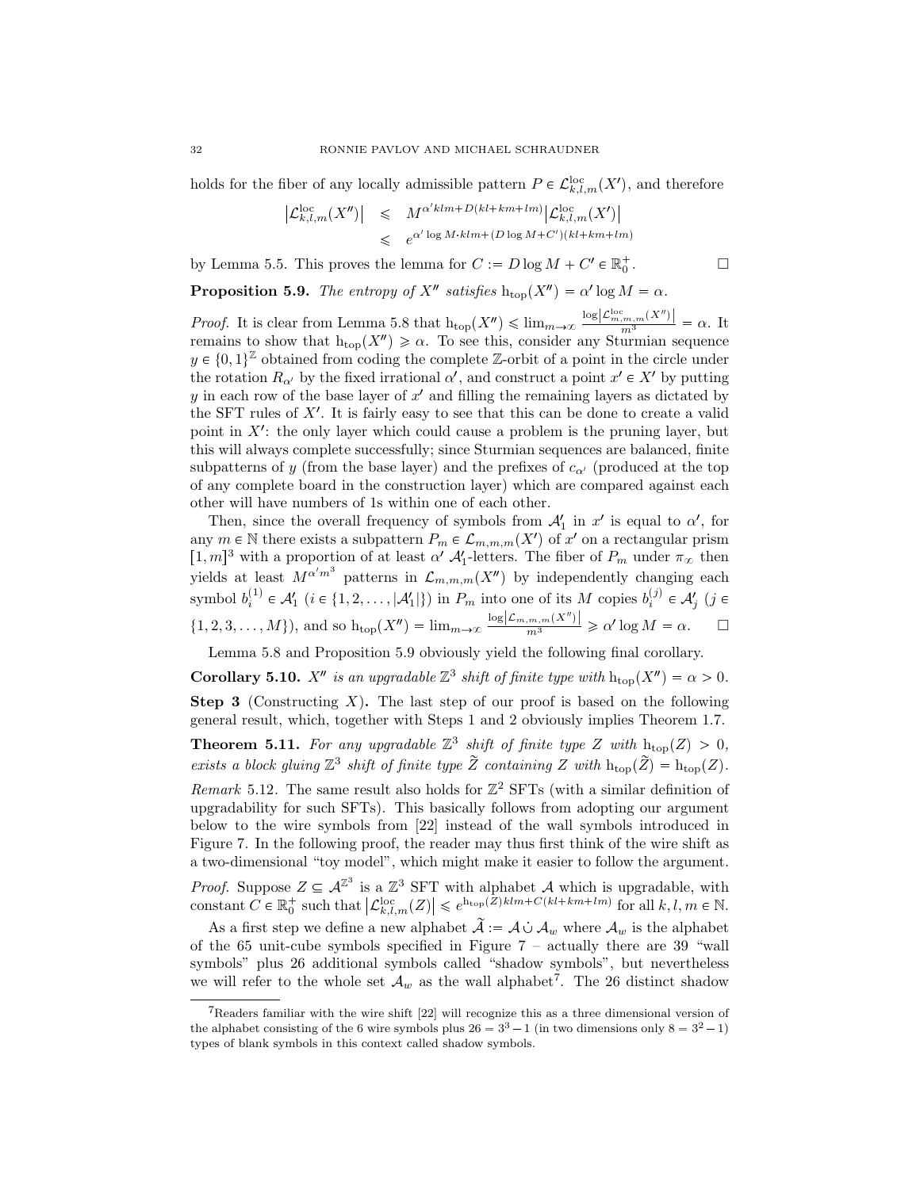holds for the fiber of any locally admissible pattern $P \in \mathcal{L}^{\mathrm{loc}}_{k,l,m}(X')$, and therefore

$$\begin{aligned}\left|\mathcal{L}^{\mathrm{loc}}_{k,l,m}(X'')\right| &\leqslant M^{\alpha' klm + D(kl+km+lm)}\left|\mathcal{L}^{\mathrm{loc}}_{k,l,m}(X')\right| \\ &\leqslant e^{\alpha' \log M \cdot klm + (D\log M + C')(kl+km+lm)}\end{aligned}$$

by Lemma 5.5. This proves the lemma for $C := D\log M + C' \in \mathbb{R}^+_0$. $\square$

**Proposition 5.9.** *The entropy of $X''$ satisfies $\mathrm{h_{top}}(X'') = \alpha' \log M = \alpha$.*

*Proof.* It is clear from Lemma 5.8 that $\mathrm{h_{top}}(X'') \leqslant \lim_{m\to\infty} \frac{\log\left|\mathcal{L}^{\mathrm{loc}}_{m,m,m}(X'')\right|}{m^3} = \alpha$. It remains to show that $\mathrm{h_{top}}(X'') \geqslant \alpha$. To see this, consider any Sturmian sequence $y \in \{0,1\}^{\mathbb{Z}}$ obtained from coding the complete $\mathbb{Z}$-orbit of a point in the circle under the rotation $R_{\alpha'}$ by the fixed irrational $\alpha'$, and construct a point $x' \in X'$ by putting $y$ in each row of the base layer of $x'$ and filling the remaining layers as dictated by the SFT rules of $X'$. It is fairly easy to see that this can be done to create a valid point in $X'$: the only layer which could cause a problem is the pruning layer, but this will always complete successfully; since Sturmian sequences are balanced, finite subpatterns of $y$ (from the base layer) and the prefixes of $c_{\alpha'}$ (produced at the top of any complete board in the construction layer) which are compared against each other will have numbers of 1s within one of each other.

Then, since the overall frequency of symbols from $\mathcal{A}'_1$ in $x'$ is equal to $\alpha'$, for any $m \in \mathbb{N}$ there exists a subpattern $P_m \in \mathcal{L}_{m,m,m}(X')$ of $x'$ on a rectangular prism $[1,m]^3$ with a proportion of at least $\alpha'$ $\mathcal{A}'_1$-letters. The fiber of $P_m$ under $\pi_\infty$ then yields at least $M^{\alpha' m^3}$ patterns in $\mathcal{L}_{m,m,m}(X'')$ by independently changing each symbol $b^{(1)}_i \in \mathcal{A}'_1$ ($i \in \{1,2,\ldots,|\mathcal{A}'_1|\}$) in $P_m$ into one of its $M$ copies $b^{(j)}_i \in \mathcal{A}'_j$ ($j \in \{1,2,3,\ldots,M\}$), and so $\mathrm{h_{top}}(X'') = \lim_{m\to\infty} \frac{\log\left|\mathcal{L}_{m,m,m}(X'')\right|}{m^3} \geqslant \alpha' \log M = \alpha$. $\square$

Lemma 5.8 and Proposition 5.9 obviously yield the following final corollary.

**Corollary 5.10.** *$X''$ is an upgradable $\mathbb{Z}^3$ shift of finite type with $\mathrm{h_{top}}(X'') = \alpha > 0$.*

**Step 3** (Constructing $X$)**.** The last step of our proof is based on the following general result, which, together with Steps 1 and 2 obviously implies Theorem 1.7.

**Theorem 5.11.** *For any upgradable $\mathbb{Z}^3$ shift of finite type $Z$ with $\mathrm{h_{top}}(Z) > 0$, exists a block gluing $\mathbb{Z}^3$ shift of finite type $\widetilde{Z}$ containing $Z$ with $\mathrm{h_{top}}(\widetilde{Z}) = \mathrm{h_{top}}(Z)$.*

*Remark* 5.12. The same result also holds for $\mathbb{Z}^2$ SFTs (with a similar definition of upgradability for such SFTs). This basically follows from adopting our argument below to the wire symbols from [22] instead of the wall symbols introduced in Figure 7. In the following proof, the reader may thus first think of the wire shift as a two-dimensional "toy model", which might make it easier to follow the argument.

*Proof.* Suppose $Z \subseteq \mathcal{A}^{\mathbb{Z}^3}$ is a $\mathbb{Z}^3$ SFT with alphabet $\mathcal{A}$ which is upgradable, with constant $C \in \mathbb{R}^+_0$ such that $\left|\mathcal{L}^{\mathrm{loc}}_{k,l,m}(Z)\right| \leqslant e^{\mathrm{h_{top}}(Z)klm + C(kl+km+lm)}$ for all $k,l,m \in \mathbb{N}$.

As a first step we define a new alphabet $\widetilde{\mathcal{A}} := \mathcal{A} \,\dot\cup\, \mathcal{A}_w$ where $\mathcal{A}_w$ is the alphabet of the 65 unit-cube symbols specified in Figure 7 – actually there are 39 "wall symbols" plus 26 additional symbols called "shadow symbols", but nevertheless we will refer to the whole set $\mathcal{A}_w$ as the wall alphabet[7]. The 26 distinct shadow

[7] Readers familiar with the wire shift [22] will recognize this as a three dimensional version of the alphabet consisting of the 6 wire symbols plus $26 = 3^3 - 1$ (in two dimensions only $8 = 3^2 - 1$) types of blank symbols in this context called shadow symbols.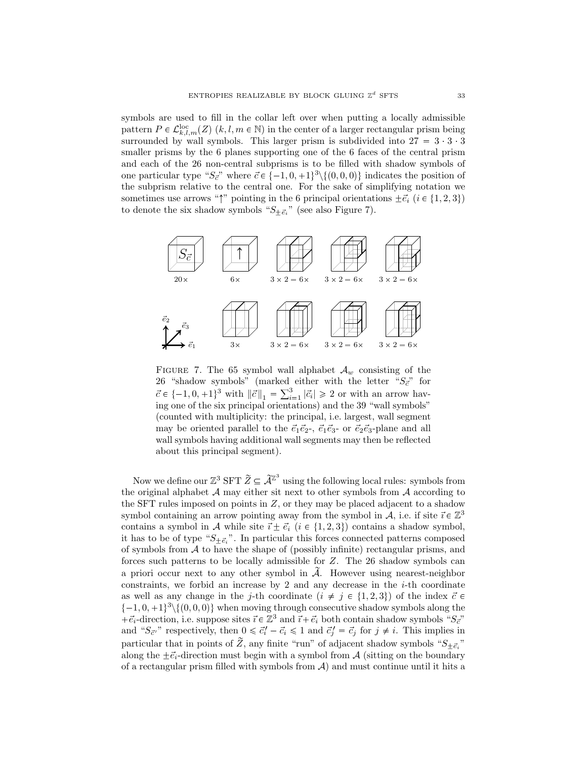symbols are used to fill in the collar left over when putting a locally admissible pattern $P \in \mathcal{L}^{\mathrm{loc}}_{k,l,m}(Z)$ $(k, l, m \in \mathbb{N})$ in the center of a larger rectangular prism being surrounded by wall symbols. This larger prism is subdivided into $27 = 3 \cdot 3 \cdot 3$ smaller prisms by the 6 planes supporting one of the 6 faces of the central prism and each of the 26 non-central subprisms is to be filled with shadow symbols of one particular type "$S_{\vec{c}}$" where $\vec{c} \in \{-1, 0, +1\}^3 \backslash \{(0, 0, 0)\}$ indicates the position of the subprism relative to the central one. For the sake of simplifying notation we sometimes use arrows "$\uparrow$" pointing in the 6 principal orientations $\pm\vec{e}_i$ $(i \in \{1, 2, 3\})$ to denote the six shadow symbols "$S_{\pm\vec{e}_i}$" (see also Figure 7).

$20\times$ $\quad 6\times \quad 3 \times 2 = 6\times \quad 3 \times 2 = 6\times \quad 3 \times 2 = 6\times$

$3\times \quad 3 \times 2 = 6\times \quad 3 \times 2 = 6\times \quad 3 \times 2 = 6\times$

Figure 7. The 65 symbol wall alphabet $\mathcal{A}_w$ consisting of the 26 "shadow symbols" (marked either with the letter "$S_{\vec{c}}$" for $\vec{c} \in \{-1, 0, +1\}^3$ with $\|\vec{c}\|_1 = \sum_{i=1}^3 |\vec{c}_i| \geqslant 2$ or with an arrow having one of the six principal orientations) and the 39 "wall symbols" (counted with multiplicity: the principal, i.e. largest, wall segment may be oriented parallel to the $\vec{e}_1\vec{e}_2$-, $\vec{e}_1\vec{e}_3$- or $\vec{e}_2\vec{e}_3$-plane and all wall symbols having additional wall segments may then be reflected about this principal segment).

Now we define our $\mathbb{Z}^3$ SFT $\widetilde{Z} \subseteq \widetilde{\mathcal{A}}^{\mathbb{Z}^3}$ using the following local rules: symbols from the original alphabet $\mathcal{A}$ may either sit next to other symbols from $\mathcal{A}$ according to the SFT rules imposed on points in $Z$, or they may be placed adjacent to a shadow symbol containing an arrow pointing away from the symbol in $\mathcal{A}$, i.e. if site $\vec{\imath} \in \mathbb{Z}^3$ contains a symbol in $\mathcal{A}$ while site $\vec{\imath} \pm \vec{e}_i$ $(i \in \{1, 2, 3\})$ contains a shadow symbol, it has to be of type "$S_{\pm\vec{e}_i}$". In particular this forces connected patterns composed of symbols from $\mathcal{A}$ to have the shape of (possibly infinite) rectangular prisms, and forces such patterns to be locally admissible for $Z$. The 26 shadow symbols can a priori occur next to any other symbol in $\widetilde{\mathcal{A}}$. However using nearest-neighbor constraints, we forbid an increase by 2 and any decrease in the $i$-th coordinate as well as any change in the $j$-th coordinate $(i \neq j \in \{1, 2, 3\})$ of the index $\vec{c} \in \{-1, 0, +1\}^3 \backslash \{(0, 0, 0)\}$ when moving through consecutive shadow symbols along the $+\vec{e}_i$-direction, i.e. suppose sites $\vec{\imath} \in \mathbb{Z}^3$ and $\vec{\imath} + \vec{e}_i$ both contain shadow symbols "$S_{\vec{c}}$" and "$S_{\vec{c}'}$" respectively, then $0 \leqslant \vec{c}'_i - \vec{c}_i \leqslant 1$ and $\vec{c}'_j = \vec{c}_j$ for $j \neq i$. This implies in particular that in points of $\widetilde{Z}$, any finite "run" of adjacent shadow symbols "$S_{\pm\vec{e}_i}$" along the $\pm\vec{e}_i$-direction must begin with a symbol from $\mathcal{A}$ (sitting on the boundary of a rectangular prism filled with symbols from $\mathcal{A}$) and must continue until it hits a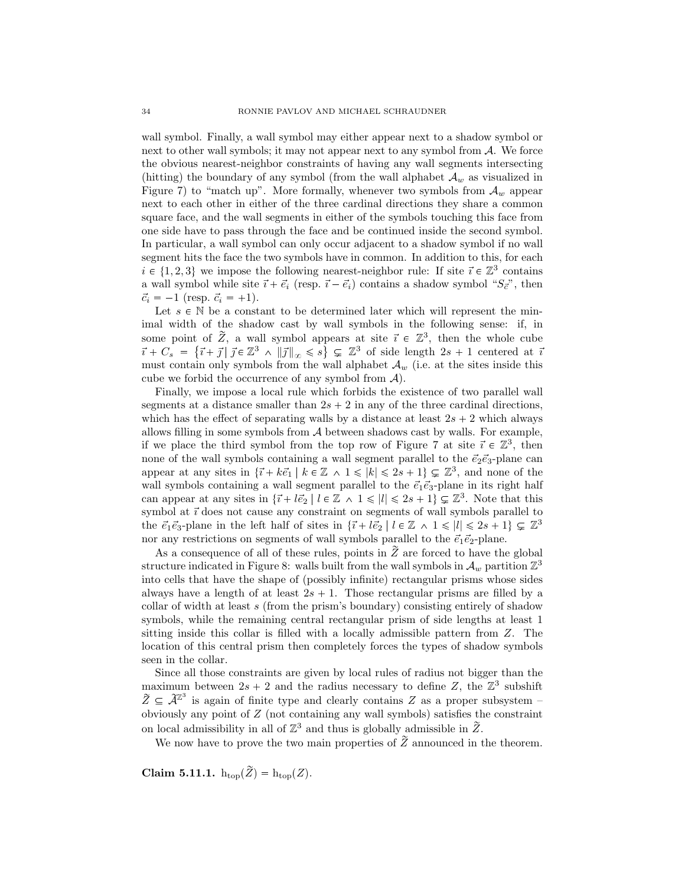wall symbol. Finally, a wall symbol may either appear next to a shadow symbol or next to other wall symbols; it may not appear next to any symbol from $\mathcal{A}$. We force the obvious nearest-neighbor constraints of having any wall segments intersecting (hitting) the boundary of any symbol (from the wall alphabet $\mathcal{A}_w$ as visualized in Figure 7) to "match up". More formally, whenever two symbols from $\mathcal{A}_w$ appear next to each other in either of the three cardinal directions they share a common square face, and the wall segments in either of the symbols touching this face from one side have to pass through the face and be continued inside the second symbol. In particular, a wall symbol can only occur adjacent to a shadow symbol if no wall segment hits the face the two symbols have in common. In addition to this, for each $i \in \{1, 2, 3\}$ we impose the following nearest-neighbor rule: If site $\vec{\imath} \in \mathbb{Z}^3$ contains a wall symbol while site $\vec{\imath} + \vec{e}_i$ (resp. $\vec{\imath} - \vec{e}_i$) contains a shadow symbol "$S_{\vec{c}}$", then $\vec{c}_i = -1$ (resp. $\vec{c}_i = +1$).

Let $s \in \mathbb{N}$ be a constant to be determined later which will represent the minimal width of the shadow cast by wall symbols in the following sense: if, in some point of $\widetilde{Z}$, a wall symbol appears at site $\vec{\imath} \in \mathbb{Z}^3$, then the whole cube $\vec{\imath} + C_s = \left\{\vec{\imath} + \vec{\jmath} \mid \vec{\jmath} \in \mathbb{Z}^3 \wedge \|\vec{\jmath}\|_\infty \leqslant s\right\} \subsetneq \mathbb{Z}^3$ of side length $2s + 1$ centered at $\vec{\imath}$ must contain only symbols from the wall alphabet $\mathcal{A}_w$ (i.e. at the sites inside this cube we forbid the occurrence of any symbol from $\mathcal{A}$).

Finally, we impose a local rule which forbids the existence of two parallel wall segments at a distance smaller than $2s + 2$ in any of the three cardinal directions, which has the effect of separating walls by a distance at least $2s + 2$ which always allows filling in some symbols from $\mathcal{A}$ between shadows cast by walls. For example, if we place the third symbol from the top row of Figure 7 at site $\vec{\imath} \in \mathbb{Z}^3$, then none of the wall symbols containing a wall segment parallel to the $\vec{e}_2\vec{e}_3$-plane can appear at any sites in $\{\vec{\imath} + k\vec{e}_1 \mid k \in \mathbb{Z} \wedge 1 \leqslant |k| \leqslant 2s + 1\} \subsetneq \mathbb{Z}^3$, and none of the wall symbols containing a wall segment parallel to the $\vec{e}_1\vec{e}_3$-plane in its right half can appear at any sites in $\{\vec{\imath} + l\vec{e}_2 \mid l \in \mathbb{Z} \wedge 1 \leqslant |l| \leqslant 2s + 1\} \subsetneq \mathbb{Z}^3$. Note that this symbol at $\vec{\imath}$ does not cause any constraint on segments of wall symbols parallel to the $\vec{e}_1\vec{e}_3$-plane in the left half of sites in $\{\vec{\imath} + l\vec{e}_2 \mid l \in \mathbb{Z} \wedge 1 \leqslant |l| \leqslant 2s + 1\} \subsetneq \mathbb{Z}^3$ nor any restrictions on segments of wall symbols parallel to the $\vec{e}_1\vec{e}_2$-plane.

As a consequence of all of these rules, points in $\widetilde{Z}$ are forced to have the global structure indicated in Figure 8: walls built from the wall symbols in $\mathcal{A}_w$ partition $\mathbb{Z}^3$ into cells that have the shape of (possibly infinite) rectangular prisms whose sides always have a length of at least $2s + 1$. Those rectangular prisms are filled by a collar of width at least $s$ (from the prism's boundary) consisting entirely of shadow symbols, while the remaining central rectangular prism of side lengths at least 1 sitting inside this collar is filled with a locally admissible pattern from $Z$. The location of this central prism then completely forces the types of shadow symbols seen in the collar.

Since all those constraints are given by local rules of radius not bigger than the maximum between $2s + 2$ and the radius necessary to define $Z$, the $\mathbb{Z}^3$ subshift $\widetilde{Z} \subseteq \widetilde{\mathcal{A}}^{\mathbb{Z}^3}$ is again of finite type and clearly contains $Z$ as a proper subsystem – obviously any point of $Z$ (not containing any wall symbols) satisfies the constraint on local admissibility in all of $\mathbb{Z}^3$ and thus is globally admissible in $\widetilde{Z}$.

We now have to prove the two main properties of $\widetilde{Z}$ announced in the theorem.

**Claim 5.11.1.** $\mathrm{h}_{\mathrm{top}}(\widetilde{Z}) = \mathrm{h}_{\mathrm{top}}(Z)$.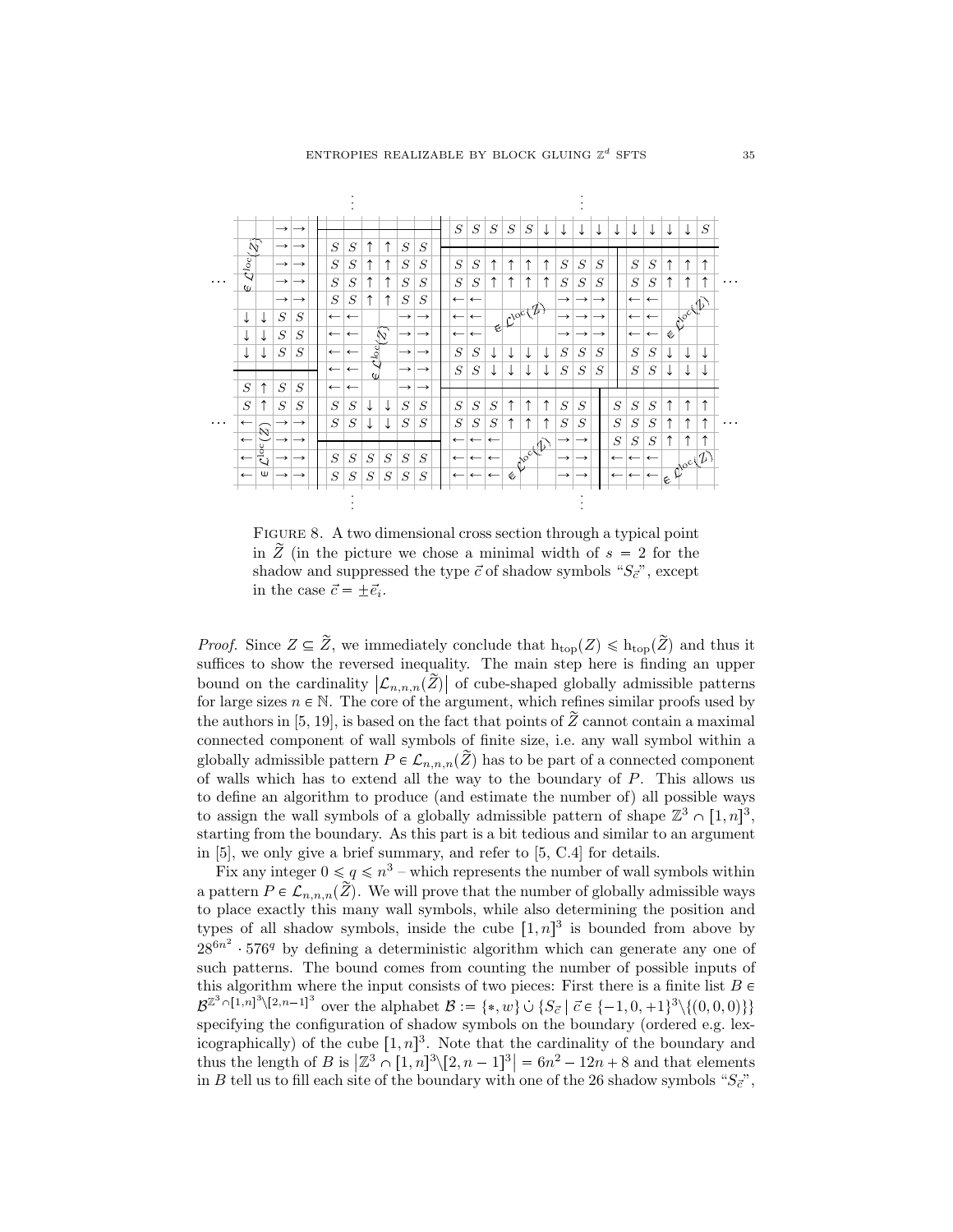Figure 8. A two dimensional cross section through a typical point in $\widetilde{Z}$ (in the picture we chose a minimal width of $s = 2$ for the shadow and suppressed the type $\vec{c}$ of shadow symbols "$S_{\vec{c}}$", except in the case $\vec{c} = \pm\vec{e_i}$.

*Proof.* Since $Z \subseteq \widetilde{Z}$, we immediately conclude that $\mathrm{h_{top}}(Z) \leqslant \mathrm{h_{top}}(\widetilde{Z})$ and thus it suffices to show the reversed inequality. The main step here is finding an upper bound on the cardinality $|\mathcal{L}_{n,n,n}(\widetilde{Z})|$ of cube-shaped globally admissible patterns for large sizes $n \in \mathbb{N}$. The core of the argument, which refines similar proofs used by the authors in [5, 19], is based on the fact that points of $\widetilde{Z}$ cannot contain a maximal connected component of wall symbols of finite size, i.e. any wall symbol within a globally admissible pattern $P \in \mathcal{L}_{n,n,n}(\widetilde{Z})$ has to be part of a connected component of walls which has to extend all the way to the boundary of $P$. This allows us to define an algorithm to produce (and estimate the number of) all possible ways to assign the wall symbols of a globally admissible pattern of shape $\mathbb{Z}^3 \cap [1, n]^3$, starting from the boundary. As this part is a bit tedious and similar to an argument in [5], we only give a brief summary, and refer to [5, C.4] for details.

Fix any integer $0 \leqslant q \leqslant n^3$ – which represents the number of wall symbols within a pattern $P \in \mathcal{L}_{n,n,n}(\widetilde{Z})$. We will prove that the number of globally admissible ways to place exactly this many wall symbols, while also determining the position and types of all shadow symbols, inside the cube $[1, n]^3$ is bounded from above by $28^{6n^2} \cdot 576^q$ by defining a deterministic algorithm which can generate any one of such patterns. The bound comes from counting the number of possible inputs of this algorithm where the input consists of two pieces: First there is a finite list $B \in \mathcal{B}^{\mathbb{Z}^3 \cap [1,n]^3 \setminus [2,n-1]^3}$ over the alphabet $\mathcal{B} := \{*, w\} \,\dot{\cup}\, \{S_{\vec{c}} \mid \vec{c} \in \{-1, 0, +1\}^3 \setminus \{(0, 0, 0)\}\}$ specifying the configuration of shadow symbols on the boundary (ordered e.g. lexicographically) of the cube $[1, n]^3$. Note that the cardinality of the boundary and thus the length of $B$ is $|\mathbb{Z}^3 \cap [1, n]^3 \setminus [2, n-1]^3| = 6n^2 - 12n + 8$ and that elements in $B$ tell us to fill each site of the boundary with one of the 26 shadow symbols "$S_{\vec{c}}$",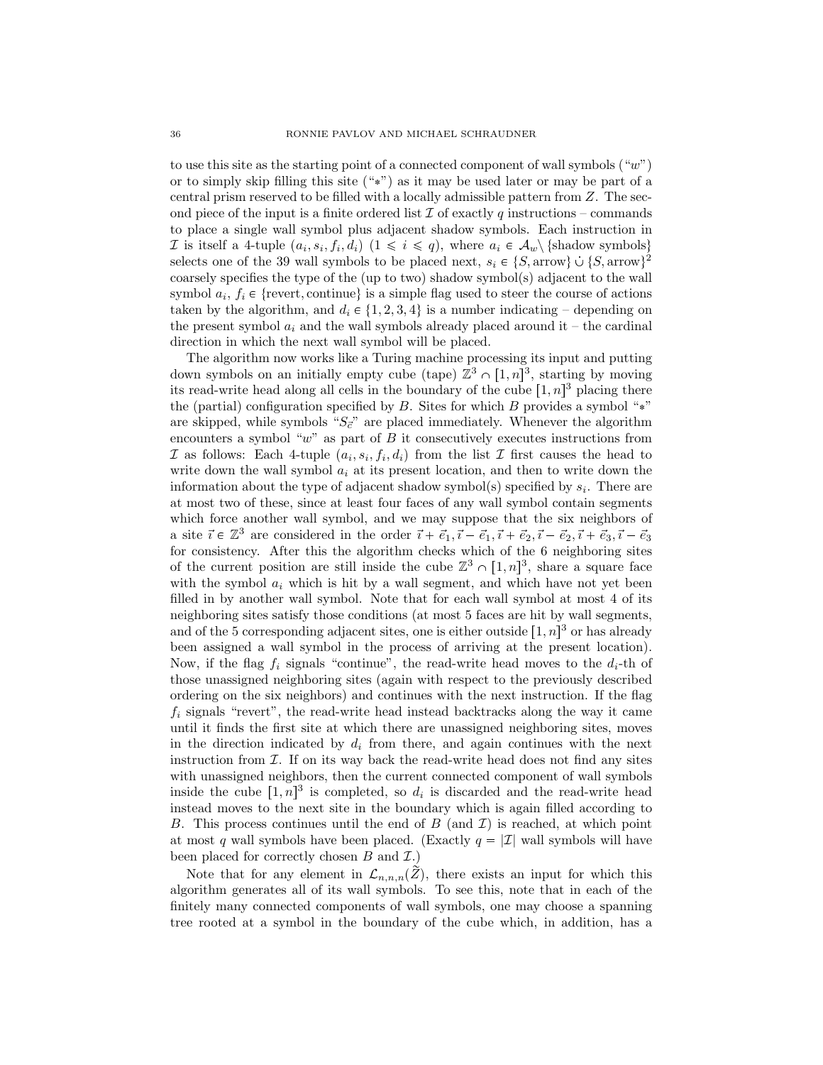to use this site as the starting point of a connected component of wall symbols ("$w$") or to simply skip filling this site ("$*$") as it may be used later or may be part of a central prism reserved to be filled with a locally admissible pattern from $Z$. The second piece of the input is a finite ordered list $\mathcal{I}$ of exactly $q$ instructions – commands to place a single wall symbol plus adjacent shadow symbols. Each instruction in $\mathcal{I}$ is itself a 4-tuple $(a_i, s_i, f_i, d_i)$ $(1 \leqslant i \leqslant q)$, where $a_i \in \mathcal{A}_w \setminus \{\text{shadow symbols}\}$ selects one of the 39 wall symbols to be placed next, $s_i \in \{S, \text{arrow}\} \,\dot\cup\, \{S, \text{arrow}\}^2$ coarsely specifies the type of the (up to two) shadow symbol(s) adjacent to the wall symbol $a_i$, $f_i \in \{\text{revert}, \text{continue}\}$ is a simple flag used to steer the course of actions taken by the algorithm, and $d_i \in \{1, 2, 3, 4\}$ is a number indicating – depending on the present symbol $a_i$ and the wall symbols already placed around it – the cardinal direction in which the next wall symbol will be placed.

The algorithm now works like a Turing machine processing its input and putting down symbols on an initially empty cube (tape) $\mathbb{Z}^3 \cap [1, n]^3$, starting by moving its read-write head along all cells in the boundary of the cube $[1, n]^3$ placing there the (partial) configuration specified by $B$. Sites for which $B$ provides a symbol "$*$" are skipped, while symbols "$S_{\vec{c}}$" are placed immediately. Whenever the algorithm encounters a symbol "$w$" as part of $B$ it consecutively executes instructions from $\mathcal{I}$ as follows: Each 4-tuple $(a_i, s_i, f_i, d_i)$ from the list $\mathcal{I}$ first causes the head to write down the wall symbol $a_i$ at its present location, and then to write down the information about the type of adjacent shadow symbol(s) specified by $s_i$. There are at most two of these, since at least four faces of any wall symbol contain segments which force another wall symbol, and we may suppose that the six neighbors of a site $\vec{\imath} \in \mathbb{Z}^3$ are considered in the order $\vec{\imath} + \vec{e}_1, \vec{\imath} - \vec{e}_1, \vec{\imath} + \vec{e}_2, \vec{\imath} - \vec{e}_2, \vec{\imath} + \vec{e}_3, \vec{\imath} - \vec{e}_3$ for consistency. After this the algorithm checks which of the 6 neighboring sites of the current position are still inside the cube $\mathbb{Z}^3 \cap [1, n]^3$, share a square face with the symbol $a_i$ which is hit by a wall segment, and which have not yet been filled in by another wall symbol. Note that for each wall symbol at most 4 of its neighboring sites satisfy those conditions (at most 5 faces are hit by wall segments, and of the 5 corresponding adjacent sites, one is either outside $[1, n]^3$ or has already been assigned a wall symbol in the process of arriving at the present location). Now, if the flag $f_i$ signals "continue", the read-write head moves to the $d_i$-th of those unassigned neighboring sites (again with respect to the previously described ordering on the six neighbors) and continues with the next instruction. If the flag $f_i$ signals "revert", the read-write head instead backtracks along the way it came until it finds the first site at which there are unassigned neighboring sites, moves in the direction indicated by $d_i$ from there, and again continues with the next instruction from $\mathcal{I}$. If on its way back the read-write head does not find any sites with unassigned neighbors, then the current connected component of wall symbols inside the cube $[1, n]^3$ is completed, so $d_i$ is discarded and the read-write head instead moves to the next site in the boundary which is again filled according to $B$. This process continues until the end of $B$ (and $\mathcal{I}$) is reached, at which point at most $q$ wall symbols have been placed. (Exactly $q = |\mathcal{I}|$ wall symbols will have been placed for correctly chosen $B$ and $\mathcal{I}$.)

Note that for any element in $\mathcal{L}_{n,n,n}(\widetilde{Z})$, there exists an input for which this algorithm generates all of its wall symbols. To see this, note that in each of the finitely many connected components of wall symbols, one may choose a spanning tree rooted at a symbol in the boundary of the cube which, in addition, has a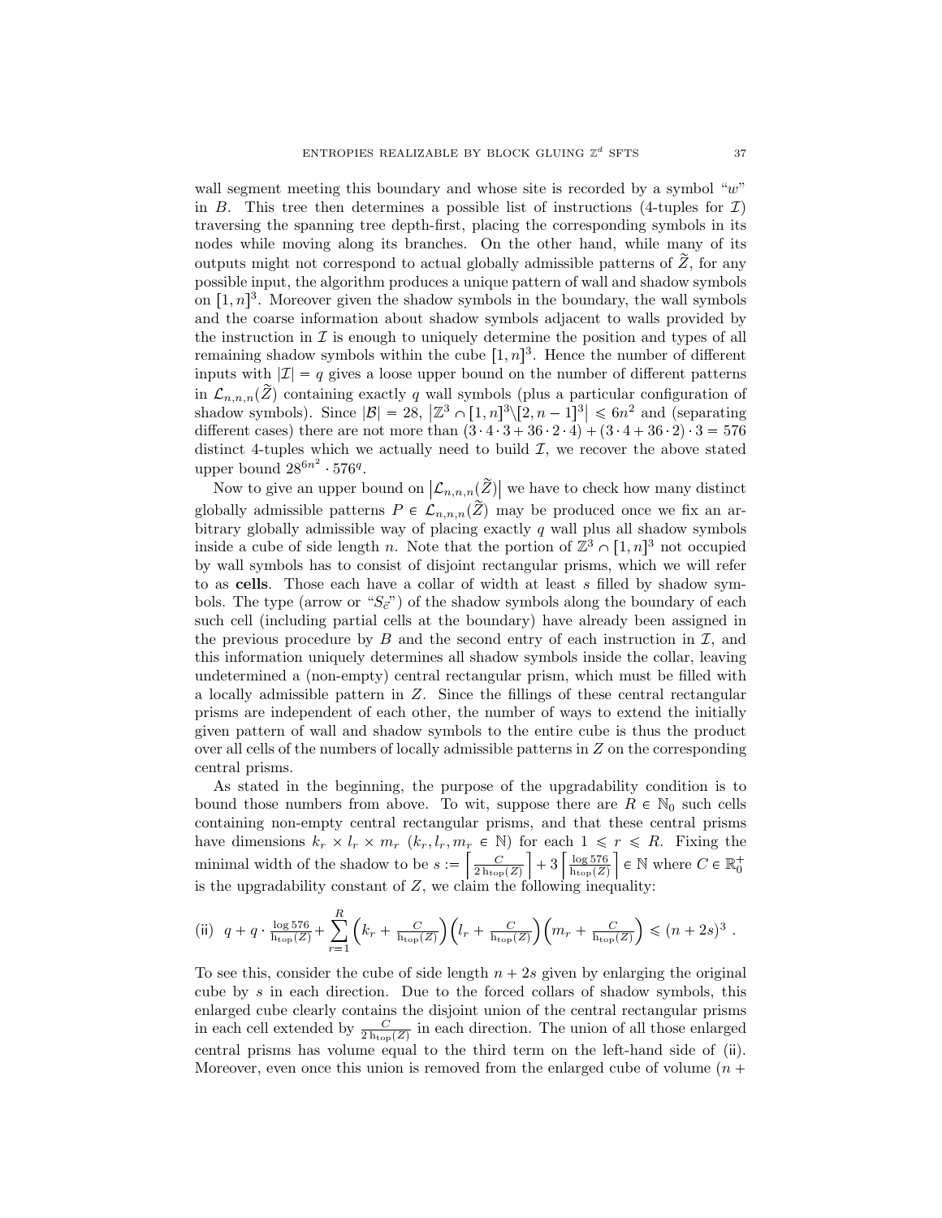wall segment meeting this boundary and whose site is recorded by a symbol "$w$" in $B$. This tree then determines a possible list of instructions (4-tuples for $\mathcal{I}$) traversing the spanning tree depth-first, placing the corresponding symbols in its nodes while moving along its branches. On the other hand, while many of its outputs might not correspond to actual globally admissible patterns of $\widetilde{Z}$, for any possible input, the algorithm produces a unique pattern of wall and shadow symbols on $[1,n]^3$. Moreover given the shadow symbols in the boundary, the wall symbols and the coarse information about shadow symbols adjacent to walls provided by the instruction in $\mathcal{I}$ is enough to uniquely determine the position and types of all remaining shadow symbols within the cube $[1,n]^3$. Hence the number of different inputs with $|\mathcal{I}| = q$ gives a loose upper bound on the number of different patterns in $\mathcal{L}_{n,n,n}(\widetilde{Z})$ containing exactly $q$ wall symbols (plus a particular configuration of shadow symbols). Since $|\mathcal{B}| = 28$, $\left|\mathbb{Z}^3 \cap [1,n]^3 \backslash [2,n-1]^3\right| \leqslant 6n^2$ and (separating different cases) there are not more than $(3 \cdot 4 \cdot 3 + 36 \cdot 2 \cdot 4) + (3 \cdot 4 + 36 \cdot 2) \cdot 3 = 576$ distinct 4-tuples which we actually need to build $\mathcal{I}$, we recover the above stated upper bound $28^{6n^2} \cdot 576^q$.

Now to give an upper bound on $\left|\mathcal{L}_{n,n,n}(\widetilde{Z})\right|$ we have to check how many distinct globally admissible patterns $P \in \mathcal{L}_{n,n,n}(\widetilde{Z})$ may be produced once we fix an arbitrary globally admissible way of placing exactly $q$ wall plus all shadow symbols inside a cube of side length $n$. Note that the portion of $\mathbb{Z}^3 \cap [1,n]^3$ not occupied by wall symbols has to consist of disjoint rectangular prisms, which we will refer to as **cells**. Those each have a collar of width at least $s$ filled by shadow symbols. The type (arrow or "$S_{\vec{c}}$") of the shadow symbols along the boundary of each such cell (including partial cells at the boundary) have already been assigned in the previous procedure by $B$ and the second entry of each instruction in $\mathcal{I}$, and this information uniquely determines all shadow symbols inside the collar, leaving undetermined a (non-empty) central rectangular prism, which must be filled with a locally admissible pattern in $Z$. Since the fillings of these central rectangular prisms are independent of each other, the number of ways to extend the initially given pattern of wall and shadow symbols to the entire cube is thus the product over all cells of the numbers of locally admissible patterns in $Z$ on the corresponding central prisms.

As stated in the beginning, the purpose of the upgradability condition is to bound those numbers from above. To wit, suppose there are $R \in \mathbb{N}_0$ such cells containing non-empty central rectangular prisms, and that these central prisms have dimensions $k_r \times l_r \times m_r$ ($k_r, l_r, m_r \in \mathbb{N}$) for each $1 \leqslant r \leqslant R$. Fixing the minimal width of the shadow to be $s := \left\lceil \frac{C}{2\,\mathrm{h_{top}}(Z)} \right\rceil + 3 \left\lceil \frac{\log 576}{\mathrm{h_{top}}(Z)} \right\rceil \in \mathbb{N}$ where $C \in \mathbb{R}_0^+$ is the upgradability constant of $Z$, we claim the following inequality:

$$\text{(ii)} \quad q + q \cdot \tfrac{\log 576}{\mathrm{h_{top}}(Z)} + \sum_{r=1}^{R} \left(k_r + \tfrac{C}{\mathrm{h_{top}}(Z)}\right)\left(l_r + \tfrac{C}{\mathrm{h_{top}}(Z)}\right)\left(m_r + \tfrac{C}{\mathrm{h_{top}}(Z)}\right) \leqslant (n+2s)^3 \;.$$

To see this, consider the cube of side length $n + 2s$ given by enlarging the original cube by $s$ in each direction. Due to the forced collars of shadow symbols, this enlarged cube clearly contains the disjoint union of the central rectangular prisms in each cell extended by $\frac{C}{2\,\mathrm{h_{top}}(Z)}$ in each direction. The union of all those enlarged central prisms has volume equal to the third term on the left-hand side of (ii). Moreover, even once this union is removed from the enlarged cube of volume $(n +$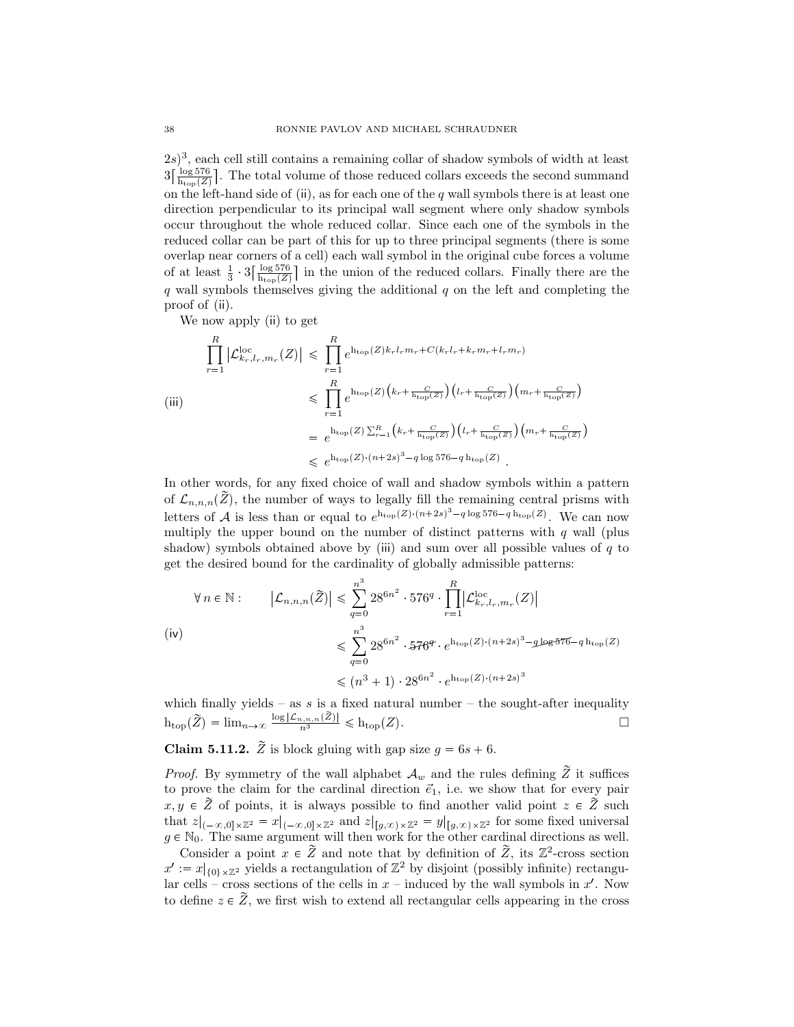$2s)^3$, each cell still contains a remaining collar of shadow symbols of width at least $3\lceil \frac{\log 576}{\mathrm{h_{top}}(Z)} \rceil$. The total volume of those reduced collars exceeds the second summand on the left-hand side of (ii), as for each one of the $q$ wall symbols there is at least one direction perpendicular to its principal wall segment where only shadow symbols occur throughout the whole reduced collar. Since each one of the symbols in the reduced collar can be part of this for up to three principal segments (there is some overlap near corners of a cell) each wall symbol in the original cube forces a volume of at least $\frac{1}{3} \cdot 3\lceil \frac{\log 576}{\mathrm{h_{top}}(Z)} \rceil$ in the union of the reduced collars. Finally there are the $q$ wall symbols themselves giving the additional $q$ on the left and completing the proof of (ii).

We now apply (ii) to get

$$
\text{(iii)} \qquad
\begin{aligned}
\prod_{r=1}^{R} \left|\mathcal{L}^{\mathrm{loc}}_{k_r,l_r,m_r}(Z)\right| &\leqslant \prod_{r=1}^{R} e^{\mathrm{h_{top}}(Z) k_r l_r m_r + C(k_r l_r + k_r m_r + l_r m_r)} \\
&\leqslant \prod_{r=1}^{R} e^{\mathrm{h_{top}}(Z)\left(k_r + \frac{C}{\mathrm{h_{top}}(Z)}\right)\left(l_r + \frac{C}{\mathrm{h_{top}}(Z)}\right)\left(m_r + \frac{C}{\mathrm{h_{top}}(Z)}\right)} \\
&= e^{\mathrm{h_{top}}(Z) \sum_{r=1}^{R}\left(k_r + \frac{C}{\mathrm{h_{top}}(Z)}\right)\left(l_r + \frac{C}{\mathrm{h_{top}}(Z)}\right)\left(m_r + \frac{C}{\mathrm{h_{top}}(Z)}\right)} \\
&\leqslant e^{\mathrm{h_{top}}(Z)\cdot(n+2s)^3 - q\log 576 - q\,\mathrm{h_{top}}(Z)} .
\end{aligned}
$$

In other words, for any fixed choice of wall and shadow symbols within a pattern of $\mathcal{L}_{n,n,n}(\widetilde{Z})$, the number of ways to legally fill the remaining central prisms with letters of $\mathcal{A}$ is less than or equal to $e^{\mathrm{h_{top}}(Z)\cdot(n+2s)^3 - q\log 576 - q\,\mathrm{h_{top}}(Z)}$. We can now multiply the upper bound on the number of distinct patterns with $q$ wall (plus shadow) symbols obtained above by (iii) and sum over all possible values of $q$ to get the desired bound for the cardinality of globally admissible patterns:

$$
\text{(iv)} \qquad
\begin{aligned}
\forall\, n \in \mathbb{N}: \qquad \left|\mathcal{L}_{n,n,n}(\widetilde{Z})\right| &\leqslant \sum_{q=0}^{n^3} 28^{6n^2} \cdot 576^q \cdot \prod_{r=1}^{R}\left|\mathcal{L}^{\mathrm{loc}}_{k_r,l_r,m_r}(Z)\right| \\
&\leqslant \sum_{q=0}^{n^3} 28^{6n^2} \cdot \cancel{576^q} \cdot e^{\mathrm{h_{top}}(Z)\cdot(n+2s)^3 - \cancel{q\log 576} - q\,\mathrm{h_{top}}(Z)} \\
&\leqslant (n^3+1)\cdot 28^{6n^2} \cdot e^{\mathrm{h_{top}}(Z)\cdot(n+2s)^3}
\end{aligned}
$$

which finally yields – as $s$ is a fixed natural number – the sought-after inequality $\mathrm{h_{top}}(\widetilde{Z}) = \lim_{n\to\infty} \frac{\log|\mathcal{L}_{n,n,n}(\widetilde{Z})|}{n^3} \leqslant \mathrm{h_{top}}(Z)$. □

**Claim 5.11.2.** $\widetilde{Z}$ is block gluing with gap size $g = 6s + 6$.

*Proof.* By symmetry of the wall alphabet $\mathcal{A}_w$ and the rules defining $\widetilde{Z}$ it suffices to prove the claim for the cardinal direction $\vec{e}_1$, i.e. we show that for every pair $x, y \in \widetilde{Z}$ of points, it is always possible to find another valid point $z \in \widetilde{Z}$ such that $z|_{(-\infty,0]\times\mathbb{Z}^2} = x|_{(-\infty,0]\times\mathbb{Z}^2}$ and $z|_{[g,\infty)\times\mathbb{Z}^2} = y|_{[g,\infty)\times\mathbb{Z}^2}$ for some fixed universal $g \in \mathbb{N}_0$. The same argument will then work for the other cardinal directions as well.

Consider a point $x \in \widetilde{Z}$ and note that by definition of $\widetilde{Z}$, its $\mathbb{Z}^2$-cross section $x' := x|_{\{0\}\times\mathbb{Z}^2}$ yields a rectangulation of $\mathbb{Z}^2$ by disjoint (possibly infinite) rectangular cells – cross sections of the cells in $x$ – induced by the wall symbols in $x'$. Now to define $z \in \widetilde{Z}$, we first wish to extend all rectangular cells appearing in the cross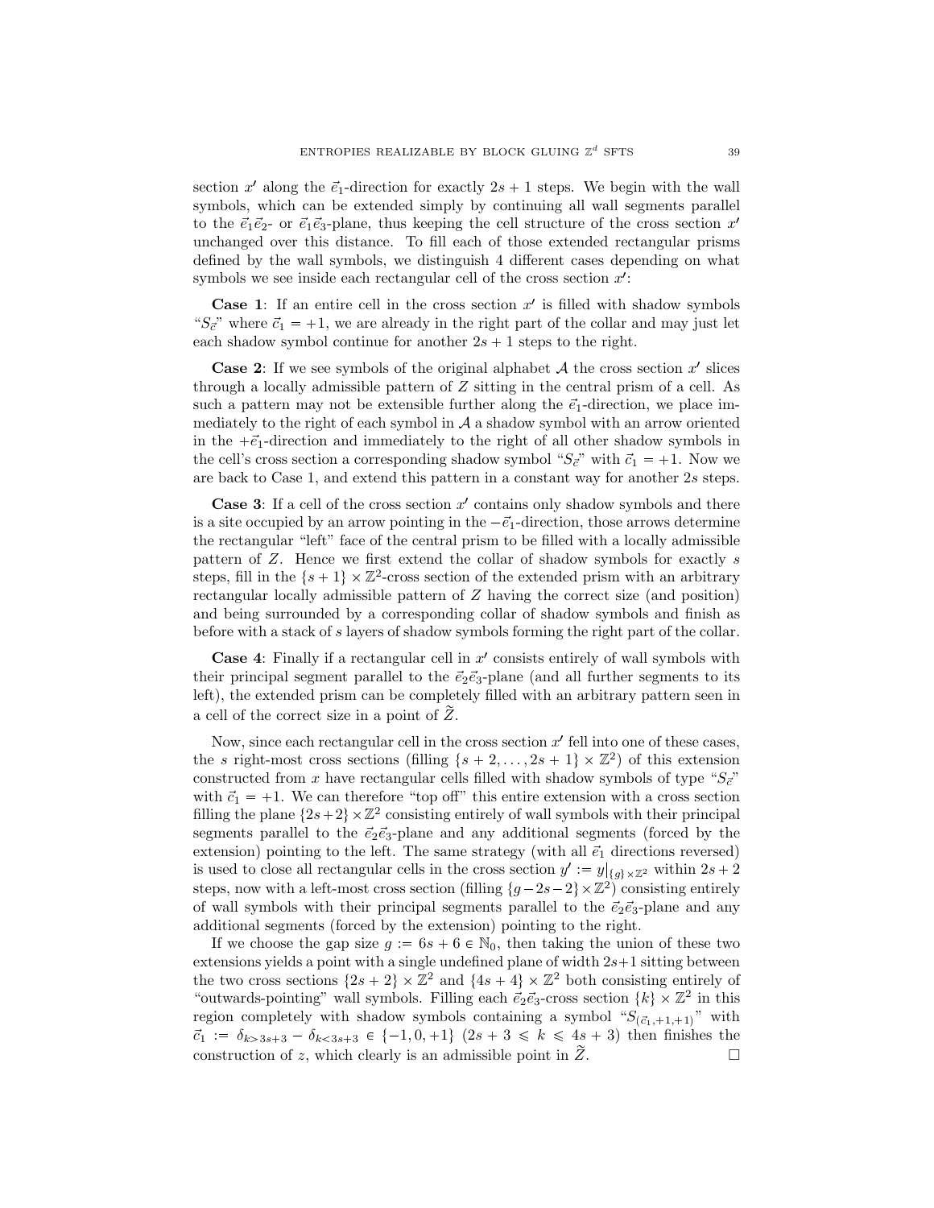section $x'$ along the $\vec{e}_1$-direction for exactly $2s+1$ steps. We begin with the wall symbols, which can be extended simply by continuing all wall segments parallel to the $\vec{e}_1\vec{e}_2$- or $\vec{e}_1\vec{e}_3$-plane, thus keeping the cell structure of the cross section $x'$ unchanged over this distance. To fill each of those extended rectangular prisms defined by the wall symbols, we distinguish 4 different cases depending on what symbols we see inside each rectangular cell of the cross section $x'$:

**Case 1**: If an entire cell in the cross section $x'$ is filled with shadow symbols "$S_{\vec{c}}$" where $\vec{c}_1 = +1$, we are already in the right part of the collar and may just let each shadow symbol continue for another $2s+1$ steps to the right.

**Case 2**: If we see symbols of the original alphabet $\mathcal{A}$ the cross section $x'$ slices through a locally admissible pattern of $Z$ sitting in the central prism of a cell. As such a pattern may not be extensible further along the $\vec{e}_1$-direction, we place immediately to the right of each symbol in $\mathcal{A}$ a shadow symbol with an arrow oriented in the $+\vec{e}_1$-direction and immediately to the right of all other shadow symbols in the cell's cross section a corresponding shadow symbol "$S_{\vec{c}}$" with $\vec{c}_1 = +1$. Now we are back to Case 1, and extend this pattern in a constant way for another $2s$ steps.

**Case 3**: If a cell of the cross section $x'$ contains only shadow symbols and there is a site occupied by an arrow pointing in the $-\vec{e}_1$-direction, those arrows determine the rectangular "left" face of the central prism to be filled with a locally admissible pattern of $Z$. Hence we first extend the collar of shadow symbols for exactly $s$ steps, fill in the $\{s+1\} \times \mathbb{Z}^2$-cross section of the extended prism with an arbitrary rectangular locally admissible pattern of $Z$ having the correct size (and position) and being surrounded by a corresponding collar of shadow symbols and finish as before with a stack of $s$ layers of shadow symbols forming the right part of the collar.

**Case 4**: Finally if a rectangular cell in $x'$ consists entirely of wall symbols with their principal segment parallel to the $\vec{e}_2\vec{e}_3$-plane (and all further segments to its left), the extended prism can be completely filled with an arbitrary pattern seen in a cell of the correct size in a point of $\widetilde{Z}$.

Now, since each rectangular cell in the cross section $x'$ fell into one of these cases, the $s$ right-most cross sections (filling $\{s+2, \ldots, 2s+1\} \times \mathbb{Z}^2$) of this extension constructed from $x$ have rectangular cells filled with shadow symbols of type "$S_{\vec{c}}$" with $\vec{c}_1 = +1$. We can therefore "top off" this entire extension with a cross section filling the plane $\{2s+2\} \times \mathbb{Z}^2$ consisting entirely of wall symbols with their principal segments parallel to the $\vec{e}_2\vec{e}_3$-plane and any additional segments (forced by the extension) pointing to the left. The same strategy (with all $\vec{e}_1$ directions reversed) is used to close all rectangular cells in the cross section $y' := y|_{\{g\} \times \mathbb{Z}^2}$ within $2s+2$ steps, now with a left-most cross section (filling $\{g-2s-2\} \times \mathbb{Z}^2$) consisting entirely of wall symbols with their principal segments parallel to the $\vec{e}_2\vec{e}_3$-plane and any additional segments (forced by the extension) pointing to the right.

If we choose the gap size $g := 6s+6 \in \mathbb{N}_0$, then taking the union of these two extensions yields a point with a single undefined plane of width $2s+1$ sitting between the two cross sections $\{2s+2\} \times \mathbb{Z}^2$ and $\{4s+4\} \times \mathbb{Z}^2$ both consisting entirely of "outwards-pointing" wall symbols. Filling each $\vec{e}_2\vec{e}_3$-cross section $\{k\} \times \mathbb{Z}^2$ in this region completely with shadow symbols containing a symbol "$S_{(\vec{c}_1,+1,+1)}$" with $\vec{c}_1 := \delta_{k>3s+3} - \delta_{k<3s+3} \in \{-1, 0, +1\}$ $(2s+3 \leqslant k \leqslant 4s+3)$ then finishes the construction of $z$, which clearly is an admissible point in $\widetilde{Z}$. $\square$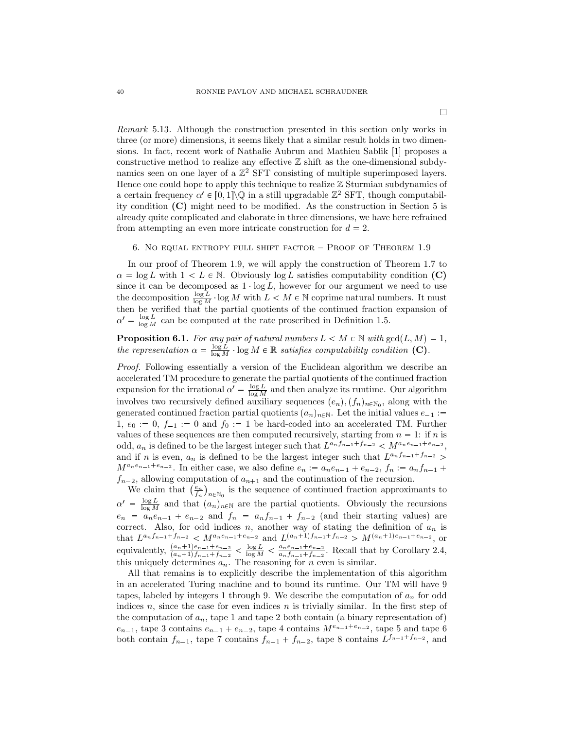□

*Remark* 5.13. Although the construction presented in this section only works in three (or more) dimensions, it seems likely that a similar result holds in two dimensions. In fact, recent work of Nathalie Aubrun and Mathieu Sablik [1] proposes a constructive method to realize any effective $\mathbb{Z}$ shift as the one-dimensional subdynamics seen on one layer of a $\mathbb{Z}^2$ SFT consisting of multiple superimposed layers. Hence one could hope to apply this technique to realize $\mathbb{Z}$ Sturmian subdynamics of a certain frequency $\alpha' \in [0,1]\backslash\mathbb{Q}$ in a still upgradable $\mathbb{Z}^2$ SFT, though computability condition **(C)** might need to be modified. As the construction in Section 5 is already quite complicated and elaborate in three dimensions, we have here refrained from attempting an even more intricate construction for $d = 2$.

## 6. No equal entropy full shift factor – Proof of Theorem 1.9

In our proof of Theorem 1.9, we will apply the construction of Theorem 1.7 to $\alpha = \log L$ with $1 < L \in \mathbb{N}$. Obviously $\log L$ satisfies computability condition **(C)** since it can be decomposed as $1 \cdot \log L$, however for our argument we need to use the decomposition $\frac{\log L}{\log M} \cdot \log M$ with $L < M \in \mathbb{N}$ coprime natural numbers. It must then be verified that the partial quotients of the continued fraction expansion of $\alpha' = \frac{\log L}{\log M}$ can be computed at the rate proscribed in Definition 1.5.

**Proposition 6.1.** *For any pair of natural numbers $L < M \in \mathbb{N}$ with $\gcd(L, M) = 1$, the representation $\alpha = \frac{\log L}{\log M} \cdot \log M \in \mathbb{R}$ satisfies computability condition* **(C)**.

*Proof.* Following essentially a version of the Euclidean algorithm we describe an accelerated TM procedure to generate the partial quotients of the continued fraction expansion for the irrational $\alpha' = \frac{\log L}{\log M}$ and then analyze its runtime. Our algorithm involves two recursively defined auxiliary sequences $(e_n), (f_n)_{n\in\mathbb{N}_0}$, along with the generated continued fraction partial quotients $(a_n)_{n\in\mathbb{N}}$. Let the initial values $e_{-1} := 1$, $e_0 := 0$, $f_{-1} := 0$ and $f_0 := 1$ be hard-coded into an accelerated TM. Further values of these sequences are then computed recursively, starting from $n = 1$: if $n$ is odd, $a_n$ is defined to be the largest integer such that $L^{a_n f_{n-1}+f_{n-2}} < M^{a_n e_{n-1}+e_{n-2}}$, and if $n$ is even, $a_n$ is defined to be the largest integer such that $L^{a_n f_{n-1}+f_{n-2}} > M^{a_n e_{n-1}+e_{n-2}}$. In either case, we also define $e_n := a_n e_{n-1} + e_{n-2}$, $f_n := a_n f_{n-1} + f_{n-2}$, allowing computation of $a_{n+1}$ and the continuation of the recursion.

We claim that $\left(\frac{e_n}{f_n}\right)_{n\in\mathbb{N}_0}$ is the sequence of continued fraction approximants to $\alpha' = \frac{\log L}{\log M}$ and that $(a_n)_{n\in\mathbb{N}}$ are the partial quotients. Obviously the recursions $e_n = a_n e_{n-1} + e_{n-2}$ and $f_n = a_n f_{n-1} + f_{n-2}$ (and their starting values) are correct. Also, for odd indices $n$, another way of stating the definition of $a_n$ is that $L^{a_n f_{n-1}+f_{n-2}} < M^{a_n e_{n-1}+e_{n-2}}$ and $L^{(a_n+1)f_{n-1}+f_{n-2}} > M^{(a_n+1)e_{n-1}+e_{n-2}}$, or equivalently, $\frac{(a_n+1)e_{n-1}+e_{n-2}}{(a_n+1)f_{n-1}+f_{n-2}} < \frac{\log L}{\log M} < \frac{a_n e_{n-1}+e_{n-2}}{a_n f_{n-1}+f_{n-2}}$. Recall that by Corollary 2.4, this uniquely determines $a_n$. The reasoning for $n$ even is similar.

All that remains is to explicitly describe the implementation of this algorithm in an accelerated Turing machine and to bound its runtime. Our TM will have 9 tapes, labeled by integers 1 through 9. We describe the computation of $a_n$ for odd indices $n$, since the case for even indices $n$ is trivially similar. In the first step of the computation of $a_n$, tape 1 and tape 2 both contain (a binary representation of) $e_{n-1}$, tape 3 contains $e_{n-1} + e_{n-2}$, tape 4 contains $M^{e_{n-1}+e_{n-2}}$, tape 5 and tape 6 both contain $f_{n-1}$, tape 7 contains $f_{n-1} + f_{n-2}$, tape 8 contains $L^{f_{n-1}+f_{n-2}}$, and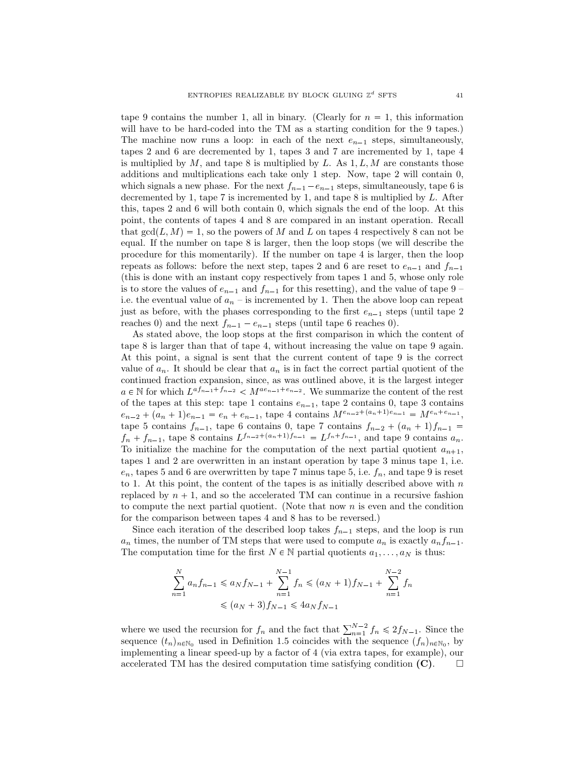tape 9 contains the number 1, all in binary. (Clearly for $n = 1$, this information will have to be hard-coded into the TM as a starting condition for the 9 tapes.) The machine now runs a loop: in each of the next $e_{n-1}$ steps, simultaneously, tapes 2 and 6 are decremented by 1, tapes 3 and 7 are incremented by 1, tape 4 is multiplied by $M$, and tape 8 is multiplied by $L$. As $1, L, M$ are constants those additions and multiplications each take only 1 step. Now, tape 2 will contain 0, which signals a new phase. For the next $f_{n-1} - e_{n-1}$ steps, simultaneously, tape 6 is decremented by 1, tape 7 is incremented by 1, and tape 8 is multiplied by $L$. After this, tapes 2 and 6 will both contain 0, which signals the end of the loop. At this point, the contents of tapes 4 and 8 are compared in an instant operation. Recall that $\gcd(L, M) = 1$, so the powers of $M$ and $L$ on tapes 4 respectively 8 can not be equal. If the number on tape 8 is larger, then the loop stops (we will describe the procedure for this momentarily). If the number on tape 4 is larger, then the loop repeats as follows: before the next step, tapes 2 and 6 are reset to $e_{n-1}$ and $f_{n-1}$ (this is done with an instant copy respectively from tapes 1 and 5, whose only role is to store the values of $e_{n-1}$ and $f_{n-1}$ for this resetting), and the value of tape 9 – i.e. the eventual value of $a_n$ – is incremented by 1. Then the above loop can repeat just as before, with the phases corresponding to the first $e_{n-1}$ steps (until tape 2 reaches 0) and the next $f_{n-1} - e_{n-1}$ steps (until tape 6 reaches 0).

As stated above, the loop stops at the first comparison in which the content of tape 8 is larger than that of tape 4, without increasing the value on tape 9 again. At this point, a signal is sent that the current content of tape 9 is the correct value of $a_n$. It should be clear that $a_n$ is in fact the correct partial quotient of the continued fraction expansion, since, as was outlined above, it is the largest integer $a \in \mathbb{N}$ for which $L^{af_{n-1}+f_{n-2}} < M^{ae_{n-1}+e_{n-2}}$. We summarize the content of the rest of the tapes at this step: tape 1 contains $e_{n-1}$, tape 2 contains 0, tape 3 contains $e_{n-2} + (a_n + 1)e_{n-1} = e_n + e_{n-1}$, tape 4 contains $M^{e_{n-2}+(a_n+1)e_{n-1}} = M^{e_n+e_{n-1}}$, tape 5 contains $f_{n-1}$, tape 6 contains 0, tape 7 contains $f_{n-2} + (a_n + 1)f_{n-1} = f_n + f_{n-1}$, tape 8 contains $L^{f_{n-2}+(a_n+1)f_{n-1}} = L^{f_n+f_{n-1}}$, and tape 9 contains $a_n$. To initialize the machine for the computation of the next partial quotient $a_{n+1}$, tapes 1 and 2 are overwritten in an instant operation by tape 3 minus tape 1, i.e. $e_n$, tapes 5 and 6 are overwritten by tape 7 minus tape 5, i.e. $f_n$, and tape 9 is reset to 1. At this point, the content of the tapes is as initially described above with $n$ replaced by $n + 1$, and so the accelerated TM can continue in a recursive fashion to compute the next partial quotient. (Note that now $n$ is even and the condition for the comparison between tapes 4 and 8 has to be reversed.)

Since each iteration of the described loop takes $f_{n-1}$ steps, and the loop is run $a_n$ times, the number of TM steps that were used to compute $a_n$ is exactly $a_n f_{n-1}$. The computation time for the first $N \in \mathbb{N}$ partial quotients $a_1, \ldots, a_N$ is thus:

$$\sum_{n=1}^{N} a_n f_{n-1} \leqslant a_N f_{N-1} + \sum_{n=1}^{N-1} f_n \leqslant (a_N + 1)f_{N-1} + \sum_{n=1}^{N-2} f_n$$
$$\leqslant (a_N + 3)f_{N-1} \leqslant 4a_N f_{N-1}$$

where we used the recursion for $f_n$ and the fact that $\sum_{n=1}^{N-2} f_n \leqslant 2f_{N-1}$. Since the sequence $(t_n)_{n\in\mathbb{N}_0}$ used in Definition 1.5 coincides with the sequence $(f_n)_{n\in\mathbb{N}_0}$, by implementing a linear speed-up by a factor of 4 (via extra tapes, for example), our accelerated TM has the desired computation time satisfying condition **(C)**. □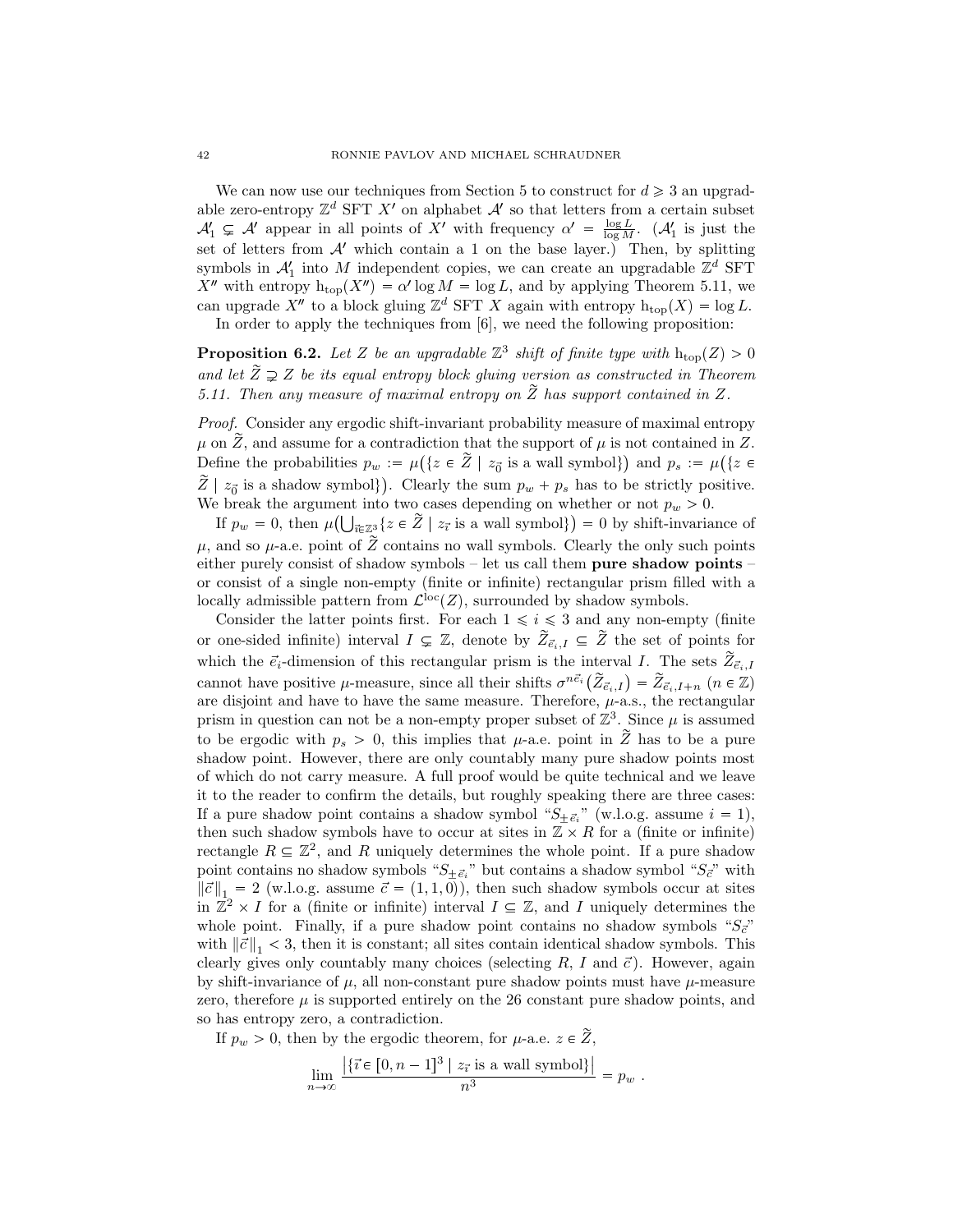We can now use our techniques from Section 5 to construct for $d \geqslant 3$ an upgradable zero-entropy $\mathbb{Z}^d$ SFT $X'$ on alphabet $\mathcal{A}'$ so that letters from a certain subset $\mathcal{A}'_1 \subsetneq \mathcal{A}'$ appear in all points of $X'$ with frequency $\alpha' = \frac{\log L}{\log M}$. ($\mathcal{A}'_1$ is just the set of letters from $\mathcal{A}'$ which contain a 1 on the base layer.) Then, by splitting symbols in $\mathcal{A}'_1$ into $M$ independent copies, we can create an upgradable $\mathbb{Z}^d$ SFT $X''$ with entropy $\mathrm{h_{top}}(X'') = \alpha' \log M = \log L$, and by applying Theorem 5.11, we can upgrade $X''$ to a block gluing $\mathbb{Z}^d$ SFT $X$ again with entropy $\mathrm{h_{top}}(X) = \log L$.

In order to apply the techniques from [6], we need the following proposition:

**Proposition 6.2.** *Let $Z$ be an upgradable $\mathbb{Z}^3$ shift of finite type with $\mathrm{h_{top}}(Z) > 0$ and let $\widetilde{Z} \supsetneq Z$ be its equal entropy block gluing version as constructed in Theorem 5.11. Then any measure of maximal entropy on $\widetilde{Z}$ has support contained in $Z$.*

*Proof.* Consider any ergodic shift-invariant probability measure of maximal entropy $\mu$ on $\widetilde{Z}$, and assume for a contradiction that the support of $\mu$ is not contained in $Z$. Define the probabilities $p_w := \mu\big(\{z \in \widetilde{Z} \mid z_{\vec{0}} \text{ is a wall symbol}\}\big)$ and $p_s := \mu\big(\{z \in \widetilde{Z} \mid z_{\vec{0}} \text{ is a shadow symbol}\}\big)$. Clearly the sum $p_w + p_s$ has to be strictly positive. We break the argument into two cases depending on whether or not $p_w > 0$.

If $p_w = 0$, then $\mu\big(\bigcup_{\vec{\imath} \in \mathbb{Z}^3} \{z \in \widetilde{Z} \mid z_{\vec{\imath}} \text{ is a wall symbol}\}\big) = 0$ by shift-invariance of $\mu$, and so $\mu$-a.e. point of $\widetilde{Z}$ contains no wall symbols. Clearly the only such points either purely consist of shadow symbols – let us call them **pure shadow points** – or consist of a single non-empty (finite or infinite) rectangular prism filled with a locally admissible pattern from $\mathcal{L}^{\mathrm{loc}}(Z)$, surrounded by shadow symbols.

Consider the latter points first. For each $1 \leqslant i \leqslant 3$ and any non-empty (finite or one-sided infinite) interval $I \subsetneq \mathbb{Z}$, denote by $\widetilde{Z}_{\vec{e}_i, I} \subseteq \widetilde{Z}$ the set of points for which the $\vec{e}_i$-dimension of this rectangular prism is the interval $I$. The sets $\widetilde{Z}_{\vec{e}_i, I}$ cannot have positive $\mu$-measure, since all their shifts $\sigma^{n\vec{e}_i}\big(\widetilde{Z}_{\vec{e}_i, I}\big) = \widetilde{Z}_{\vec{e}_i, I+n}$ ($n \in \mathbb{Z}$) are disjoint and have to have the same measure. Therefore, $\mu$-a.s., the rectangular prism in question can not be a non-empty proper subset of $\mathbb{Z}^3$. Since $\mu$ is assumed to be ergodic with $p_s > 0$, this implies that $\mu$-a.e. point in $\widetilde{Z}$ has to be a pure shadow point. However, there are only countably many pure shadow points most of which do not carry measure. A full proof would be quite technical and we leave it to the reader to confirm the details, but roughly speaking there are three cases: If a pure shadow point contains a shadow symbol "$S_{\pm\vec{e}_i}$" (w.l.o.g. assume $i = 1$), then such shadow symbols have to occur at sites in $\mathbb{Z} \times R$ for a (finite or infinite) rectangle $R \subseteq \mathbb{Z}^2$, and $R$ uniquely determines the whole point. If a pure shadow point contains no shadow symbols "$S_{\pm\vec{e}_i}$" but contains a shadow symbol "$S_{\vec{c}}$" with $\|\vec{c}\|_1 = 2$ (w.l.o.g. assume $\vec{c} = (1, 1, 0)$), then such shadow symbols occur at sites in $\mathbb{Z}^2 \times I$ for a (finite or infinite) interval $I \subseteq \mathbb{Z}$, and $I$ uniquely determines the whole point. Finally, if a pure shadow point contains no shadow symbols "$S_{\vec{c}}$" with $\|\vec{c}\|_1 < 3$, then it is constant; all sites contain identical shadow symbols. This clearly gives only countably many choices (selecting $R$, $I$ and $\vec{c}$). However, again by shift-invariance of $\mu$, all non-constant pure shadow points must have $\mu$-measure zero, therefore $\mu$ is supported entirely on the 26 constant pure shadow points, and so has entropy zero, a contradiction.

If $p_w > 0$, then by the ergodic theorem, for $\mu$-a.e. $z \in \widetilde{Z}$,

$$\lim_{n \to \infty} \frac{\big|\{\vec{\imath} \in [0, n-1]^3 \mid z_{\vec{\imath}} \text{ is a wall symbol}\}\big|}{n^3} = p_w \ .$$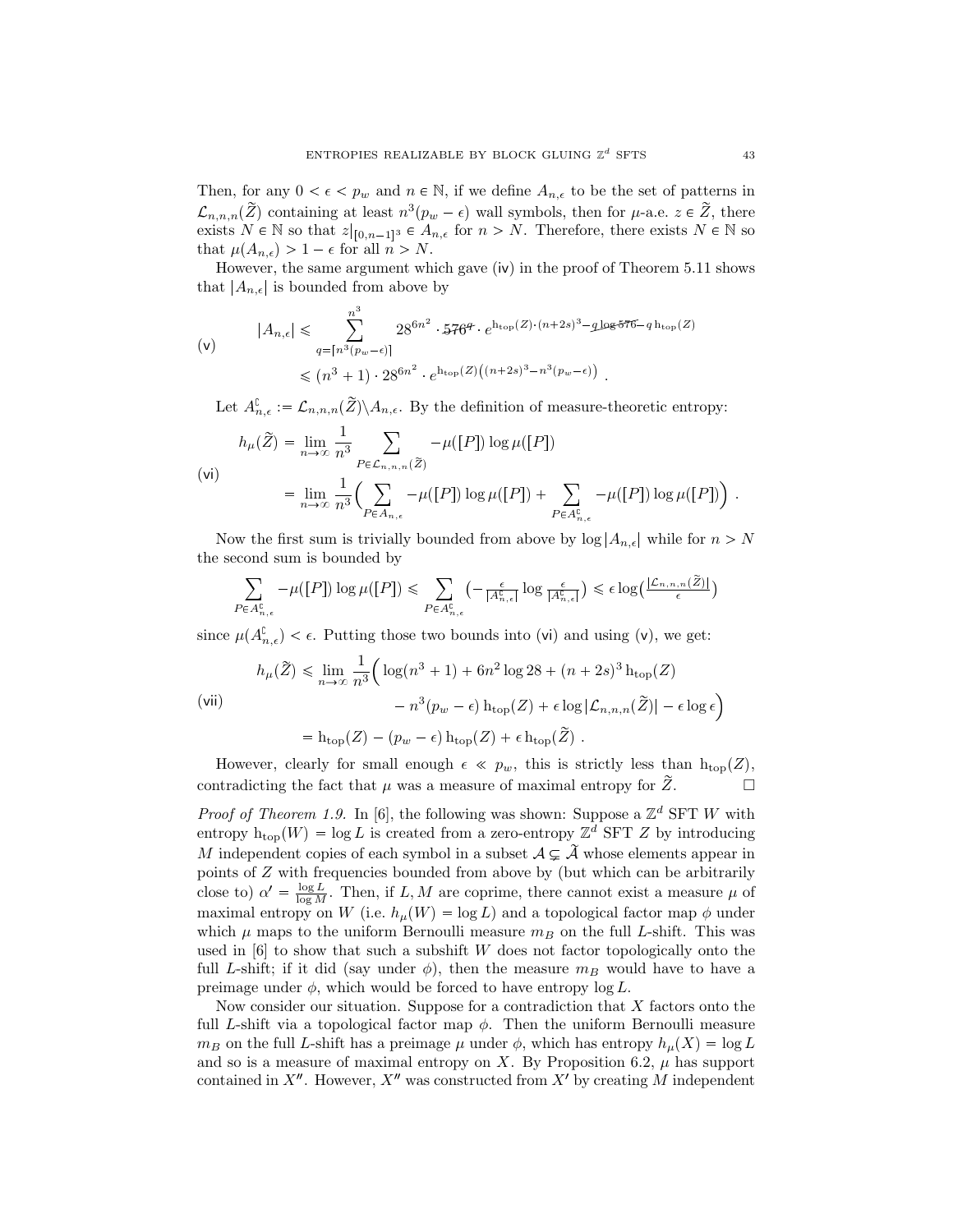Then, for any $0 < \epsilon < p_w$ and $n \in \mathbb{N}$, if we define $A_{n,\epsilon}$ to be the set of patterns in $\mathcal{L}_{n,n,n}(\widetilde{Z})$ containing at least $n^3(p_w - \epsilon)$ wall symbols, then for $\mu$-a.e. $z \in \widetilde{Z}$, there exists $N \in \mathbb{N}$ so that $z|_{[0,n-1]^3} \in A_{n,\epsilon}$ for $n > N$. Therefore, there exists $N \in \mathbb{N}$ so that $\mu(A_{n,\epsilon}) > 1 - \epsilon$ for all $n > N$.

However, the same argument which gave (iv) in the proof of Theorem 5.11 shows that $|A_{n,\epsilon}|$ is bounded from above by

$$
\text{(v)} \qquad
\begin{aligned}
|A_{n,\epsilon}| &\leqslant \sum_{q=\lceil n^3(p_w-\epsilon)\rceil}^{n^3} 28^{6n^2} \cdot \cancel{576^q} \cdot e^{\mathrm{h}_{\mathrm{top}}(Z)\cdot(n+2s)^3 - \cancel{q\log 576} - q\,\mathrm{h}_{\mathrm{top}}(Z)} \\
&\leqslant (n^3+1)\cdot 28^{6n^2}\cdot e^{\mathrm{h}_{\mathrm{top}}(Z)\left((n+2s)^3 - n^3(p_w-\epsilon)\right)} .
\end{aligned}
$$

Let $A^{\complement}_{n,\epsilon} := \mathcal{L}_{n,n,n}(\widetilde{Z})\backslash A_{n,\epsilon}$. By the definition of measure-theoretic entropy:

$$
\text{(vi)} \qquad
\begin{aligned}
h_\mu(\widetilde{Z}) &= \lim_{n\to\infty}\frac{1}{n^3}\sum_{P\in\mathcal{L}_{n,n,n}(\widetilde{Z})} -\mu([P])\log\mu([P]) \\
&= \lim_{n\to\infty}\frac{1}{n^3}\Big(\sum_{P\in A_{n,\epsilon}} -\mu([P])\log\mu([P]) + \sum_{P\in A^{\complement}_{n,\epsilon}} -\mu([P])\log\mu([P])\Big) .
\end{aligned}
$$

Now the first sum is trivially bounded from above by $\log|A_{n,\epsilon}|$ while for $n > N$ the second sum is bounded by

$$
\sum_{P\in A^{\complement}_{n,\epsilon}} -\mu([P])\log\mu([P]) \leqslant \sum_{P\in A^{\complement}_{n,\epsilon}} \left(-\tfrac{\epsilon}{|A^{\complement}_{n,\epsilon}|}\log\tfrac{\epsilon}{|A^{\complement}_{n,\epsilon}|}\right) \leqslant \epsilon\log\left(\tfrac{|\mathcal{L}_{n,n,n}(\widetilde{Z})|}{\epsilon}\right)
$$

since $\mu(A^{\complement}_{n,\epsilon}) < \epsilon$. Putting those two bounds into (vi) and using (v), we get:

$$
\text{(vii)} \qquad
\begin{aligned}
h_\mu(\widetilde{Z}) &\leqslant \lim_{n\to\infty}\frac{1}{n^3}\Big(\log(n^3+1) + 6n^2\log 28 + (n+2s)^3\,\mathrm{h}_{\mathrm{top}}(Z) \\
&\qquad - n^3(p_w-\epsilon)\,\mathrm{h}_{\mathrm{top}}(Z) + \epsilon\log|\mathcal{L}_{n,n,n}(\widetilde{Z})| - \epsilon\log\epsilon\Big) \\
&= \mathrm{h}_{\mathrm{top}}(Z) - (p_w-\epsilon)\,\mathrm{h}_{\mathrm{top}}(Z) + \epsilon\,\mathrm{h}_{\mathrm{top}}(\widetilde{Z}) .
\end{aligned}
$$

However, clearly for small enough $\epsilon \ll p_w$, this is strictly less than $\mathrm{h}_{\mathrm{top}}(Z)$, contradicting the fact that $\mu$ was a measure of maximal entropy for $\widetilde{Z}$. $\square$

*Proof of Theorem 1.9.* In [6], the following was shown: Suppose a $\mathbb{Z}^d$ SFT $W$ with entropy $\mathrm{h}_{\mathrm{top}}(W) = \log L$ is created from a zero-entropy $\mathbb{Z}^d$ SFT $Z$ by introducing $M$ independent copies of each symbol in a subset $\mathcal{A} \subsetneq \widetilde{\mathcal{A}}$ whose elements appear in points of $Z$ with frequencies bounded from above by (but which can be arbitrarily close to) $\alpha' = \frac{\log L}{\log M}$. Then, if $L, M$ are coprime, there cannot exist a measure $\mu$ of maximal entropy on $W$ (i.e. $h_\mu(W) = \log L$) and a topological factor map $\phi$ under which $\mu$ maps to the uniform Bernoulli measure $m_B$ on the full $L$-shift. This was used in [6] to show that such a subshift $W$ does not factor topologically onto the full $L$-shift; if it did (say under $\phi$), then the measure $m_B$ would have to have a preimage under $\phi$, which would be forced to have entropy $\log L$.

Now consider our situation. Suppose for a contradiction that $X$ factors onto the full $L$-shift via a topological factor map $\phi$. Then the uniform Bernoulli measure $m_B$ on the full $L$-shift has a preimage $\mu$ under $\phi$, which has entropy $h_\mu(X) = \log L$ and so is a measure of maximal entropy on $X$. By Proposition 6.2, $\mu$ has support contained in $X''$. However, $X''$ was constructed from $X'$ by creating $M$ independent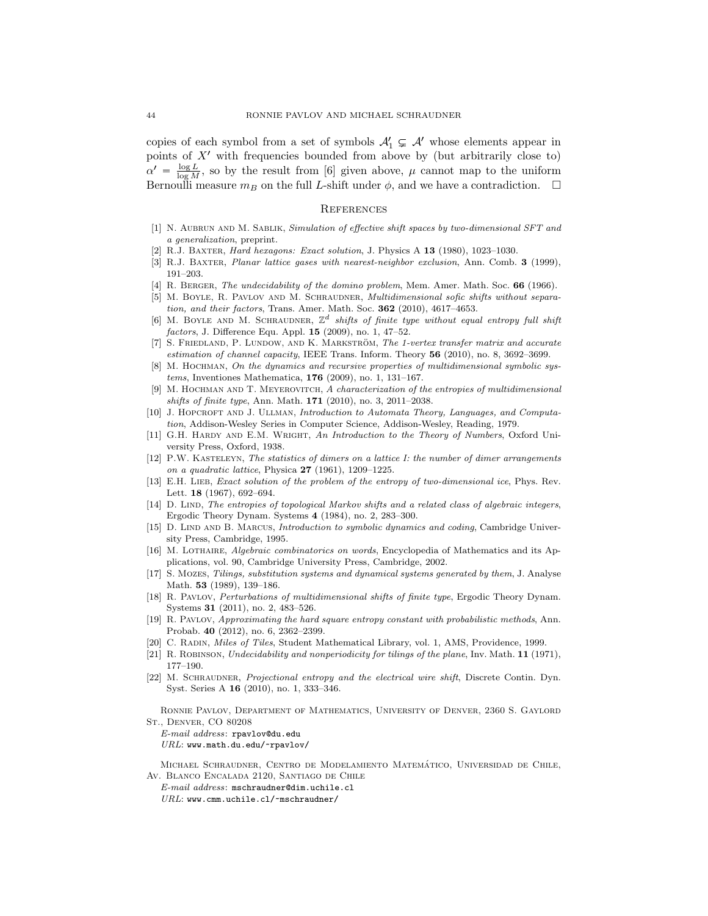copies of each symbol from a set of symbols $\mathcal{A}'_1 \subsetneq \mathcal{A}'$ whose elements appear in points of $X'$ with frequencies bounded from above by (but arbitrarily close to) $\alpha' = \frac{\log L}{\log M}$, so by the result from [6] given above, $\mu$ cannot map to the uniform Bernoulli measure $m_B$ on the full $L$-shift under $\phi$, and we have a contradiction. $\square$

## References

[1] N. Aubrun and M. Sablik, *Simulation of effective shift spaces by two-dimensional SFT and a generalization*, preprint.

[2] R.J. Baxter, *Hard hexagons: Exact solution*, J. Physics A **13** (1980), 1023–1030.

[3] R.J. Baxter, *Planar lattice gases with nearest-neighbor exclusion*, Ann. Comb. **3** (1999), 191–203.

[4] R. Berger, *The undecidability of the domino problem*, Mem. Amer. Math. Soc. **66** (1966).

[5] M. Boyle, R. Pavlov and M. Schraudner, *Multidimensional sofic shifts without separation, and their factors*, Trans. Amer. Math. Soc. **362** (2010), 4617–4653.

[6] M. Boyle and M. Schraudner, *$\mathbb{Z}^d$ shifts of finite type without equal entropy full shift factors*, J. Difference Equ. Appl. **15** (2009), no. 1, 47–52.

[7] S. Friedland, P. Lundow, and K. Markström, *The 1-vertex transfer matrix and accurate estimation of channel capacity*, IEEE Trans. Inform. Theory **56** (2010), no. 8, 3692–3699.

[8] M. Hochman, *On the dynamics and recursive properties of multidimensional symbolic systems*, Inventiones Mathematica, **176** (2009), no. 1, 131–167.

[9] M. Hochman and T. Meyerovitch, *A characterization of the entropies of multidimensional shifts of finite type*, Ann. Math. **171** (2010), no. 3, 2011–2038.

[10] J. Hopcroft and J. Ullman, *Introduction to Automata Theory, Languages, and Computation*, Addison-Wesley Series in Computer Science, Addison-Wesley, Reading, 1979.

[11] G.H. Hardy and E.M. Wright, *An Introduction to the Theory of Numbers*, Oxford University Press, Oxford, 1938.

[12] P.W. Kasteleyn, *The statistics of dimers on a lattice I: the number of dimer arrangements on a quadratic lattice*, Physica **27** (1961), 1209–1225.

[13] E.H. Lieb, *Exact solution of the problem of the entropy of two-dimensional ice*, Phys. Rev. Lett. **18** (1967), 692–694.

[14] D. Lind, *The entropies of topological Markov shifts and a related class of algebraic integers*, Ergodic Theory Dynam. Systems **4** (1984), no. 2, 283–300.

[15] D. Lind and B. Marcus, *Introduction to symbolic dynamics and coding*, Cambridge University Press, Cambridge, 1995.

[16] M. Lothaire, *Algebraic combinatorics on words*, Encyclopedia of Mathematics and its Applications, vol. 90, Cambridge University Press, Cambridge, 2002.

[17] S. Mozes, *Tilings, substitution systems and dynamical systems generated by them*, J. Analyse Math. **53** (1989), 139–186.

[18] R. Pavlov, *Perturbations of multidimensional shifts of finite type*, Ergodic Theory Dynam. Systems **31** (2011), no. 2, 483–526.

[19] R. Pavlov, *Approximating the hard square entropy constant with probabilistic methods*, Ann. Probab. **40** (2012), no. 6, 2362–2399.

[20] C. Radin, *Miles of Tiles*, Student Mathematical Library, vol. 1, AMS, Providence, 1999.

[21] R. Robinson, *Undecidability and nonperiodicity for tilings of the plane*, Inv. Math. **11** (1971), 177–190.

[22] M. Schraudner, *Projectional entropy and the electrical wire shift*, Discrete Contin. Dyn. Syst. Series A **16** (2010), no. 1, 333–346.

Ronnie Pavlov, Department of Mathematics, University of Denver, 2360 S. Gaylord St., Denver, CO 80208

*E-mail address*: rpavlov@du.edu
*URL*: www.math.du.edu/~rpavlov/

Michael Schraudner, Centro de Modelamiento Matemático, Universidad de Chile, Av. Blanco Encalada 2120, Santiago de Chile

*E-mail address*: mschraudner@dim.uchile.cl
*URL*: www.cmm.uchile.cl/~mschraudner/